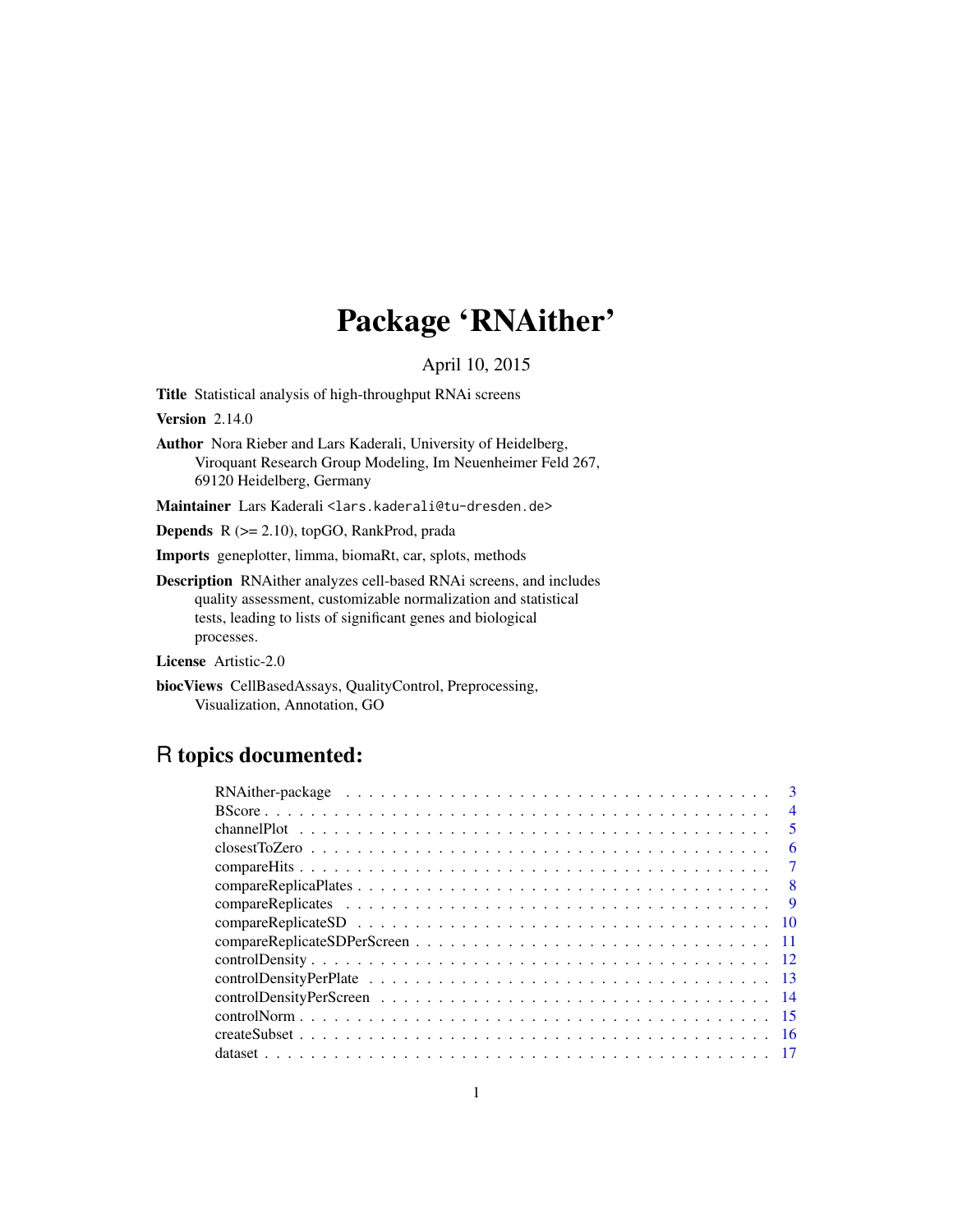# Package 'RNAither'

April 10, 2015

**Title** Statistical analysis of high-throughput RNAi screens

**Version** 2.14.0

**Author** Nora Rieber and Lars Kaderali, University of Heidelberg, Viroquant Research Group Modeling, Im Neuenheimer Feld 267, 69120 Heidelberg, Germany

**Maintainer** Lars Kaderali <lars.kaderali@tu-dresden.de>

**Depends** R (>= 2.10), topGO, RankProd, prada

**Imports** geneplotter, limma, biomaRt, car, splots, methods

**Description** RNAither analyzes cell-based RNAi screens, and includes quality assessment, customizable normalization and statistical tests, leading to lists of significant genes and biological processes.

**License** Artistic-2.0

**biocViews** CellBasedAssays, QualityControl, Preprocessing, Visualization, Annotation, GO

## R topics documented:

| | |
|---|---|
| RNAither-package | 3 |
| BScore | 4 |
| channelPlot | 5 |
| closestToZero | 6 |
| compareHits | 7 |
| compareReplicaPlates | 8 |
| compareReplicates | 9 |
| compareReplicateSD | 10 |
| compareReplicateSDPerScreen | 11 |
| controlDensity | 12 |
| controlDensityPerPlate | 13 |
| controlDensityPerScreen | 14 |
| controlNorm | 15 |
| createSubset | 16 |
| dataset | 17 |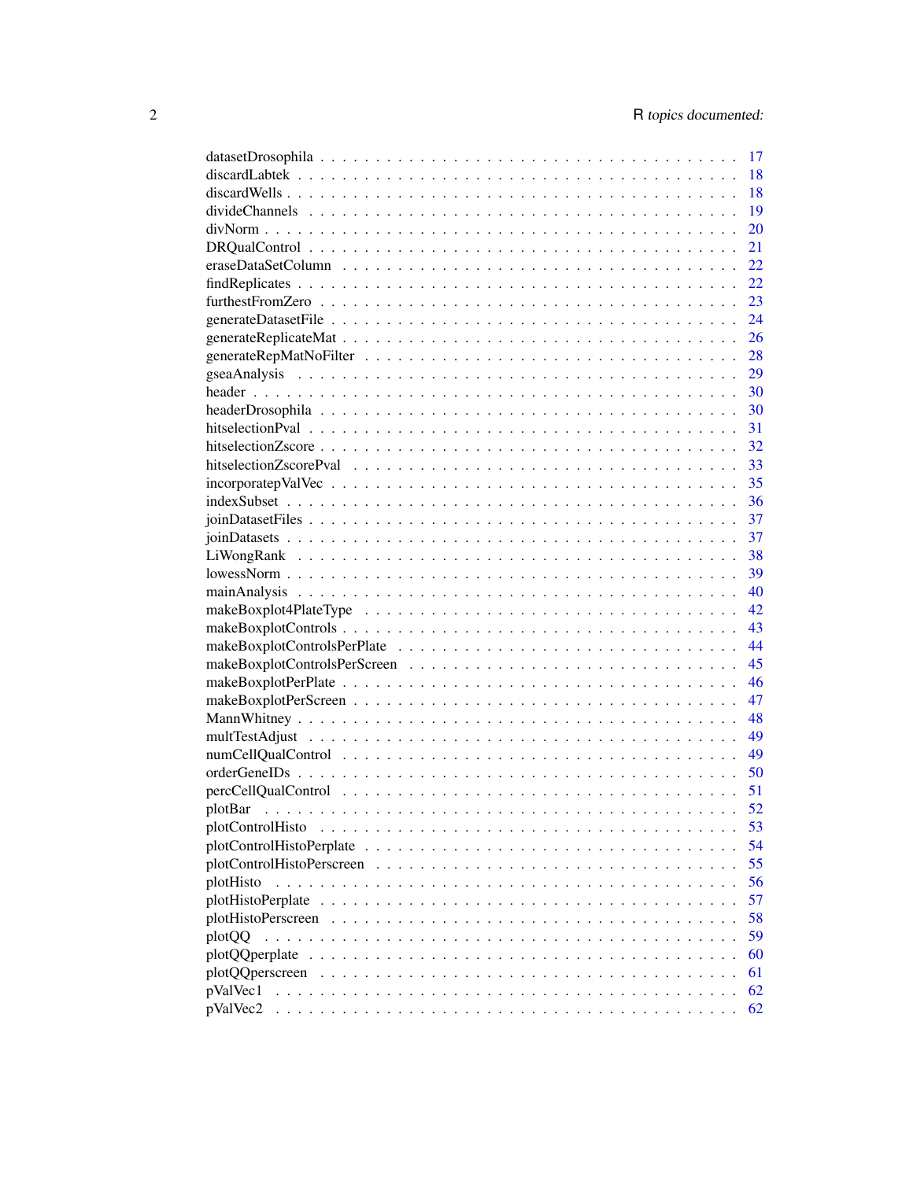datasetDrosophila . . . . . . . . . . . . . . . . . . . . . . . . . . . . . . . . . . . . . 17
discardLabtek . . . . . . . . . . . . . . . . . . . . . . . . . . . . . . . . . . . . . . . 18
discardWells . . . . . . . . . . . . . . . . . . . . . . . . . . . . . . . . . . . . . . . . 18
divideChannels . . . . . . . . . . . . . . . . . . . . . . . . . . . . . . . . . . . . . . 19
divNorm . . . . . . . . . . . . . . . . . . . . . . . . . . . . . . . . . . . . . . . . . . 20
DRQualControl . . . . . . . . . . . . . . . . . . . . . . . . . . . . . . . . . . . . . . 21
eraseDataSetColumn . . . . . . . . . . . . . . . . . . . . . . . . . . . . . . . . . . . 22
findReplicates . . . . . . . . . . . . . . . . . . . . . . . . . . . . . . . . . . . . . . 22
furthestFromZero . . . . . . . . . . . . . . . . . . . . . . . . . . . . . . . . . . . . . 23
generateDatasetFile . . . . . . . . . . . . . . . . . . . . . . . . . . . . . . . . . . . 24
generateReplicateMat . . . . . . . . . . . . . . . . . . . . . . . . . . . . . . . . . . . 26
generateRepMatNoFilter . . . . . . . . . . . . . . . . . . . . . . . . . . . . . . . . . 28
gseaAnalysis . . . . . . . . . . . . . . . . . . . . . . . . . . . . . . . . . . . . . . . 29
header . . . . . . . . . . . . . . . . . . . . . . . . . . . . . . . . . . . . . . . . . . 30
headerDrosophila . . . . . . . . . . . . . . . . . . . . . . . . . . . . . . . . . . . . . 30
hitselectionPval . . . . . . . . . . . . . . . . . . . . . . . . . . . . . . . . . . . . . 31
hitselectionZscore . . . . . . . . . . . . . . . . . . . . . . . . . . . . . . . . . . . . 32
hitselectionZscorePval . . . . . . . . . . . . . . . . . . . . . . . . . . . . . . . . . . 33
incorporatepValVec . . . . . . . . . . . . . . . . . . . . . . . . . . . . . . . . . . . . 35
indexSubset . . . . . . . . . . . . . . . . . . . . . . . . . . . . . . . . . . . . . . . 36
joinDatasetFiles . . . . . . . . . . . . . . . . . . . . . . . . . . . . . . . . . . . . . 37
joinDatasets . . . . . . . . . . . . . . . . . . . . . . . . . . . . . . . . . . . . . . . 37
LiWongRank . . . . . . . . . . . . . . . . . . . . . . . . . . . . . . . . . . . . . . . 38
lowessNorm . . . . . . . . . . . . . . . . . . . . . . . . . . . . . . . . . . . . . . . . 39
mainAnalysis . . . . . . . . . . . . . . . . . . . . . . . . . . . . . . . . . . . . . . . 40
makeBoxplot4PlateType . . . . . . . . . . . . . . . . . . . . . . . . . . . . . . . . . . 42
makeBoxplotControls . . . . . . . . . . . . . . . . . . . . . . . . . . . . . . . . . . . 43
makeBoxplotControlsPerPlate . . . . . . . . . . . . . . . . . . . . . . . . . . . . . . . 44
makeBoxplotControlsPerScreen . . . . . . . . . . . . . . . . . . . . . . . . . . . . . . 45
makeBoxplotPerPlate . . . . . . . . . . . . . . . . . . . . . . . . . . . . . . . . . . . 46
makeBoxplotPerScreen . . . . . . . . . . . . . . . . . . . . . . . . . . . . . . . . . . 47
MannWhitney . . . . . . . . . . . . . . . . . . . . . . . . . . . . . . . . . . . . . . . 48
multTestAdjust . . . . . . . . . . . . . . . . . . . . . . . . . . . . . . . . . . . . . . 49
numCellQualControl . . . . . . . . . . . . . . . . . . . . . . . . . . . . . . . . . . . . 49
orderGeneIDs . . . . . . . . . . . . . . . . . . . . . . . . . . . . . . . . . . . . . . . 50
percCellQualControl . . . . . . . . . . . . . . . . . . . . . . . . . . . . . . . . . . . 51
plotBar . . . . . . . . . . . . . . . . . . . . . . . . . . . . . . . . . . . . . . . . . . 52
plotControlHisto . . . . . . . . . . . . . . . . . . . . . . . . . . . . . . . . . . . . . 53
plotControlHistoPerplate . . . . . . . . . . . . . . . . . . . . . . . . . . . . . . . . . 54
plotControlHistoPerscreen . . . . . . . . . . . . . . . . . . . . . . . . . . . . . . . . 55
plotHisto . . . . . . . . . . . . . . . . . . . . . . . . . . . . . . . . . . . . . . . . . 56
plotHistoPerplate . . . . . . . . . . . . . . . . . . . . . . . . . . . . . . . . . . . . . 57
plotHistoPerscreen . . . . . . . . . . . . . . . . . . . . . . . . . . . . . . . . . . . . 58
plotQQ . . . . . . . . . . . . . . . . . . . . . . . . . . . . . . . . . . . . . . . . . . 59
plotQQperplate . . . . . . . . . . . . . . . . . . . . . . . . . . . . . . . . . . . . . . 60
plotQQperscreen . . . . . . . . . . . . . . . . . . . . . . . . . . . . . . . . . . . . . 61
pValVec1 . . . . . . . . . . . . . . . . . . . . . . . . . . . . . . . . . . . . . . . . . 62
pValVec2 . . . . . . . . . . . . . . . . . . . . . . . . . . . . . . . . . . . . . . . . . 62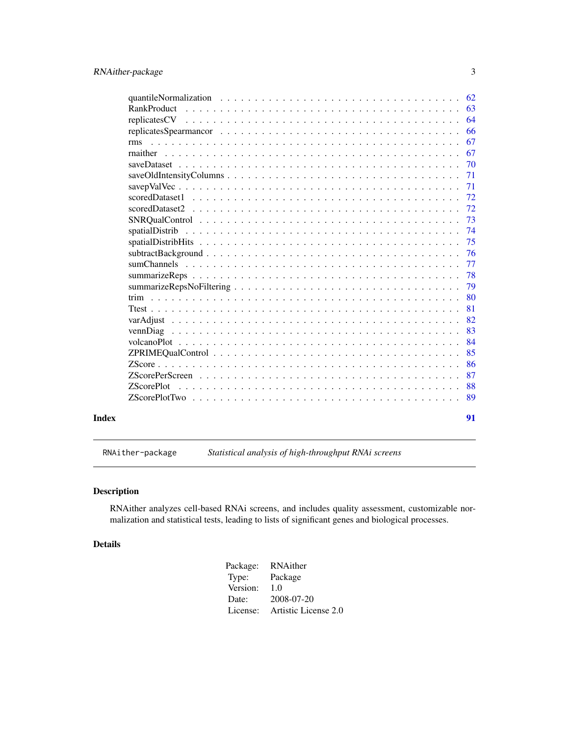| | |
|---|---|
| quantileNormalization | 62 |
| RankProduct | 63 |
| replicatesCV | 64 |
| replicatesSpearmancor | 66 |
| rms | 67 |
| rnaither | 67 |
| saveDataset | 70 |
| saveOldIntensityColumns | 71 |
| savepValVec | 71 |
| scoredDataset1 | 72 |
| scoredDataset2 | 72 |
| SNRQualControl | 73 |
| spatialDistrib | 74 |
| spatialDistribHits | 75 |
| subtractBackground | 76 |
| sumChannels | 77 |
| summarizeReps | 78 |
| summarizeRepsNoFiltering | 79 |
| trim | 80 |
| Ttest | 81 |
| varAdjust | 82 |
| vennDiag | 83 |
| volcanoPlot | 84 |
| ZPRIMEQualControl | 85 |
| ZScore | 86 |
| ZScorePerScreen | 87 |
| ZScorePlot | 88 |
| ZScorePlotTwo | 89 |

**Index** **91**

---

`RNAither-package` *Statistical analysis of high-throughput RNAi screens*

---

## Description

RNAither analyzes cell-based RNAi screens, and includes quality assessment, customizable normalization and statistical tests, leading to lists of significant genes and biological processes.

## Details

| | |
|---|---|
| Package: | RNAither |
| Type: | Package |
| Version: | 1.0 |
| Date: | 2008-07-20 |
| License: | Artistic License 2.0 |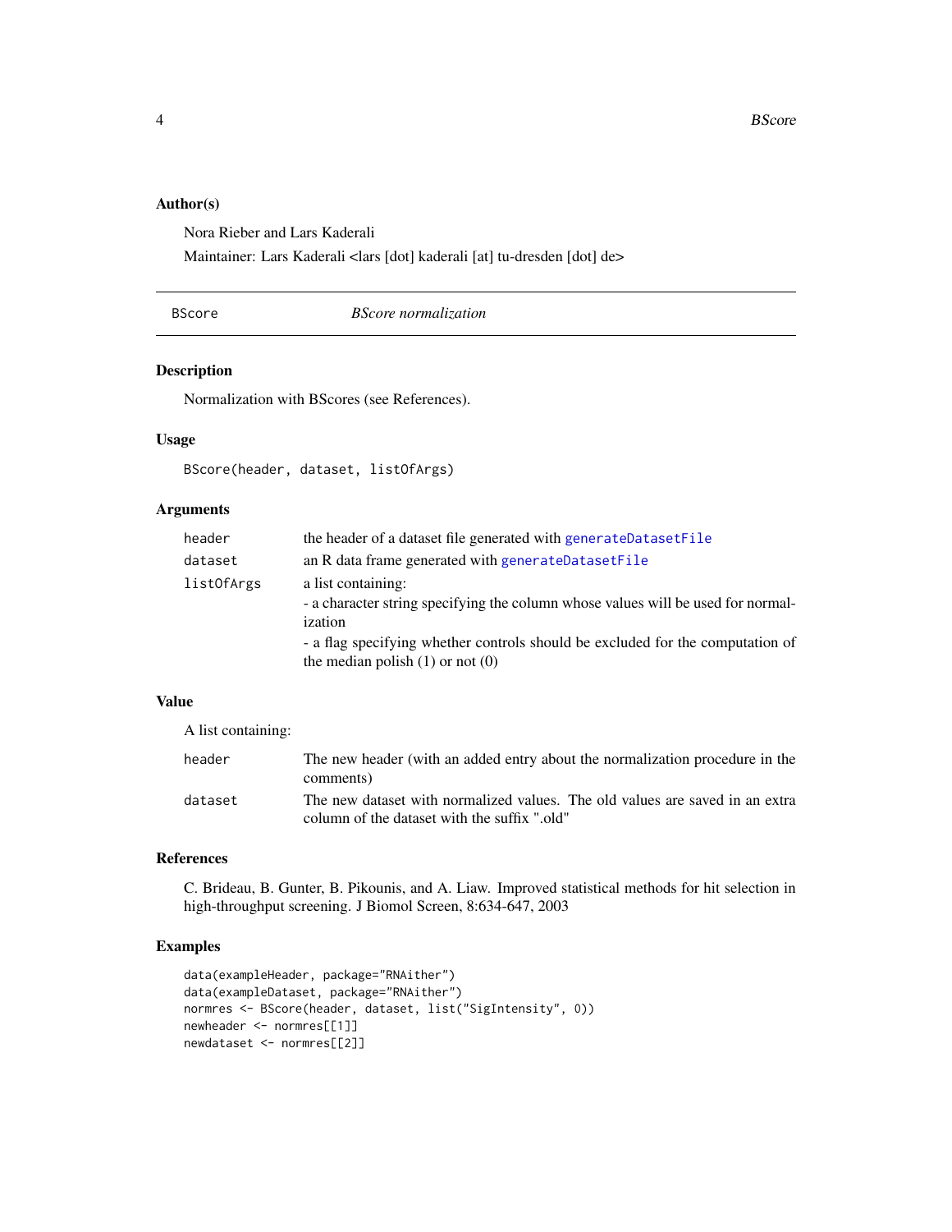### Author(s)

Nora Rieber and Lars Kaderali

Maintainer: Lars Kaderali <lars [dot] kaderali [at] tu-dresden [dot] de>

---

## BScore — *BScore normalization*

---

### Description

Normalization with BScores (see References).

### Usage

```
BScore(header, dataset, listOfArgs)
```

### Arguments

| | |
|---|---|
| header | the header of a dataset file generated with generateDatasetFile |
| dataset | an R data frame generated with generateDatasetFile |
| listOfArgs | a list containing:<br>- a character string specifying the column whose values will be used for normalization<br>- a flag specifying whether controls should be excluded for the computation of the median polish (1) or not (0) |

### Value

A list containing:

| | |
|---|---|
| header | The new header (with an added entry about the normalization procedure in the comments) |
| dataset | The new dataset with normalized values. The old values are saved in an extra column of the dataset with the suffix ".old" |

### References

C. Brideau, B. Gunter, B. Pikounis, and A. Liaw. Improved statistical methods for hit selection in high-throughput screening. J Biomol Screen, 8:634-647, 2003

### Examples

```
data(exampleHeader, package="RNAither")
data(exampleDataset, package="RNAither")
normres <- BScore(header, dataset, list("SigIntensity", 0))
newheader <- normres[[1]]
newdataset <- normres[[2]]
```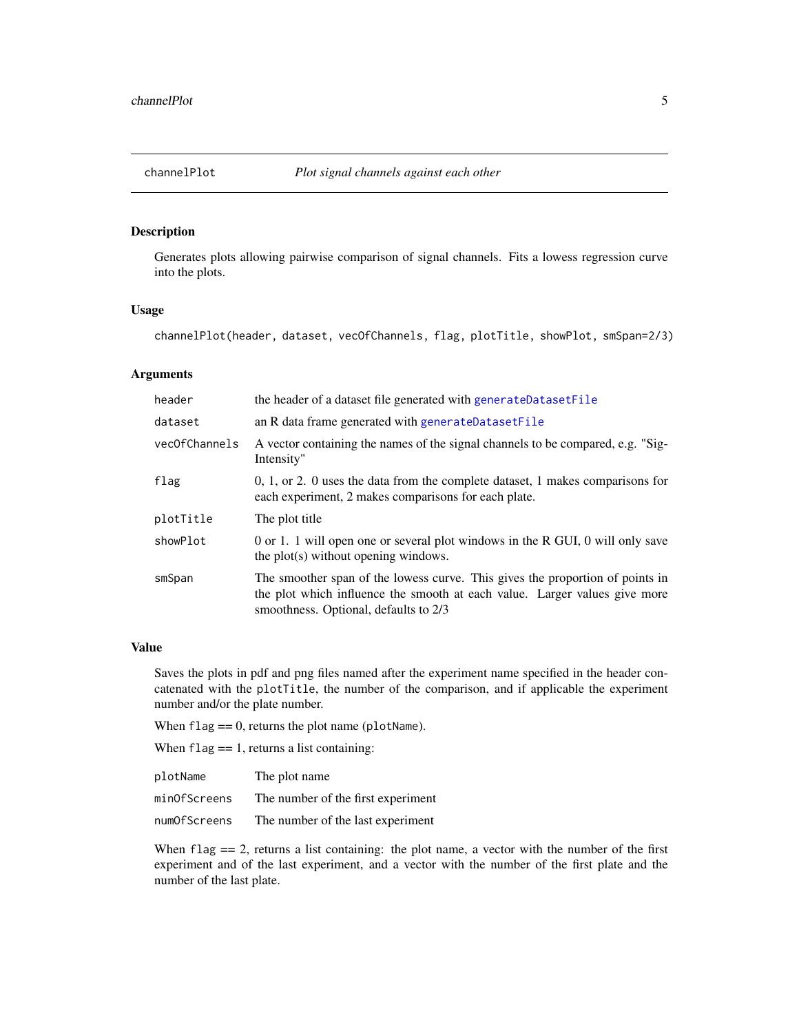## channelPlot *Plot signal channels against each other*

### Description

Generates plots allowing pairwise comparison of signal channels. Fits a lowess regression curve into the plots.

### Usage

```
channelPlot(header, dataset, vecOfChannels, flag, plotTitle, showPlot, smSpan=2/3)
```

### Arguments

| | |
|---|---|
| header | the header of a dataset file generated with generateDatasetFile |
| dataset | an R data frame generated with generateDatasetFile |
| vecOfChannels | A vector containing the names of the signal channels to be compared, e.g. "SigIntensity" |
| flag | 0, 1, or 2. 0 uses the data from the complete dataset, 1 makes comparisons for each experiment, 2 makes comparisons for each plate. |
| plotTitle | The plot title |
| showPlot | 0 or 1. 1 will open one or several plot windows in the R GUI, 0 will only save the plot(s) without opening windows. |
| smSpan | The smoother span of the lowess curve. This gives the proportion of points in the plot which influence the smooth at each value. Larger values give more smoothness. Optional, defaults to 2/3 |

### Value

Saves the plots in pdf and png files named after the experiment name specified in the header concatenated with the `plotTitle`, the number of the comparison, and if applicable the experiment number and/or the plate number.

When `flag` == 0, returns the plot name (`plotName`).

When `flag` == 1, returns a list containing:

| | |
|---|---|
| plotName | The plot name |
| minOfScreens | The number of the first experiment |
| numOfScreens | The number of the last experiment |

When `flag` == 2, returns a list containing: the plot name, a vector with the number of the first experiment and of the last experiment, and a vector with the number of the first plate and the number of the last plate.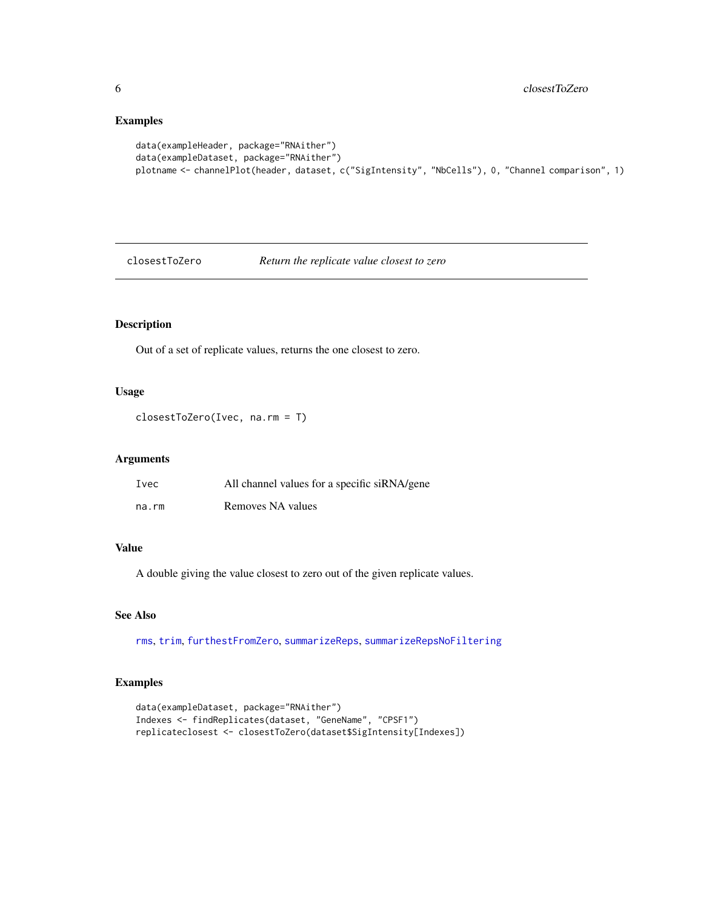## Examples

```
data(exampleHeader, package="RNAither")
data(exampleDataset, package="RNAither")
plotname <- channelPlot(header, dataset, c("SigIntensity", "NbCells"), 0, "Channel comparison", 1)
```

---

closestToZero &nbsp;&nbsp;&nbsp;&nbsp; *Return the replicate value closest to zero*

---

## Description

Out of a set of replicate values, returns the one closest to zero.

## Usage

```
closestToZero(Ivec, na.rm = T)
```

## Arguments

| | |
|---|---|
| Ivec | All channel values for a specific siRNA/gene |
| na.rm | Removes NA values |

## Value

A double giving the value closest to zero out of the given replicate values.

## See Also

rms, trim, furthestFromZero, summarizeReps, summarizeRepsNoFiltering

## Examples

```
data(exampleDataset, package="RNAither")
Indexes <- findReplicates(dataset, "GeneName", "CPSF1")
replicateclosest <- closestToZero(dataset$SigIntensity[Indexes])
```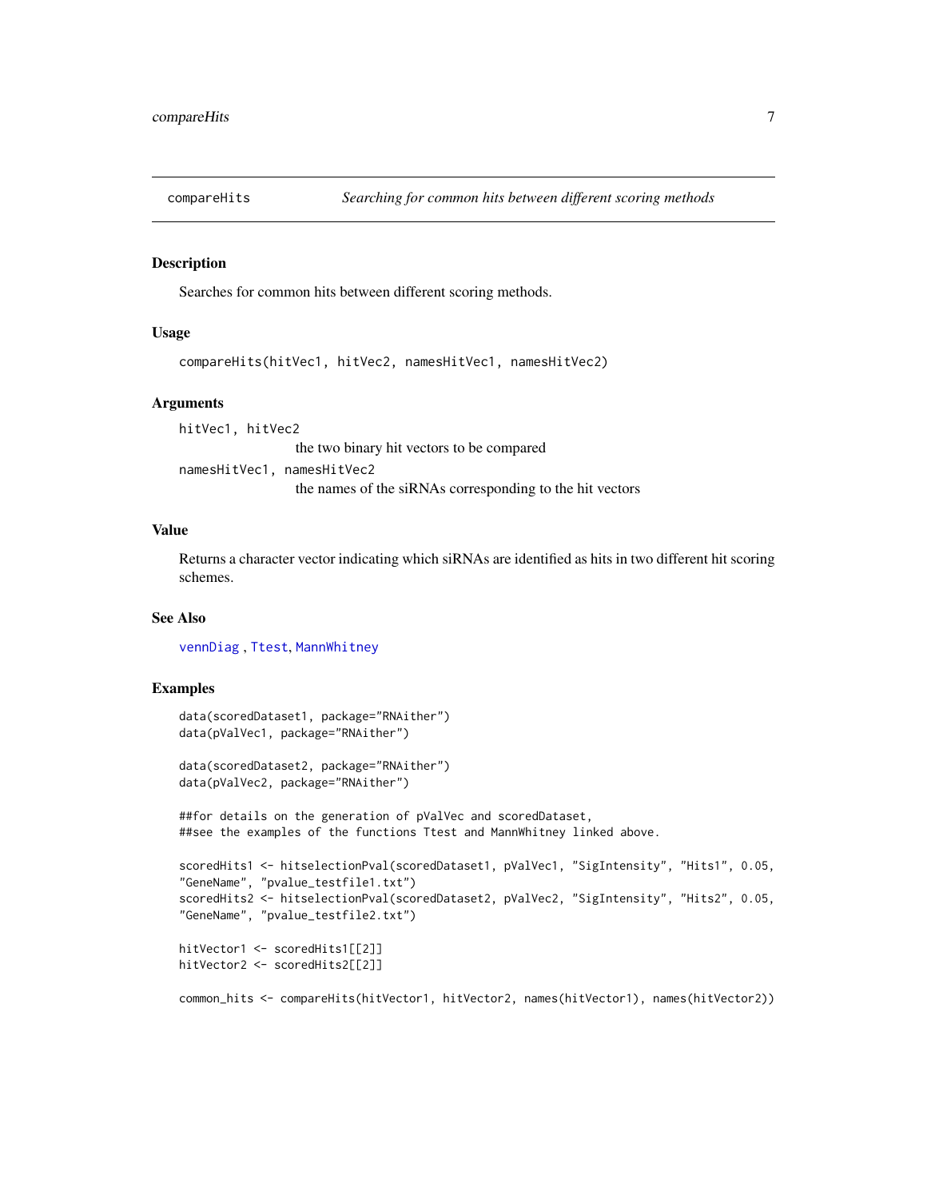## compareHits *Searching for common hits between different scoring methods*

### Description

Searches for common hits between different scoring methods.

### Usage

```
compareHits(hitVec1, hitVec2, namesHitVec1, namesHitVec2)
```

### Arguments

`hitVec1, hitVec2`
: the two binary hit vectors to be compared

`namesHitVec1, namesHitVec2`
: the names of the siRNAs corresponding to the hit vectors

### Value

Returns a character vector indicating which siRNAs are identified as hits in two different hit scoring schemes.

### See Also

vennDiag , Ttest, MannWhitney

### Examples

```
data(scoredDataset1, package="RNAither")
data(pValVec1, package="RNAither")

data(scoredDataset2, package="RNAither")
data(pValVec2, package="RNAither")

##for details on the generation of pValVec and scoredDataset,
##see the examples of the functions Ttest and MannWhitney linked above.

scoredHits1 <- hitselectionPval(scoredDataset1, pValVec1, "SigIntensity", "Hits1", 0.05,
"GeneName", "pvalue_testfile1.txt")
scoredHits2 <- hitselectionPval(scoredDataset2, pValVec2, "SigIntensity", "Hits2", 0.05,
"GeneName", "pvalue_testfile2.txt")

hitVector1 <- scoredHits1[[2]]
hitVector2 <- scoredHits2[[2]]

common_hits <- compareHits(hitVector1, hitVector2, names(hitVector1), names(hitVector2))
```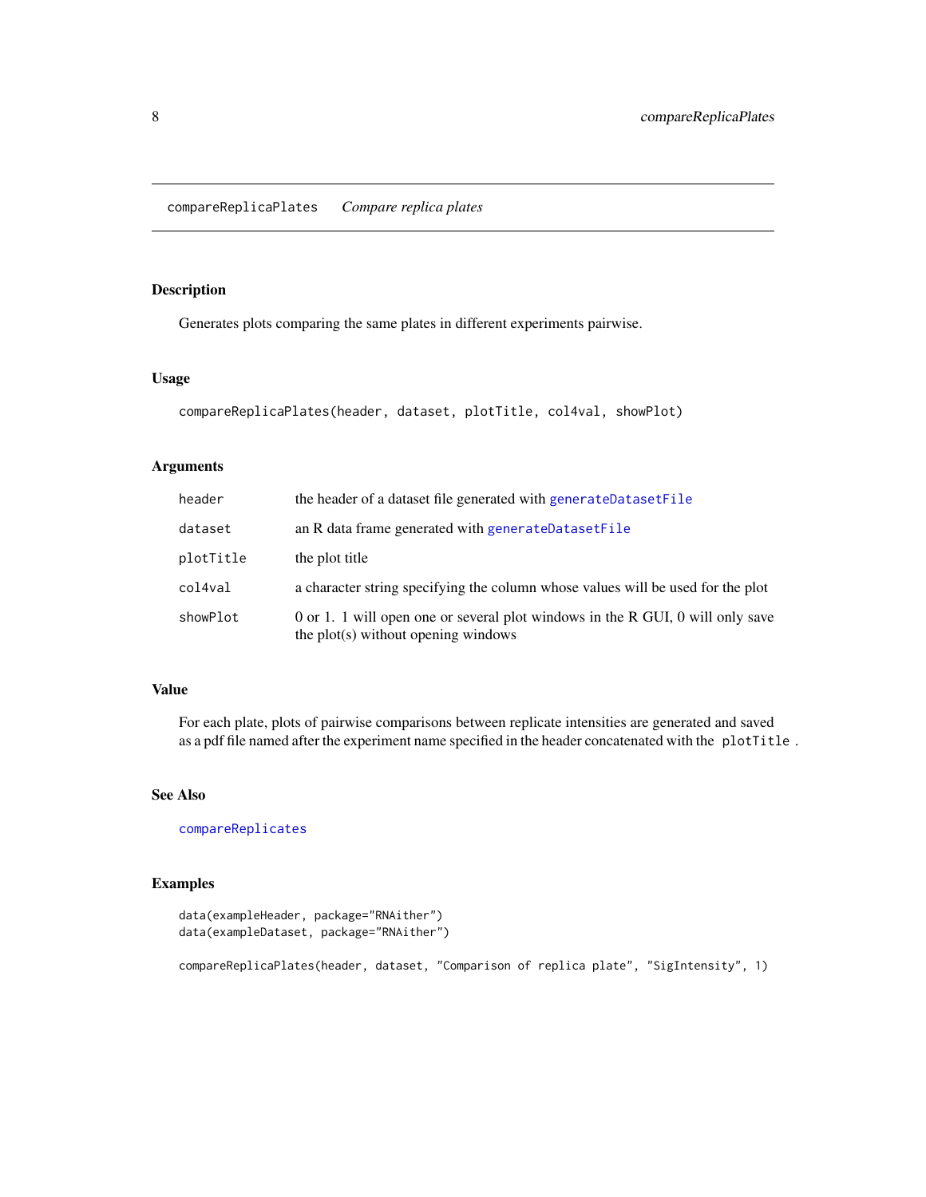## compareReplicaPlates *Compare replica plates*

### Description

Generates plots comparing the same plates in different experiments pairwise.

### Usage

```
compareReplicaPlates(header, dataset, plotTitle, col4val, showPlot)
```

### Arguments

| | |
|---|---|
| header | the header of a dataset file generated with generateDatasetFile |
| dataset | an R data frame generated with generateDatasetFile |
| plotTitle | the plot title |
| col4val | a character string specifying the column whose values will be used for the plot |
| showPlot | 0 or 1. 1 will open one or several plot windows in the R GUI, 0 will only save the plot(s) without opening windows |

### Value

For each plate, plots of pairwise comparisons between replicate intensities are generated and saved as a pdf file named after the experiment name specified in the header concatenated with the `plotTitle`.

### See Also

compareReplicates

### Examples

```
data(exampleHeader, package="RNAither")
data(exampleDataset, package="RNAither")

compareReplicaPlates(header, dataset, "Comparison of replica plate", "SigIntensity", 1)
```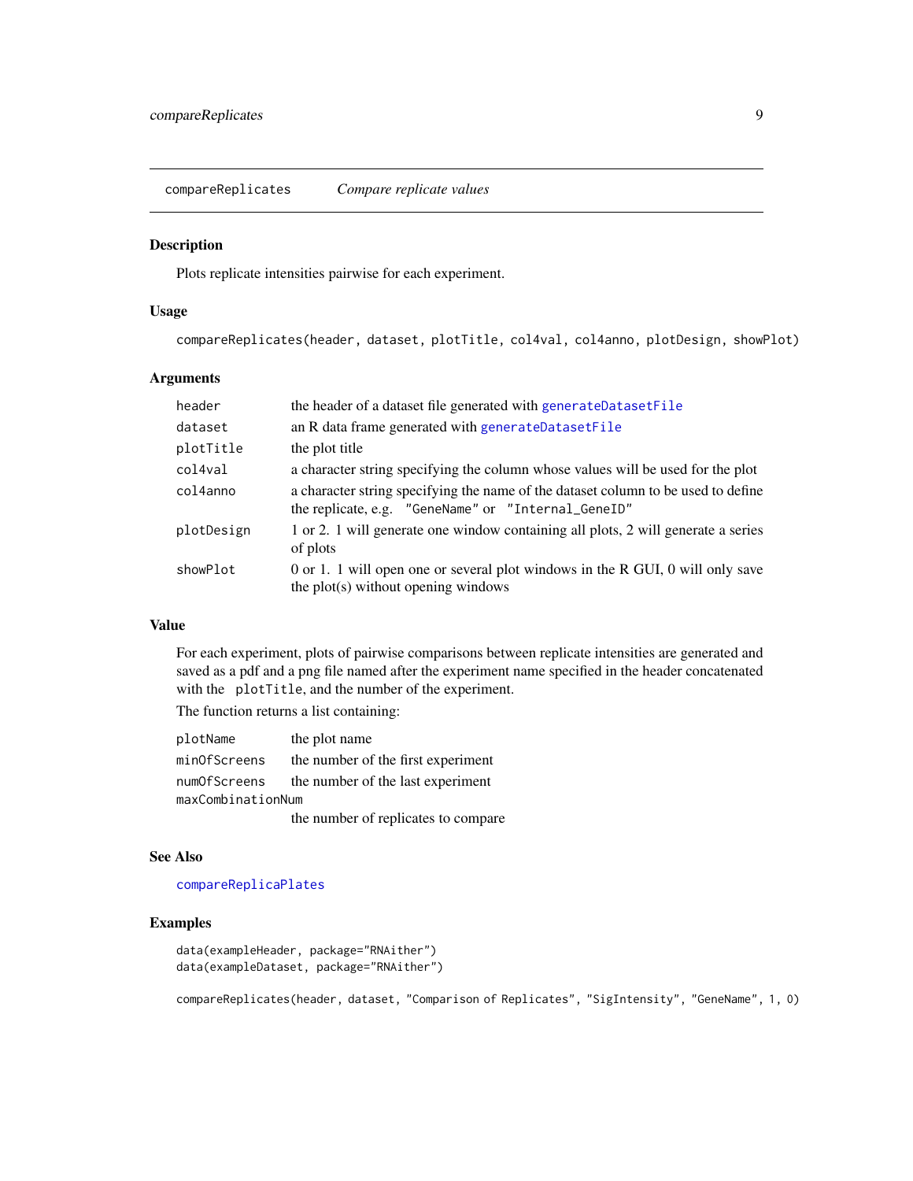## compareReplicates    *Compare replicate values*

### Description

Plots replicate intensities pairwise for each experiment.

### Usage

```
compareReplicates(header, dataset, plotTitle, col4val, col4anno, plotDesign, showPlot)
```

### Arguments

| | |
|---|---|
| `header` | the header of a dataset file generated with `generateDatasetFile` |
| `dataset` | an R data frame generated with `generateDatasetFile` |
| `plotTitle` | the plot title |
| `col4val` | a character string specifying the column whose values will be used for the plot |
| `col4anno` | a character string specifying the name of the dataset column to be used to define the replicate, e.g. `"GeneName"` or `"Internal_GeneID"` |
| `plotDesign` | 1 or 2. 1 will generate one window containing all plots, 2 will generate a series of plots |
| `showPlot` | 0 or 1. 1 will open one or several plot windows in the R GUI, 0 will only save the plot(s) without opening windows |

### Value

For each experiment, plots of pairwise comparisons between replicate intensities are generated and saved as a pdf and a png file named after the experiment name specified in the header concatenated with the `plotTitle`, and the number of the experiment.

The function returns a list containing:

| | |
|---|---|
| `plotName` | the plot name |
| `minOfScreens` | the number of the first experiment |
| `numOfScreens` | the number of the last experiment |
| `maxCombinationNum` | the number of replicates to compare |

### See Also

`compareReplicaPlates`

### Examples

```
data(exampleHeader, package="RNAither")
data(exampleDataset, package="RNAither")

compareReplicates(header, dataset, "Comparison of Replicates", "SigIntensity", "GeneName", 1, 0)
```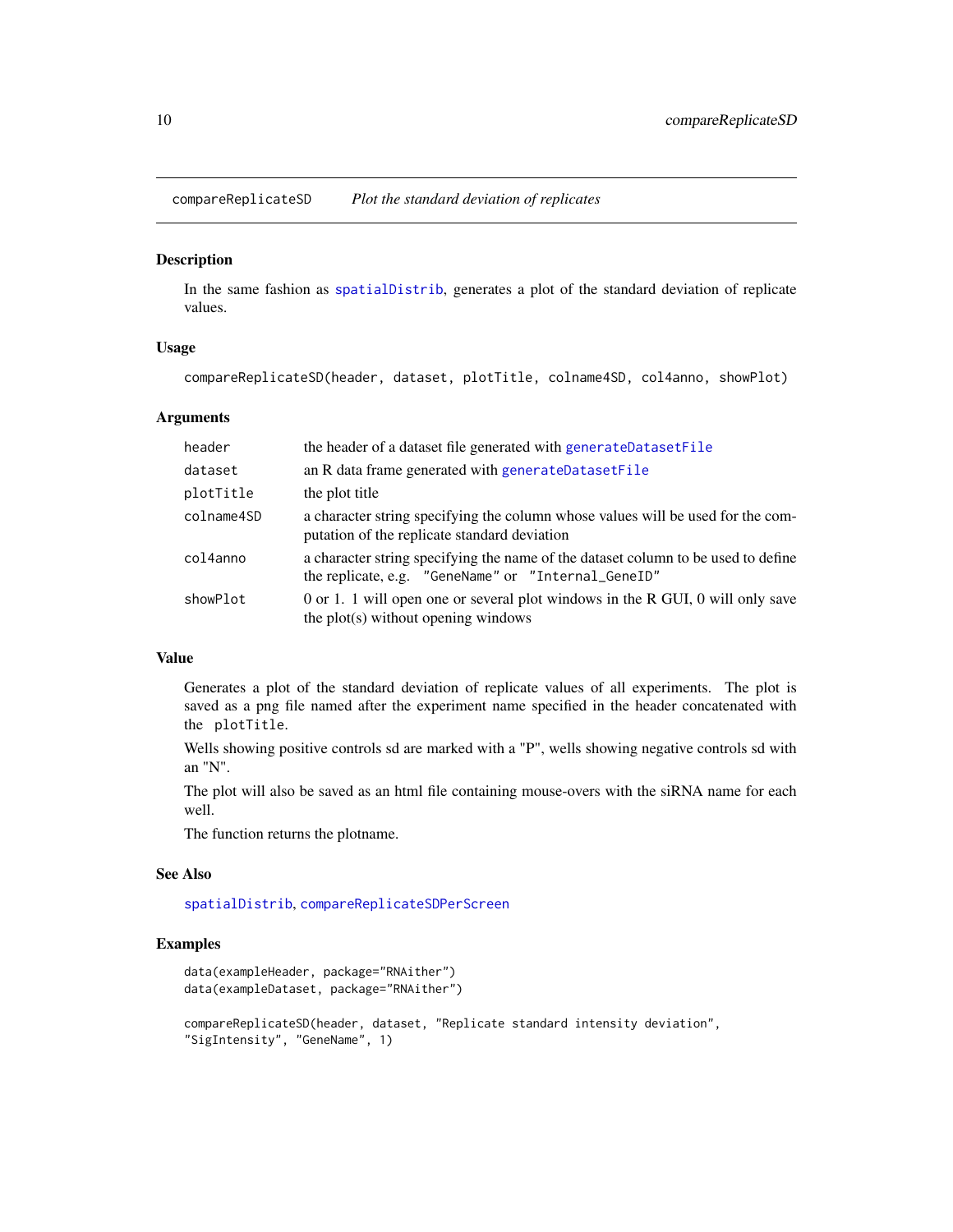## compareReplicateSD *Plot the standard deviation of replicates*

### Description

In the same fashion as spatialDistrib, generates a plot of the standard deviation of replicate values.

### Usage

```
compareReplicateSD(header, dataset, plotTitle, colname4SD, col4anno, showPlot)
```

### Arguments

| | |
|---|---|
| header | the header of a dataset file generated with generateDatasetFile |
| dataset | an R data frame generated with generateDatasetFile |
| plotTitle | the plot title |
| colname4SD | a character string specifying the column whose values will be used for the computation of the replicate standard deviation |
| col4anno | a character string specifying the name of the dataset column to be used to define the replicate, e.g. "GeneName" or "Internal_GeneID" |
| showPlot | 0 or 1. 1 will open one or several plot windows in the R GUI, 0 will only save the plot(s) without opening windows |

### Value

Generates a plot of the standard deviation of replicate values of all experiments. The plot is saved as a png file named after the experiment name specified in the header concatenated with the plotTitle.

Wells showing positive controls sd are marked with a "P", wells showing negative controls sd with an "N".

The plot will also be saved as an html file containing mouse-overs with the siRNA name for each well.

The function returns the plotname.

### See Also

spatialDistrib, compareReplicateSDPerScreen

### Examples

```
data(exampleHeader, package="RNAither")
data(exampleDataset, package="RNAither")

compareReplicateSD(header, dataset, "Replicate standard intensity deviation",
"SigIntensity", "GeneName", 1)
```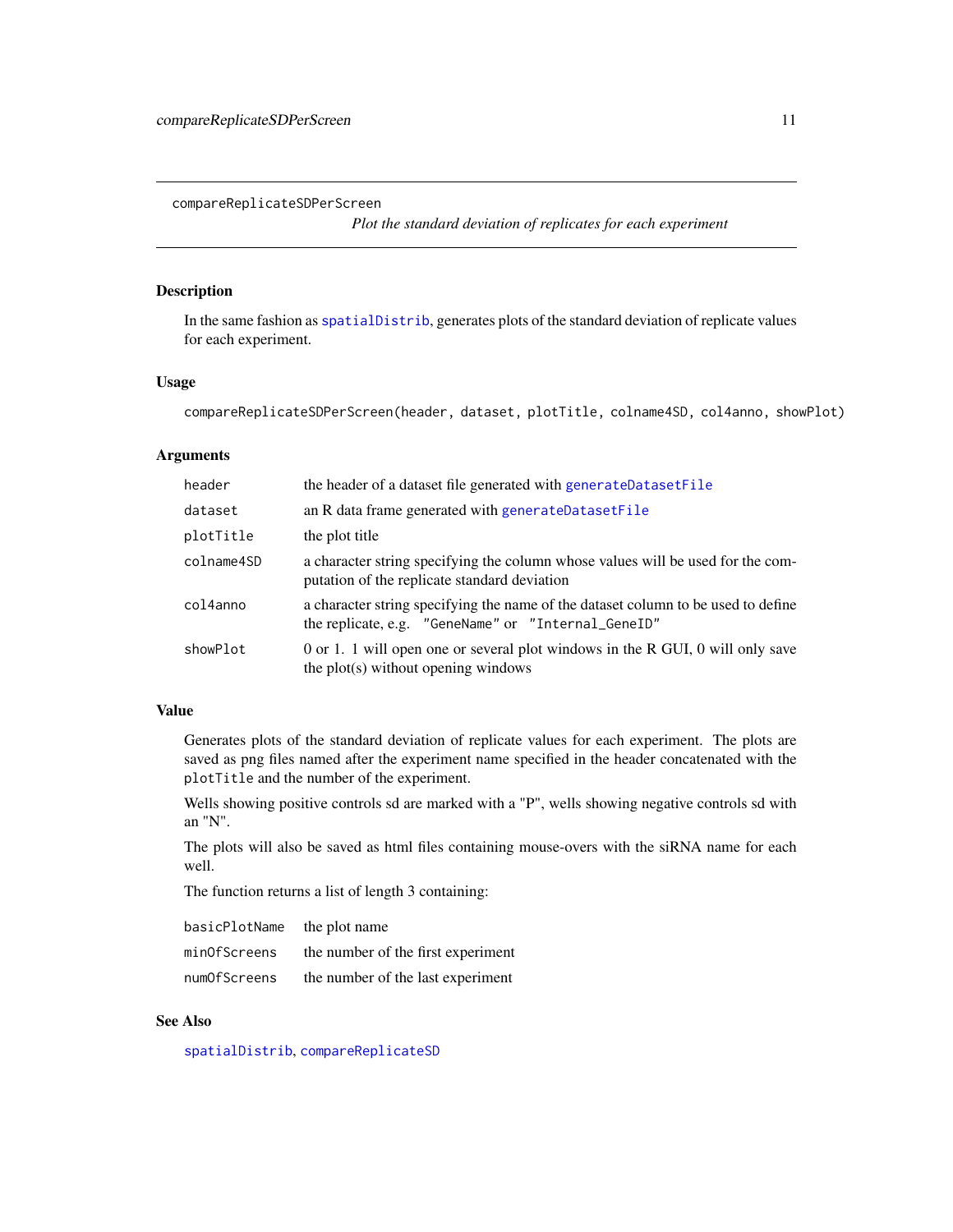# compareReplicateSDPerScreen

*Plot the standard deviation of replicates for each experiment*

## Description

In the same fashion as `spatialDistrib`, generates plots of the standard deviation of replicate values for each experiment.

## Usage

```
compareReplicateSDPerScreen(header, dataset, plotTitle, colname4SD, col4anno, showPlot)
```

## Arguments

| | |
|---|---|
| `header` | the header of a dataset file generated with `generateDatasetFile` |
| `dataset` | an R data frame generated with `generateDatasetFile` |
| `plotTitle` | the plot title |
| `colname4SD` | a character string specifying the column whose values will be used for the computation of the replicate standard deviation |
| `col4anno` | a character string specifying the name of the dataset column to be used to define the replicate, e.g. `"GeneName"` or `"Internal_GeneID"` |
| `showPlot` | 0 or 1. 1 will open one or several plot windows in the R GUI, 0 will only save the plot(s) without opening windows |

## Value

Generates plots of the standard deviation of replicate values for each experiment. The plots are saved as png files named after the experiment name specified in the header concatenated with the `plotTitle` and the number of the experiment.

Wells showing positive controls sd are marked with a "P", wells showing negative controls sd with an "N".

The plots will also be saved as html files containing mouse-overs with the siRNA name for each well.

The function returns a list of length 3 containing:

| | |
|---|---|
| `basicPlotName` | the plot name |
| `minOfScreens` | the number of the first experiment |
| `numOfScreens` | the number of the last experiment |

## See Also

`spatialDistrib`, `compareReplicateSD`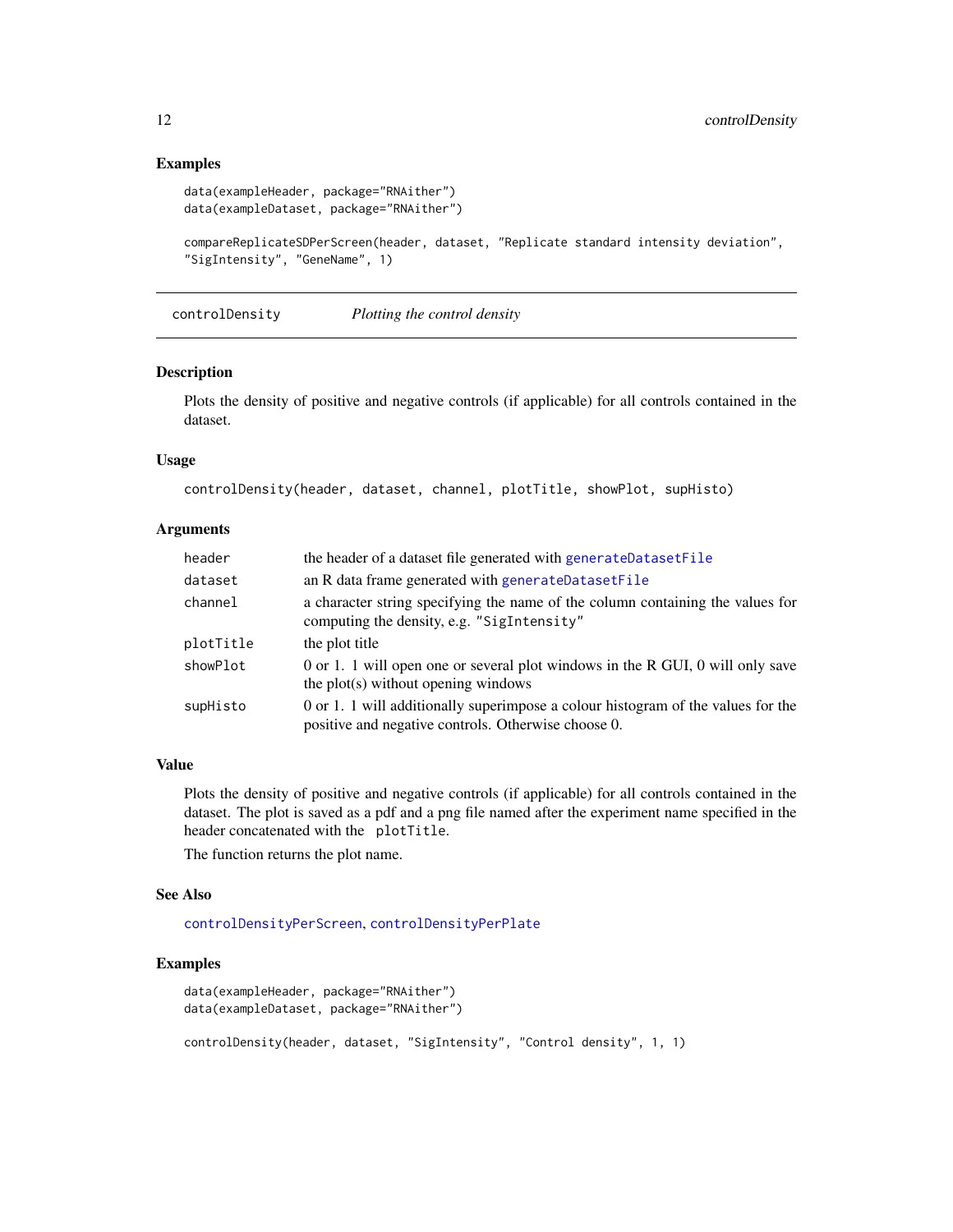### Examples

```
data(exampleHeader, package="RNAither")
data(exampleDataset, package="RNAither")

compareReplicateSDPerScreen(header, dataset, "Replicate standard intensity deviation",
"SigIntensity", "GeneName", 1)
```

## controlDensity *Plotting the control density*

### Description

Plots the density of positive and negative controls (if applicable) for all controls contained in the dataset.

### Usage

```
controlDensity(header, dataset, channel, plotTitle, showPlot, supHisto)
```

### Arguments

| | |
|---|---|
| header | the header of a dataset file generated with generateDatasetFile |
| dataset | an R data frame generated with generateDatasetFile |
| channel | a character string specifying the name of the column containing the values for computing the density, e.g. "SigIntensity" |
| plotTitle | the plot title |
| showPlot | 0 or 1. 1 will open one or several plot windows in the R GUI, 0 will only save the plot(s) without opening windows |
| supHisto | 0 or 1. 1 will additionally superimpose a colour histogram of the values for the positive and negative controls. Otherwise choose 0. |

### Value

Plots the density of positive and negative controls (if applicable) for all controls contained in the dataset. The plot is saved as a pdf and a png file named after the experiment name specified in the header concatenated with the plotTitle.

The function returns the plot name.

### See Also

controlDensityPerScreen, controlDensityPerPlate

### Examples

```
data(exampleHeader, package="RNAither")
data(exampleDataset, package="RNAither")

controlDensity(header, dataset, "SigIntensity", "Control density", 1, 1)
```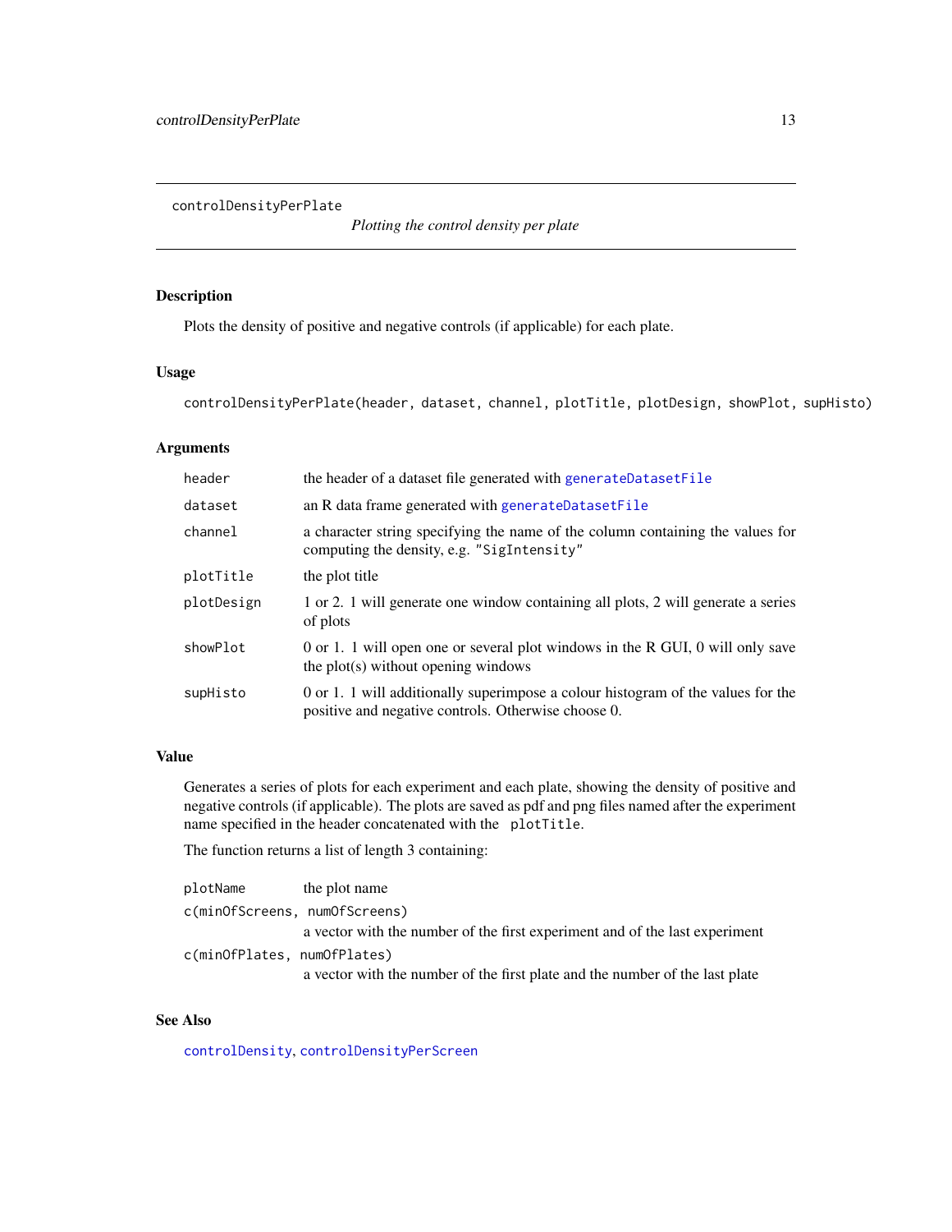# controlDensityPerPlate

*Plotting the control density per plate*

## Description

Plots the density of positive and negative controls (if applicable) for each plate.

## Usage

```
controlDensityPerPlate(header, dataset, channel, plotTitle, plotDesign, showPlot, supHisto)
```

## Arguments

| | |
|---|---|
| `header` | the header of a dataset file generated with `generateDatasetFile` |
| `dataset` | an R data frame generated with `generateDatasetFile` |
| `channel` | a character string specifying the name of the column containing the values for computing the density, e.g. `"SigIntensity"` |
| `plotTitle` | the plot title |
| `plotDesign` | 1 or 2. 1 will generate one window containing all plots, 2 will generate a series of plots |
| `showPlot` | 0 or 1. 1 will open one or several plot windows in the R GUI, 0 will only save the plot(s) without opening windows |
| `supHisto` | 0 or 1. 1 will additionally superimpose a colour histogram of the values for the positive and negative controls. Otherwise choose 0. |

## Value

Generates a series of plots for each experiment and each plate, showing the density of positive and negative controls (if applicable). The plots are saved as pdf and png files named after the experiment name specified in the header concatenated with the `plotTitle`.

The function returns a list of length 3 containing:

| | |
|---|---|
| `plotName` | the plot name |
| `c(minOfScreens, numOfScreens)` | a vector with the number of the first experiment and of the last experiment |
| `c(minOfPlates, numOfPlates)` | a vector with the number of the first plate and the number of the last plate |

## See Also

`controlDensity`, `controlDensityPerScreen`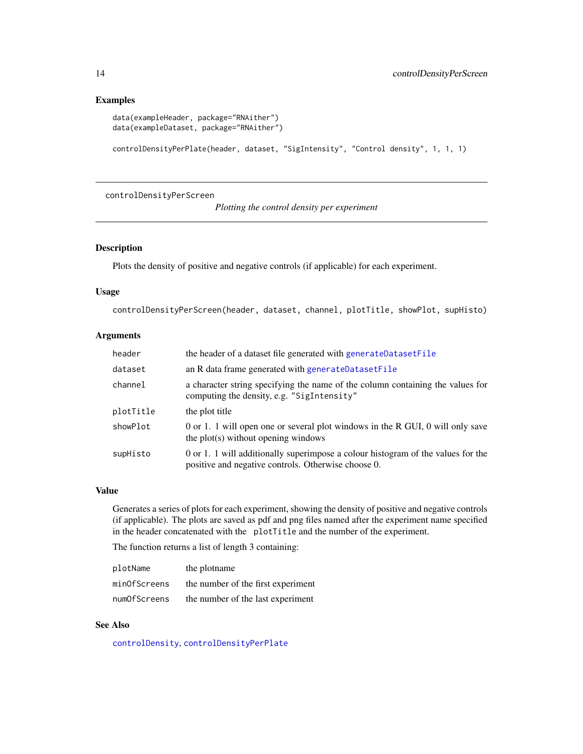## Examples

```
data(exampleHeader, package="RNAither")
data(exampleDataset, package="RNAither")

controlDensityPerPlate(header, dataset, "SigIntensity", "Control density", 1, 1, 1)
```

---

# controlDensityPerScreen

*Plotting the control density per experiment*

---

## Description

Plots the density of positive and negative controls (if applicable) for each experiment.

## Usage

```
controlDensityPerScreen(header, dataset, channel, plotTitle, showPlot, supHisto)
```

## Arguments

| | |
|---|---|
| `header` | the header of a dataset file generated with `generateDatasetFile` |
| `dataset` | an R data frame generated with `generateDatasetFile` |
| `channel` | a character string specifying the name of the column containing the values for computing the density, e.g. `"SigIntensity"` |
| `plotTitle` | the plot title |
| `showPlot` | 0 or 1. 1 will open one or several plot windows in the R GUI, 0 will only save the plot(s) without opening windows |
| `supHisto` | 0 or 1. 1 will additionally superimpose a colour histogram of the values for the positive and negative controls. Otherwise choose 0. |

## Value

Generates a series of plots for each experiment, showing the density of positive and negative controls (if applicable). The plots are saved as pdf and png files named after the experiment name specified in the header concatenated with the `plotTitle` and the number of the experiment.

The function returns a list of length 3 containing:

| | |
|---|---|
| `plotName` | the plotname |
| `minOfScreens` | the number of the first experiment |
| `numOfScreens` | the number of the last experiment |

## See Also

`controlDensity`, `controlDensityPerPlate`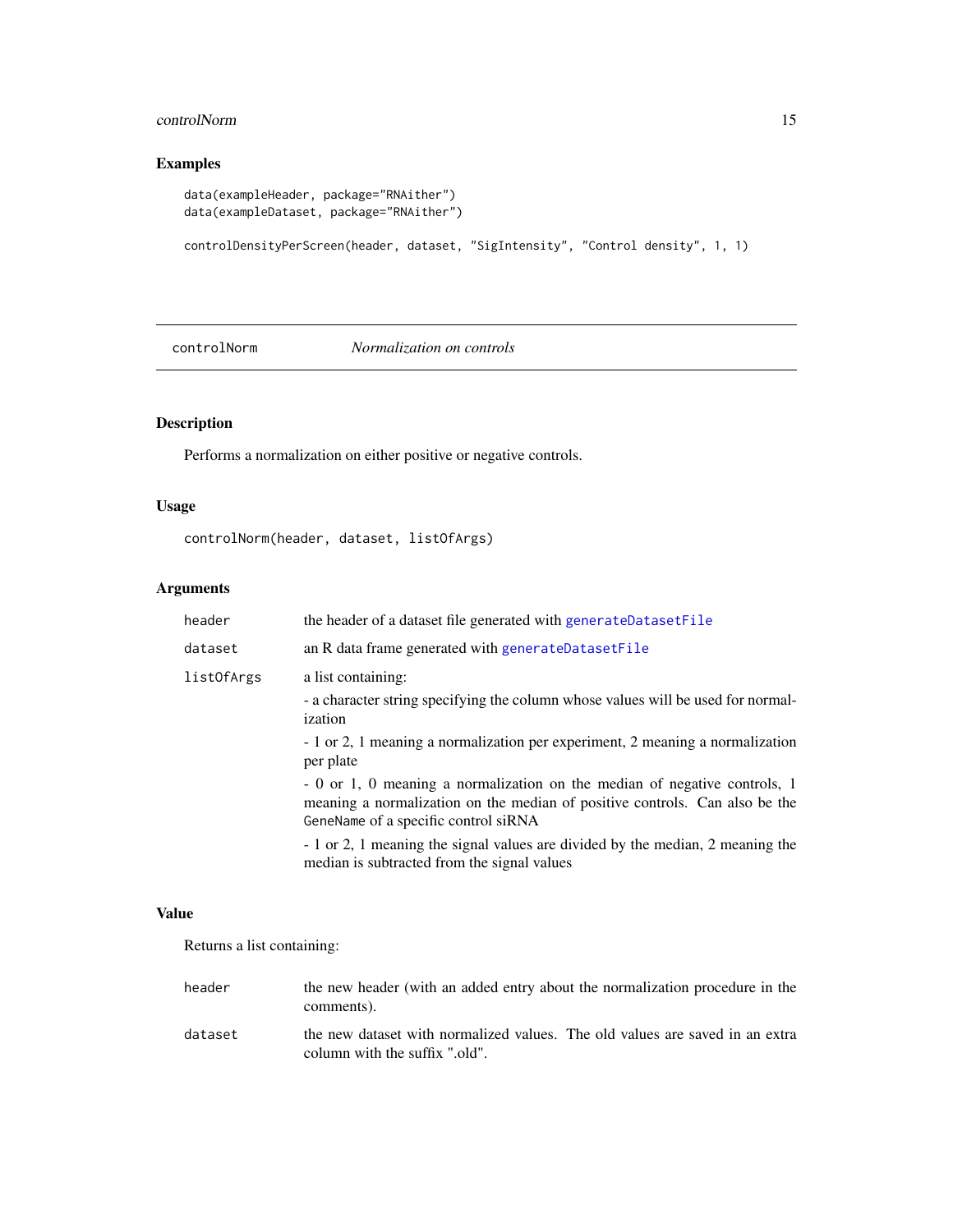## Examples

```
data(exampleHeader, package="RNAither")
data(exampleDataset, package="RNAither")

controlDensityPerScreen(header, dataset, "SigIntensity", "Control density", 1, 1)
```

---

`controlNorm` *Normalization on controls*

---

## Description

Performs a normalization on either positive or negative controls.

## Usage

```
controlNorm(header, dataset, listOfArgs)
```

## Arguments

| | |
|---|---|
| `header` | the header of a dataset file generated with `generateDatasetFile` |
| `dataset` | an R data frame generated with `generateDatasetFile` |
| `listOfArgs` | a list containing:<br>- a character string specifying the column whose values will be used for normalization<br>- 1 or 2, 1 meaning a normalization per experiment, 2 meaning a normalization per plate<br>- 0 or 1, 0 meaning a normalization on the median of negative controls, 1 meaning a normalization on the median of positive controls. Can also be the `GeneName` of a specific control siRNA<br>- 1 or 2, 1 meaning the signal values are divided by the median, 2 meaning the median is subtracted from the signal values |

## Value

Returns a list containing:

| | |
|---|---|
| `header` | the new header (with an added entry about the normalization procedure in the comments). |
| `dataset` | the new dataset with normalized values. The old values are saved in an extra column with the suffix ".old". |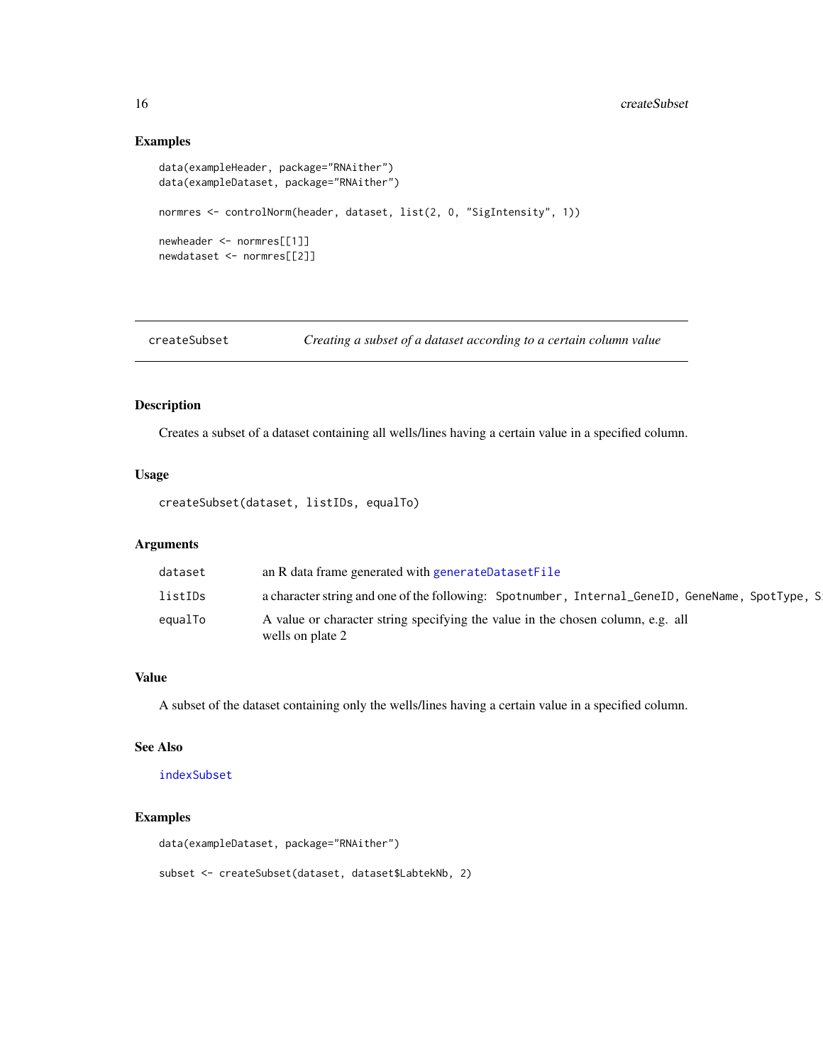## Examples

```
data(exampleHeader, package="RNAither")
data(exampleDataset, package="RNAither")

normres <- controlNorm(header, dataset, list(2, 0, "SigIntensity", 1))

newheader <- normres[[1]]
newdataset <- normres[[2]]
```

---

# createSubset — *Creating a subset of a dataset according to a certain column value*

---

## Description

Creates a subset of a dataset containing all wells/lines having a certain value in a specified column.

## Usage

```
createSubset(dataset, listIDs, equalTo)
```

## Arguments

| | |
|---|---|
| dataset | an R data frame generated with `generateDatasetFile` |
| listIDs | a character string and one of the following: `Spotnumber, Internal_GeneID, GeneName, SpotType, S` |
| equalTo | A value or character string specifying the value in the chosen column, e.g. all wells on plate 2 |

## Value

A subset of the dataset containing only the wells/lines having a certain value in a specified column.

## See Also

`indexSubset`

## Examples

```
data(exampleDataset, package="RNAither")

subset <- createSubset(dataset, dataset$LabtekNb, 2)
```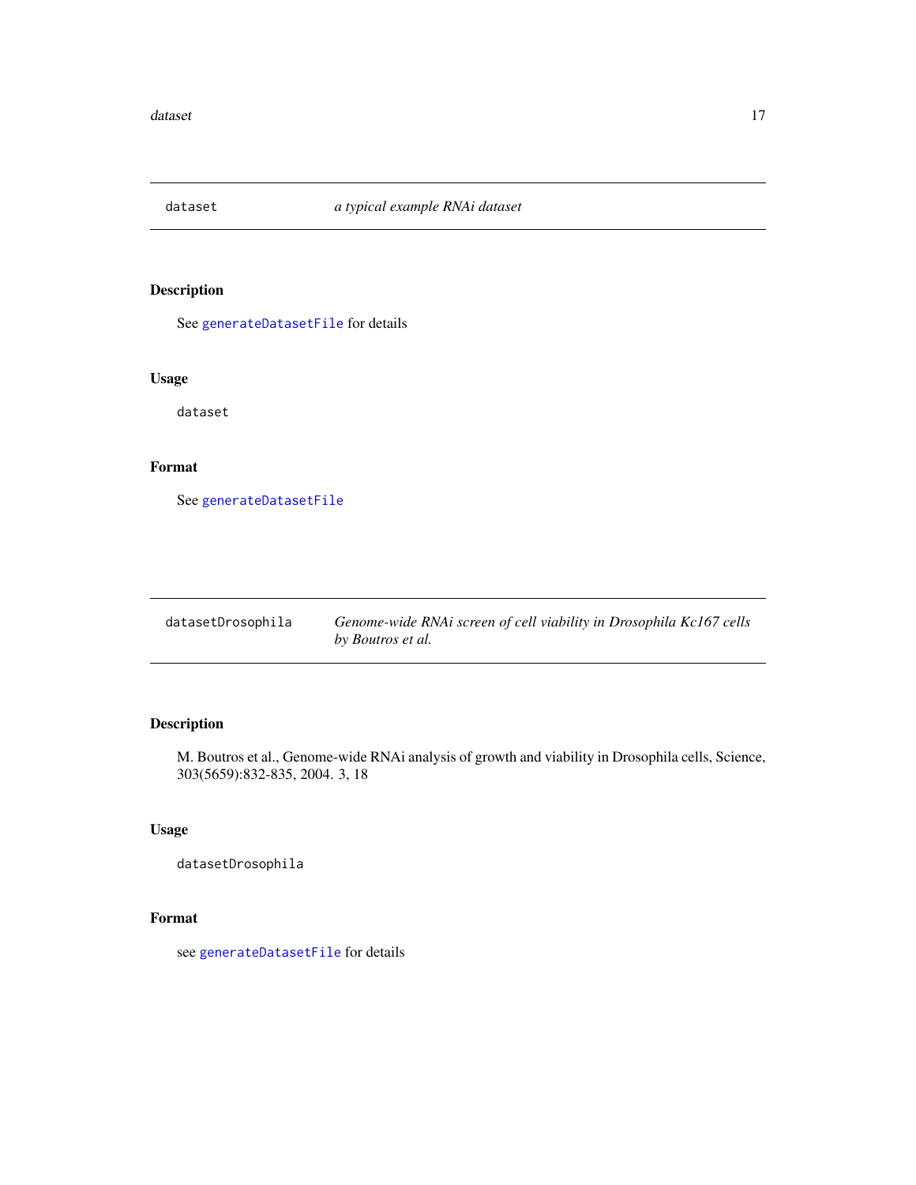## dataset — *a typical example RNAi dataset*

### Description

See `generateDatasetFile` for details

### Usage

```
dataset
```

### Format

See `generateDatasetFile`

## datasetDrosophila — *Genome-wide RNAi screen of cell viability in Drosophila Kc167 cells by Boutros et al.*

### Description

M. Boutros et al., Genome-wide RNAi analysis of growth and viability in Drosophila cells, Science, 303(5659):832-835, 2004. 3, 18

### Usage

```
datasetDrosophila
```

### Format

see `generateDatasetFile` for details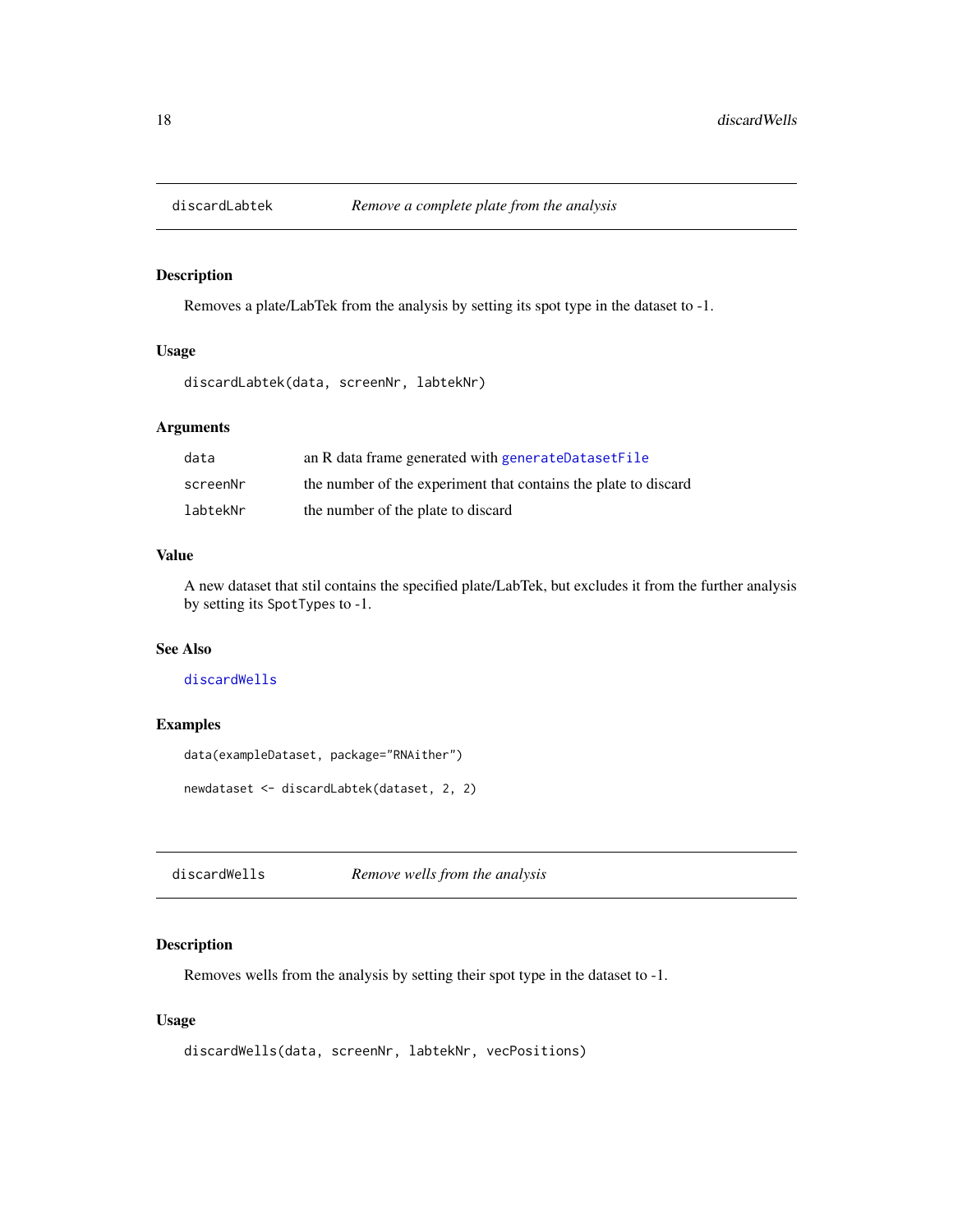## discardLabtek *Remove a complete plate from the analysis*

### Description

Removes a plate/LabTek from the analysis by setting its spot type in the dataset to -1.

### Usage

```
discardLabtek(data, screenNr, labtekNr)
```

### Arguments

| | |
|---|---|
| data | an R data frame generated with generateDatasetFile |
| screenNr | the number of the experiment that contains the plate to discard |
| labtekNr | the number of the plate to discard |

### Value

A new dataset that stil contains the specified plate/LabTek, but excludes it from the further analysis by setting its SpotTypes to -1.

### See Also

discardWells

### Examples

```
data(exampleDataset, package="RNAither")

newdataset <- discardLabtek(dataset, 2, 2)
```

## discardWells *Remove wells from the analysis*

### Description

Removes wells from the analysis by setting their spot type in the dataset to -1.

### Usage

```
discardWells(data, screenNr, labtekNr, vecPositions)
```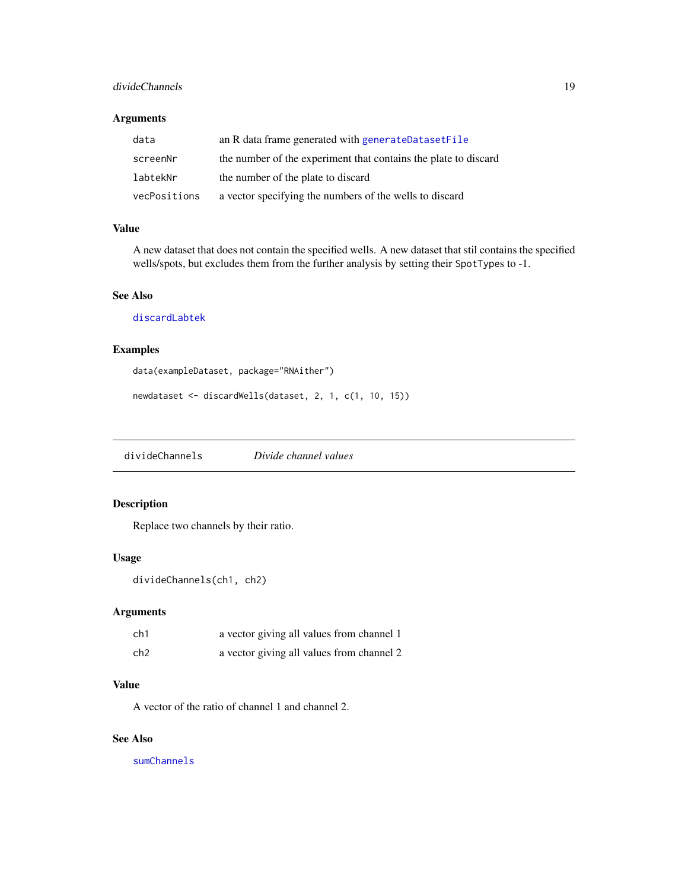### Arguments

| | |
|---|---|
| `data` | an R data frame generated with `generateDatasetFile` |
| `screenNr` | the number of the experiment that contains the plate to discard |
| `labtekNr` | the number of the plate to discard |
| `vecPositions` | a vector specifying the numbers of the wells to discard |

### Value

A new dataset that does not contain the specified wells. A new dataset that stil contains the specified wells/spots, but excludes them from the further analysis by setting their SpotTypes to -1.

### See Also

`discardLabtek`

### Examples

```
data(exampleDataset, package="RNAither")

newdataset <- discardWells(dataset, 2, 1, c(1, 10, 15))
```

---

## divideChannels — *Divide channel values*

---

### Description

Replace two channels by their ratio.

### Usage

```
divideChannels(ch1, ch2)
```

### Arguments

| | |
|---|---|
| `ch1` | a vector giving all values from channel 1 |
| `ch2` | a vector giving all values from channel 2 |

### Value

A vector of the ratio of channel 1 and channel 2.

### See Also

`sumChannels`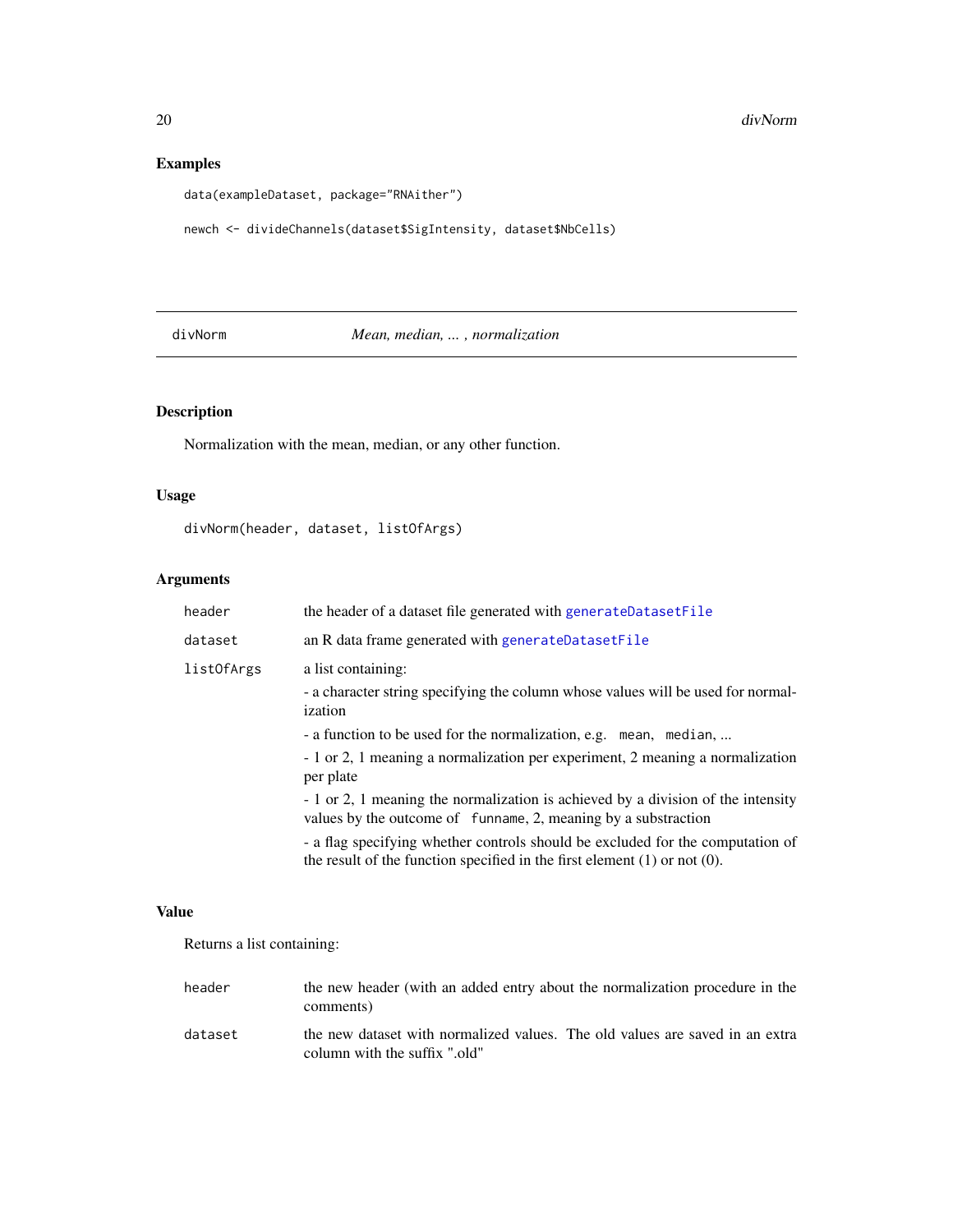## Examples

```
data(exampleDataset, package="RNAither")

newch <- divideChannels(dataset$SigIntensity, dataset$NbCells)
```

---

## divNorm *Mean, median, ... , normalization*

---

### Description

Normalization with the mean, median, or any other function.

### Usage

```
divNorm(header, dataset, listOfArgs)
```

### Arguments

| | |
|---|---|
| header | the header of a dataset file generated with generateDatasetFile |
| dataset | an R data frame generated with generateDatasetFile |
| listOfArgs | a list containing:<br>- a character string specifying the column whose values will be used for normalization<br>- a function to be used for the normalization, e.g. `mean`, `median`, ...<br>- 1 or 2, 1 meaning a normalization per experiment, 2 meaning a normalization per plate<br>- 1 or 2, 1 meaning the normalization is achieved by a division of the intensity values by the outcome of `funname`, 2, meaning by a substraction<br>- a flag specifying whether controls should be excluded for the computation of the result of the function specified in the first element (1) or not (0). |

### Value

Returns a list containing:

| | |
|---|---|
| header | the new header (with an added entry about the normalization procedure in the comments) |
| dataset | the new dataset with normalized values. The old values are saved in an extra column with the suffix ".old" |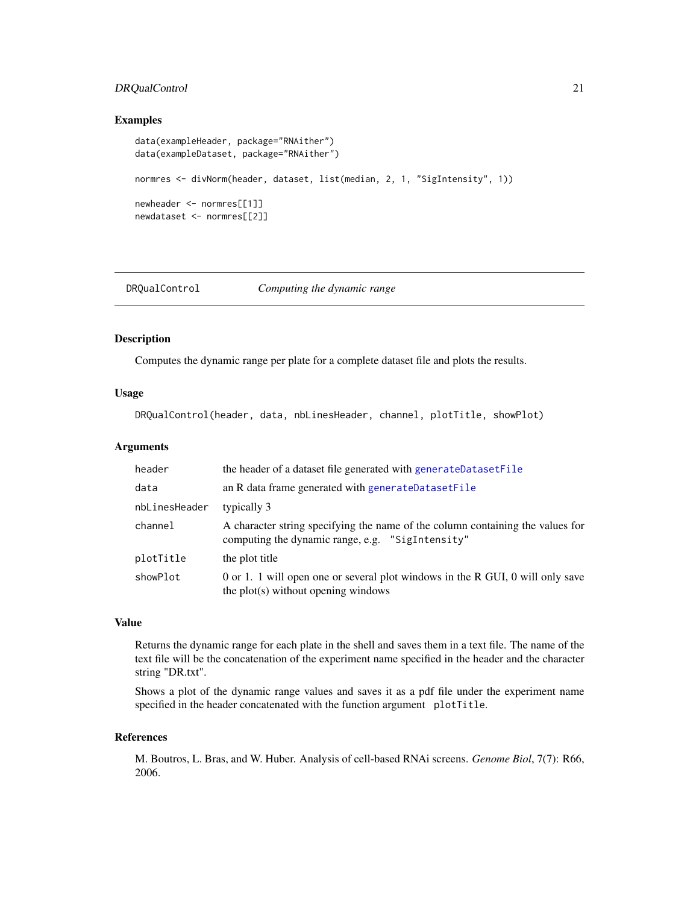## Examples

```
data(exampleHeader, package="RNAither")
data(exampleDataset, package="RNAither")

normres <- divNorm(header, dataset, list(median, 2, 1, "SigIntensity", 1))

newheader <- normres[[1]]
newdataset <- normres[[2]]
```

---

# DRQualControl — *Computing the dynamic range*

## Description

Computes the dynamic range per plate for a complete dataset file and plots the results.

## Usage

```
DRQualControl(header, data, nbLinesHeader, channel, plotTitle, showPlot)
```

## Arguments

| | |
|---|---|
| `header` | the header of a dataset file generated with `generateDatasetFile` |
| `data` | an R data frame generated with `generateDatasetFile` |
| `nbLinesHeader` | typically 3 |
| `channel` | A character string specifying the name of the column containing the values for computing the dynamic range, e.g. `"SigIntensity"` |
| `plotTitle` | the plot title |
| `showPlot` | 0 or 1. 1 will open one or several plot windows in the R GUI, 0 will only save the plot(s) without opening windows |

## Value

Returns the dynamic range for each plate in the shell and saves them in a text file. The name of the text file will be the concatenation of the experiment name specified in the header and the character string "DR.txt".

Shows a plot of the dynamic range values and saves it as a pdf file under the experiment name specified in the header concatenated with the function argument `plotTitle`.

## References

M. Boutros, L. Bras, and W. Huber. Analysis of cell-based RNAi screens. *Genome Biol*, 7(7): R66, 2006.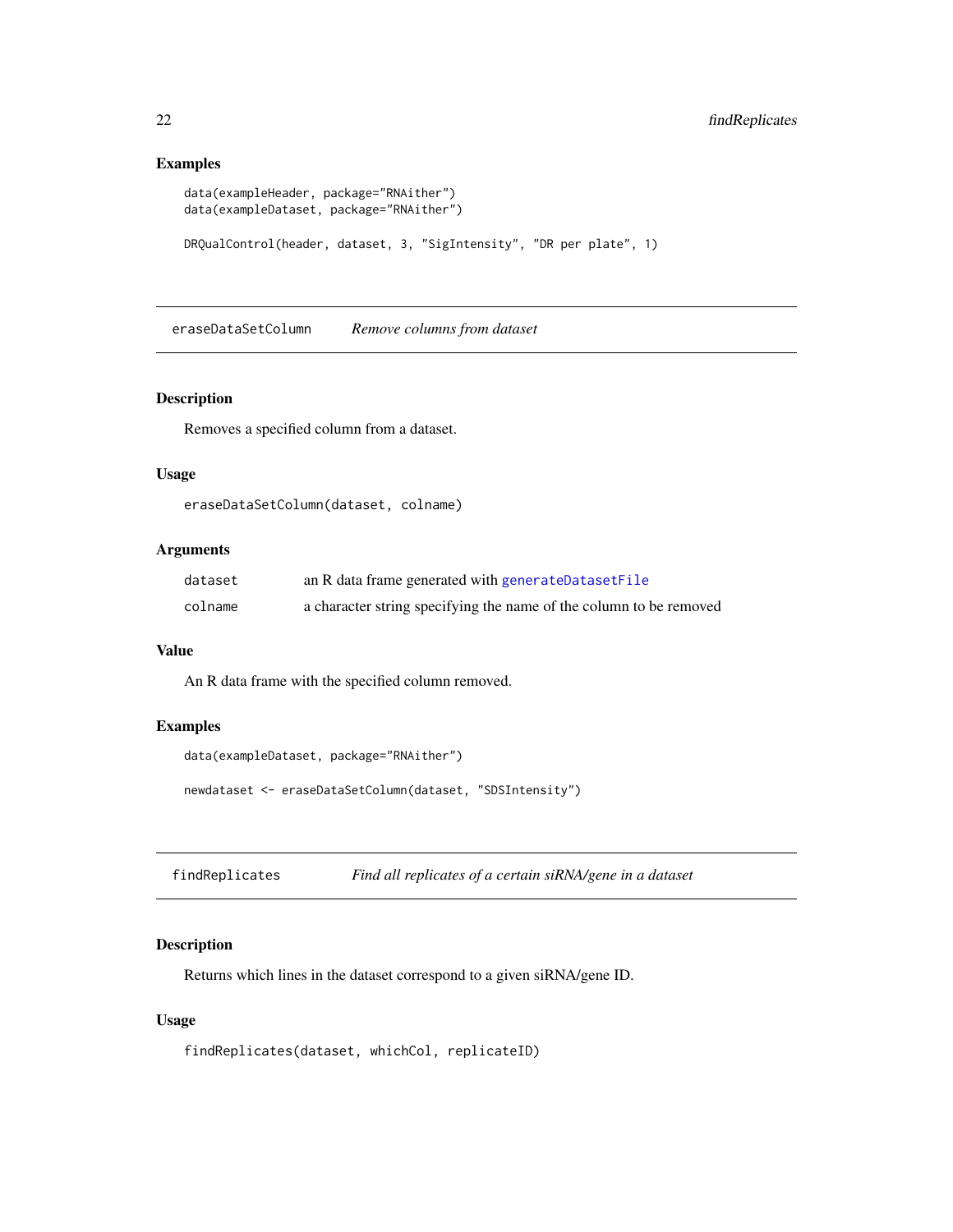### Examples

```
data(exampleHeader, package="RNAither")
data(exampleDataset, package="RNAither")

DRQualControl(header, dataset, 3, "SigIntensity", "DR per plate", 1)
```

---

## eraseDataSetColumn *Remove columns from dataset*

---

### Description

Removes a specified column from a dataset.

### Usage

```
eraseDataSetColumn(dataset, colname)
```

### Arguments

| | |
|---|---|
| `dataset` | an R data frame generated with `generateDatasetFile` |
| `colname` | a character string specifying the name of the column to be removed |

### Value

An R data frame with the specified column removed.

### Examples

```
data(exampleDataset, package="RNAither")

newdataset <- eraseDataSetColumn(dataset, "SDSIntensity")
```

---

## findReplicates *Find all replicates of a certain siRNA/gene in a dataset*

---

### Description

Returns which lines in the dataset correspond to a given siRNA/gene ID.

### Usage

```
findReplicates(dataset, whichCol, replicateID)
```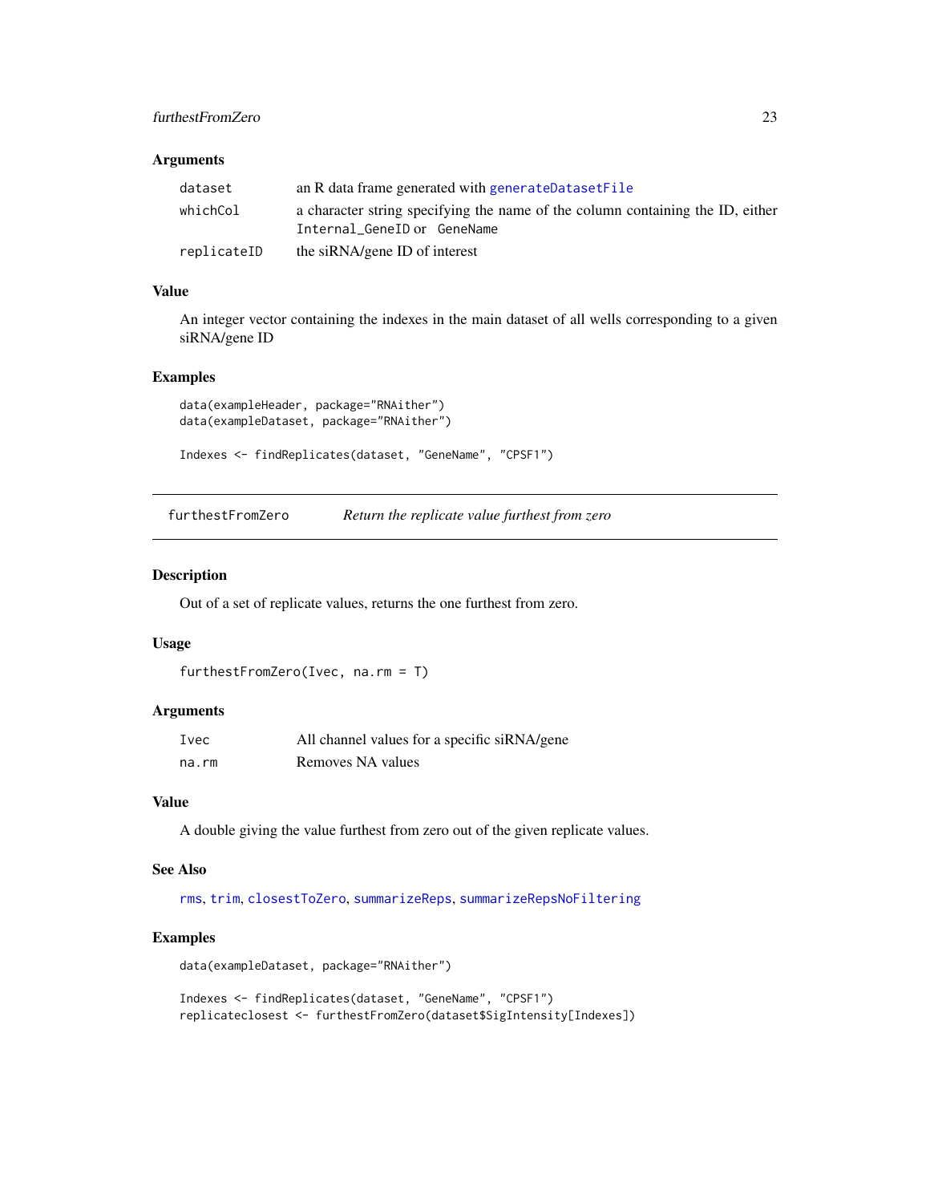### Arguments

| | |
|---|---|
| dataset | an R data frame generated with generateDatasetFile |
| whichCol | a character string specifying the name of the column containing the ID, either Internal_GeneID or GeneName |
| replicateID | the siRNA/gene ID of interest |

### Value

An integer vector containing the indexes in the main dataset of all wells corresponding to a given siRNA/gene ID

### Examples

```
data(exampleHeader, package="RNAither")
data(exampleDataset, package="RNAither")

Indexes <- findReplicates(dataset, "GeneName", "CPSF1")
```

---

## furthestFromZero — *Return the replicate value furthest from zero*

### Description

Out of a set of replicate values, returns the one furthest from zero.

### Usage

```
furthestFromZero(Ivec, na.rm = T)
```

### Arguments

| | |
|---|---|
| Ivec | All channel values for a specific siRNA/gene |
| na.rm | Removes NA values |

### Value

A double giving the value furthest from zero out of the given replicate values.

### See Also

rms, trim, closestToZero, summarizeReps, summarizeRepsNoFiltering

### Examples

```
data(exampleDataset, package="RNAither")

Indexes <- findReplicates(dataset, "GeneName", "CPSF1")
replicateclosest <- furthestFromZero(dataset$SigIntensity[Indexes])
```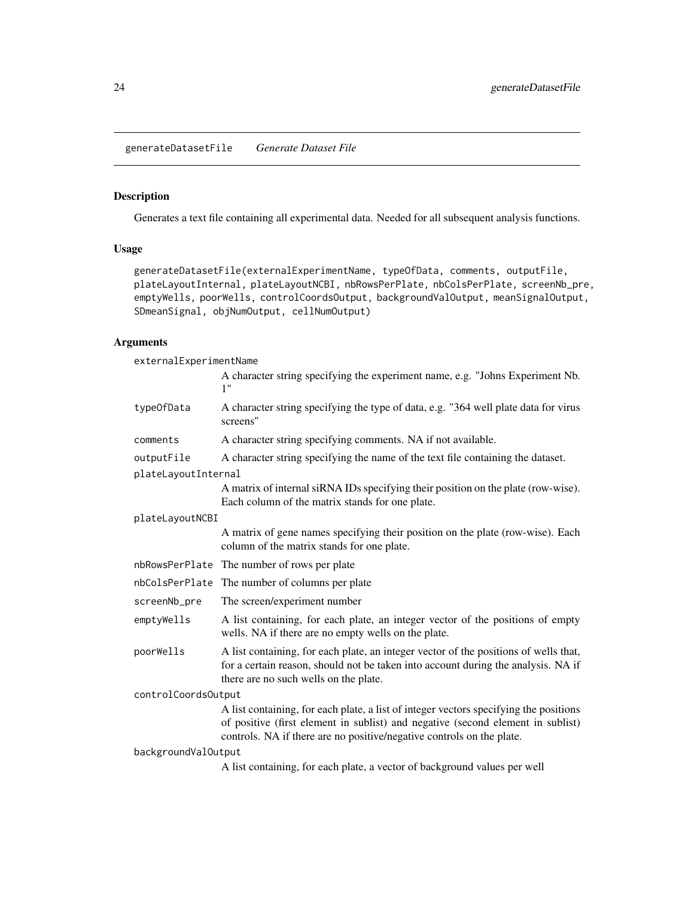## generateDatasetFile *Generate Dataset File*

### Description

Generates a text file containing all experimental data. Needed for all subsequent analysis functions.

### Usage

```
generateDatasetFile(externalExperimentName, typeOfData, comments, outputFile,
plateLayoutInternal, plateLayoutNCBI, nbRowsPerPlate, nbColsPerPlate, screenNb_pre,
emptyWells, poorWells, controlCoordsOutput, backgroundValOutput, meanSignalOutput,
SDmeanSignal, objNumOutput, cellNumOutput)
```

### Arguments

`externalExperimentName`
: A character string specifying the experiment name, e.g. "Johns Experiment Nb. 1"

`typeOfData`
: A character string specifying the type of data, e.g. "364 well plate data for virus screens"

`comments`
: A character string specifying comments. NA if not available.

`outputFile`
: A character string specifying the name of the text file containing the dataset.

`plateLayoutInternal`
: A matrix of internal siRNA IDs specifying their position on the plate (row-wise). Each column of the matrix stands for one plate.

`plateLayoutNCBI`
: A matrix of gene names specifying their position on the plate (row-wise). Each column of the matrix stands for one plate.

`nbRowsPerPlate`
: The number of rows per plate

`nbColsPerPlate`
: The number of columns per plate

`screenNb_pre`
: The screen/experiment number

`emptyWells`
: A list containing, for each plate, an integer vector of the positions of empty wells. NA if there are no empty wells on the plate.

`poorWells`
: A list containing, for each plate, an integer vector of the positions of wells that, for a certain reason, should not be taken into account during the analysis. NA if there are no such wells on the plate.

`controlCoordsOutput`
: A list containing, for each plate, a list of integer vectors specifying the positions of positive (first element in sublist) and negative (second element in sublist) controls. NA if there are no positive/negative controls on the plate.

`backgroundValOutput`
: A list containing, for each plate, a vector of background values per well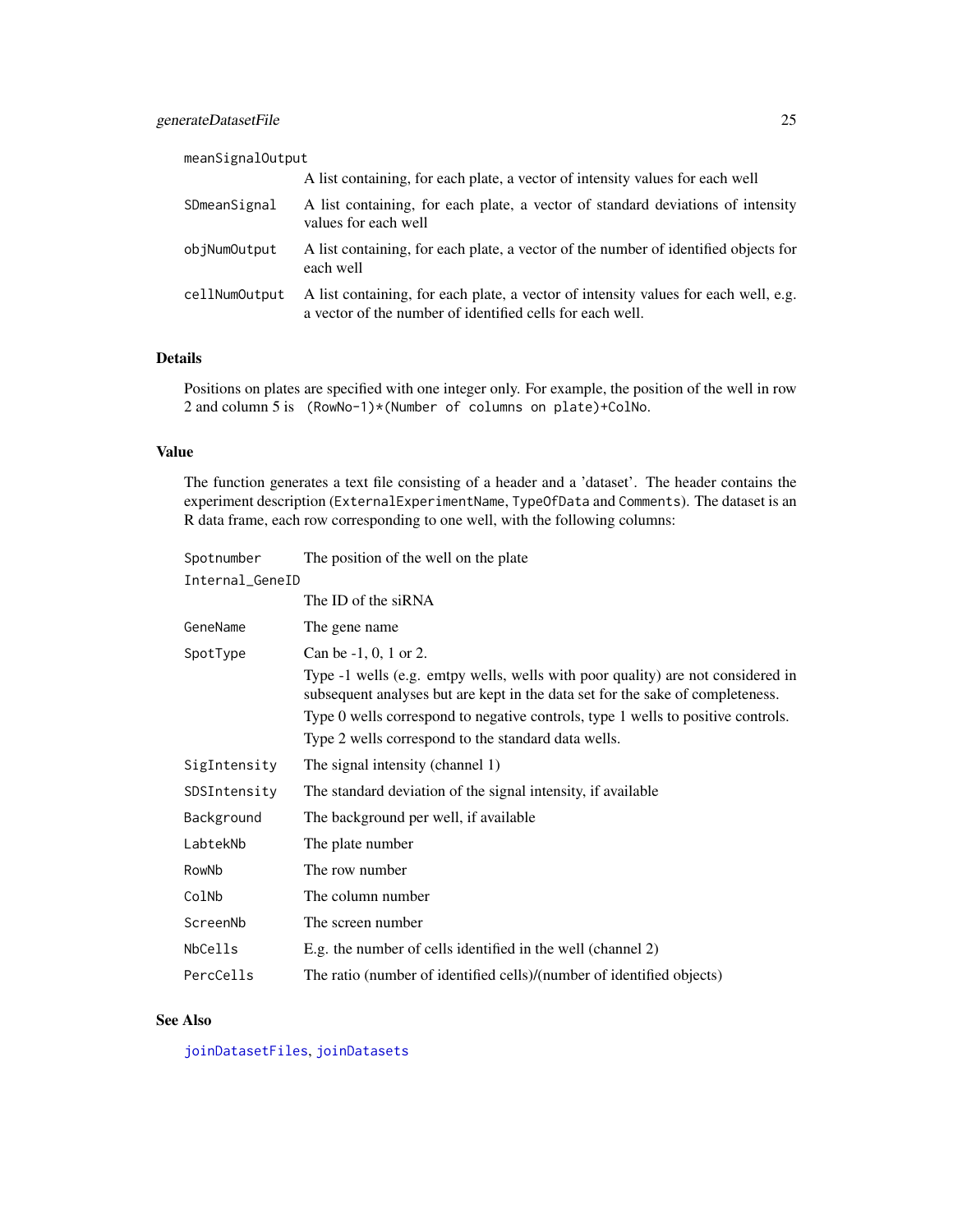meanSignalOutput
: A list containing, for each plate, a vector of intensity values for each well

SDmeanSignal
: A list containing, for each plate, a vector of standard deviations of intensity values for each well

objNumOutput
: A list containing, for each plate, a vector of the number of identified objects for each well

cellNumOutput
: A list containing, for each plate, a vector of intensity values for each well, e.g. a vector of the number of identified cells for each well.

## Details

Positions on plates are specified with one integer only. For example, the position of the well in row 2 and column 5 is `(RowNo-1)*(Number of columns on plate)+ColNo`.

## Value

The function generates a text file consisting of a header and a 'dataset'. The header contains the experiment description (`ExternalExperimentName`, `TypeOfData` and `Comments`). The dataset is an R data frame, each row corresponding to one well, with the following columns:

Spotnumber
: The position of the well on the plate

Internal_GeneID
: The ID of the siRNA

GeneName
: The gene name

SpotType
: Can be -1, 0, 1 or 2.
: Type -1 wells (e.g. emtpy wells, wells with poor quality) are not considered in subsequent analyses but are kept in the data set for the sake of completeness.
: Type 0 wells correspond to negative controls, type 1 wells to positive controls.
: Type 2 wells correspond to the standard data wells.

SigIntensity
: The signal intensity (channel 1)

SDSIntensity
: The standard deviation of the signal intensity, if available

Background
: The background per well, if available

LabtekNb
: The plate number

RowNb
: The row number

ColNb
: The column number

ScreenNb
: The screen number

NbCells
: E.g. the number of cells identified in the well (channel 2)

PercCells
: The ratio (number of identified cells)/(number of identified objects)

## See Also

joinDatasetFiles, joinDatasets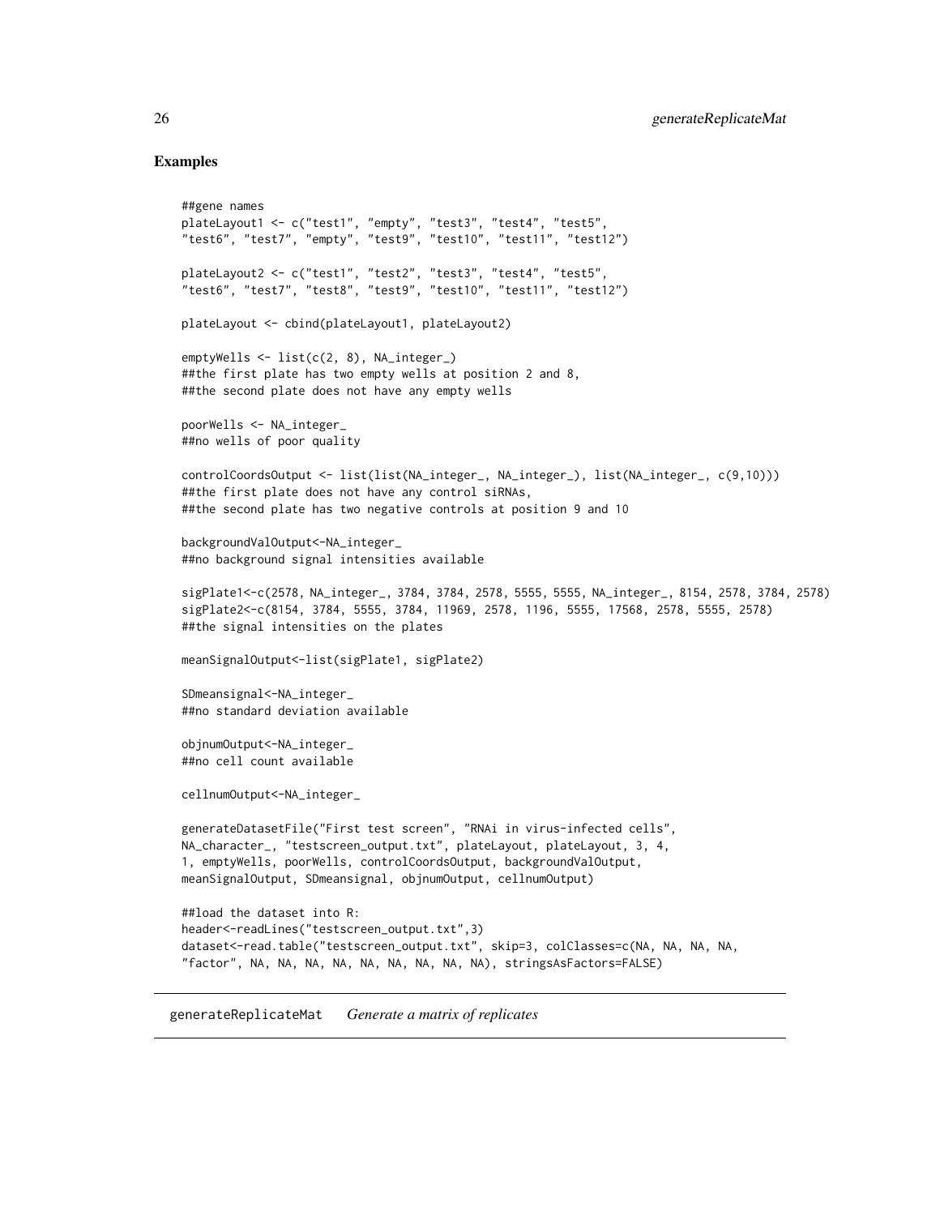## Examples

```
##gene names
plateLayout1 <- c("test1", "empty", "test3", "test4", "test5",
"test6", "test7", "empty", "test9", "test10", "test11", "test12")

plateLayout2 <- c("test1", "test2", "test3", "test4", "test5",
"test6", "test7", "test8", "test9", "test10", "test11", "test12")

plateLayout <- cbind(plateLayout1, plateLayout2)

emptyWells <- list(c(2, 8), NA_integer_)
##the first plate has two empty wells at position 2 and 8,
##the second plate does not have any empty wells

poorWells <- NA_integer_
##no wells of poor quality

controlCoordsOutput <- list(list(NA_integer_, NA_integer_), list(NA_integer_, c(9,10)))
##the first plate does not have any control siRNAs,
##the second plate has two negative controls at position 9 and 10

backgroundValOutput<-NA_integer_
##no background signal intensities available

sigPlate1<-c(2578, NA_integer_, 3784, 3784, 2578, 5555, 5555, NA_integer_, 8154, 2578, 3784, 2578)
sigPlate2<-c(8154, 3784, 5555, 3784, 11969, 2578, 1196, 5555, 17568, 2578, 5555, 2578)
##the signal intensities on the plates

meanSignalOutput<-list(sigPlate1, sigPlate2)

SDmeansignal<-NA_integer_
##no standard deviation available

objnumOutput<-NA_integer_
##no cell count available

cellnumOutput<-NA_integer_

generateDatasetFile("First test screen", "RNAi in virus-infected cells",
NA_character_, "testscreen_output.txt", plateLayout, plateLayout, 3, 4,
1, emptyWells, poorWells, controlCoordsOutput, backgroundValOutput,
meanSignalOutput, SDmeansignal, objnumOutput, cellnumOutput)

##load the dataset into R:
header<-readLines("testscreen_output.txt",3)
dataset<-read.table("testscreen_output.txt", skip=3, colClasses=c(NA, NA, NA, NA,
"factor", NA, NA, NA, NA, NA, NA, NA, NA, NA), stringsAsFactors=FALSE)
```

---

## generateReplicateMat *Generate a matrix of replicates*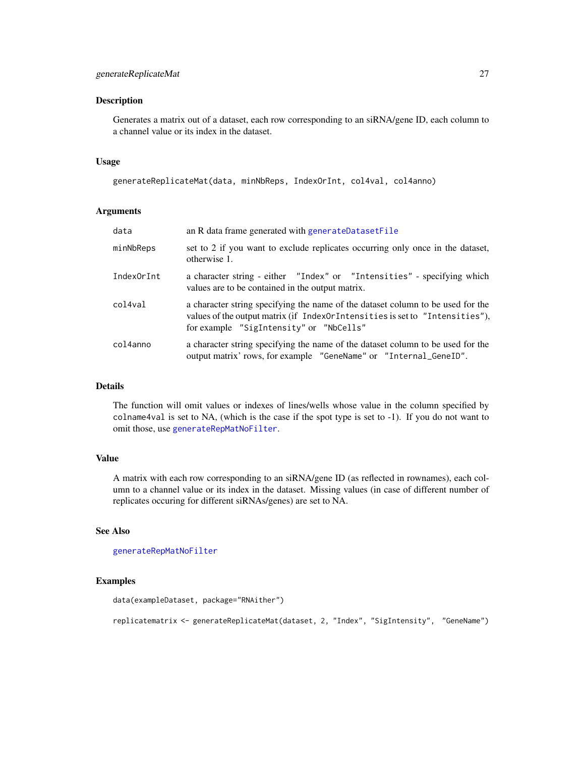### Description

Generates a matrix out of a dataset, each row corresponding to an siRNA/gene ID, each column to a channel value or its index in the dataset.

### Usage

```
generateReplicateMat(data, minNbReps, IndexOrInt, col4val, col4anno)
```

### Arguments

| | |
|---|---|
| `data` | an R data frame generated with `generateDatasetFile` |
| `minNbReps` | set to 2 if you want to exclude replicates occurring only once in the dataset, otherwise 1. |
| `IndexOrInt` | a character string - either "Index" or "Intensities" - specifying which values are to be contained in the output matrix. |
| `col4val` | a character string specifying the name of the dataset column to be used for the values of the output matrix (if `IndexOrIntensities` is set to "Intensities"), for example "SigIntensity" or "NbCells" |
| `col4anno` | a character string specifying the name of the dataset column to be used for the output matrix' rows, for example "GeneName" or "Internal_GeneID". |

### Details

The function will omit values or indexes of lines/wells whose value in the column specified by `colname4val` is set to NA, (which is the case if the spot type is set to -1). If you do not want to omit those, use `generateRepMatNoFilter`.

### Value

A matrix with each row corresponding to an siRNA/gene ID (as reflected in rownames), each column to a channel value or its index in the dataset. Missing values (in case of different number of replicates occuring for different siRNAs/genes) are set to NA.

### See Also

`generateRepMatNoFilter`

### Examples

```
data(exampleDataset, package="RNAither")

replicatematrix <- generateReplicateMat(dataset, 2, "Index", "SigIntensity",  "GeneName")
```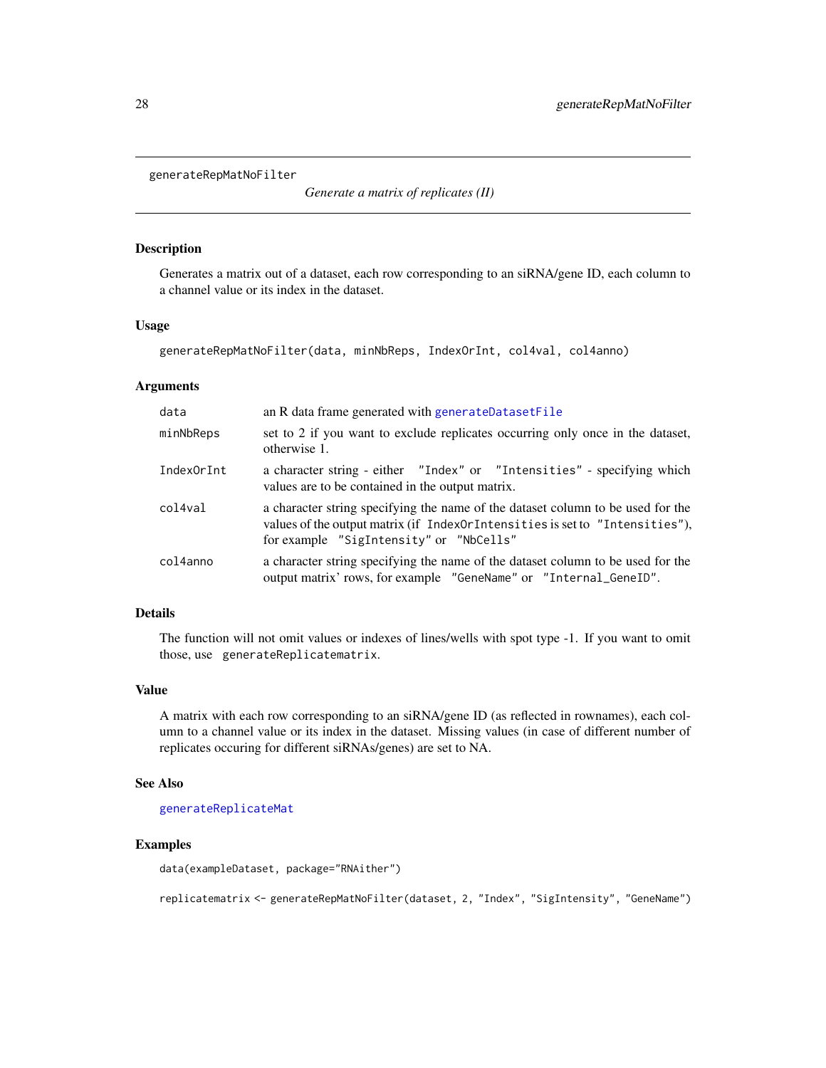generateRepMatNoFilter

*Generate a matrix of replicates (II)*

## Description

Generates a matrix out of a dataset, each row corresponding to an siRNA/gene ID, each column to a channel value or its index in the dataset.

## Usage

```
generateRepMatNoFilter(data, minNbReps, IndexOrInt, col4val, col4anno)
```

## Arguments

| | |
|---|---|
| data | an R data frame generated with generateDatasetFile |
| minNbReps | set to 2 if you want to exclude replicates occurring only once in the dataset, otherwise 1. |
| IndexOrInt | a character string - either "Index" or "Intensities" - specifying which values are to be contained in the output matrix. |
| col4val | a character string specifying the name of the dataset column to be used for the values of the output matrix (if IndexOrIntensities is set to "Intensities"), for example "SigIntensity" or "NbCells" |
| col4anno | a character string specifying the name of the dataset column to be used for the output matrix' rows, for example "GeneName" or "Internal_GeneID". |

## Details

The function will not omit values or indexes of lines/wells with spot type -1. If you want to omit those, use generateReplicatematrix.

## Value

A matrix with each row corresponding to an siRNA/gene ID (as reflected in rownames), each column to a channel value or its index in the dataset. Missing values (in case of different number of replicates occuring for different siRNAs/genes) are set to NA.

## See Also

generateReplicateMat

## Examples

```
data(exampleDataset, package="RNAither")

replicatematrix <- generateRepMatNoFilter(dataset, 2, "Index", "SigIntensity", "GeneName")
```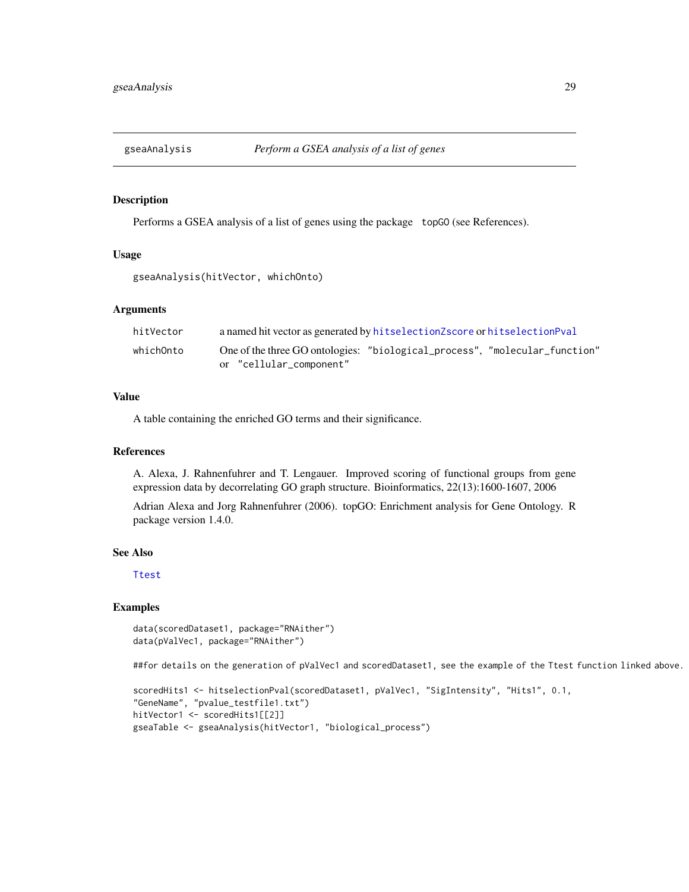## gseaAnalysis — *Perform a GSEA analysis of a list of genes*

### Description

Performs a GSEA analysis of a list of genes using the package topGO (see References).

### Usage

```
gseaAnalysis(hitVector, whichOnto)
```

### Arguments

| | |
|---|---|
| hitVector | a named hit vector as generated by hitselectionZscore or hitselectionPval |
| whichOnto | One of the three GO ontologies: "biological_process", "molecular_function" or "cellular_component" |

### Value

A table containing the enriched GO terms and their significance.

### References

A. Alexa, J. Rahnenfuhrer and T. Lengauer. Improved scoring of functional groups from gene expression data by decorrelating GO graph structure. Bioinformatics, 22(13):1600-1607, 2006

Adrian Alexa and Jorg Rahnenfuhrer (2006). topGO: Enrichment analysis for Gene Ontology. R package version 1.4.0.

### See Also

Ttest

### Examples

```
data(scoredDataset1, package="RNAither")
data(pValVec1, package="RNAither")

##for details on the generation of pValVec1 and scoredDataset1, see the example of the Ttest function linked above.

scoredHits1 <- hitselectionPval(scoredDataset1, pValVec1, "SigIntensity", "Hits1", 0.1,
"GeneName", "pvalue_testfile1.txt")
hitVector1 <- scoredHits1[[2]]
gseaTable <- gseaAnalysis(hitVector1, "biological_process")
```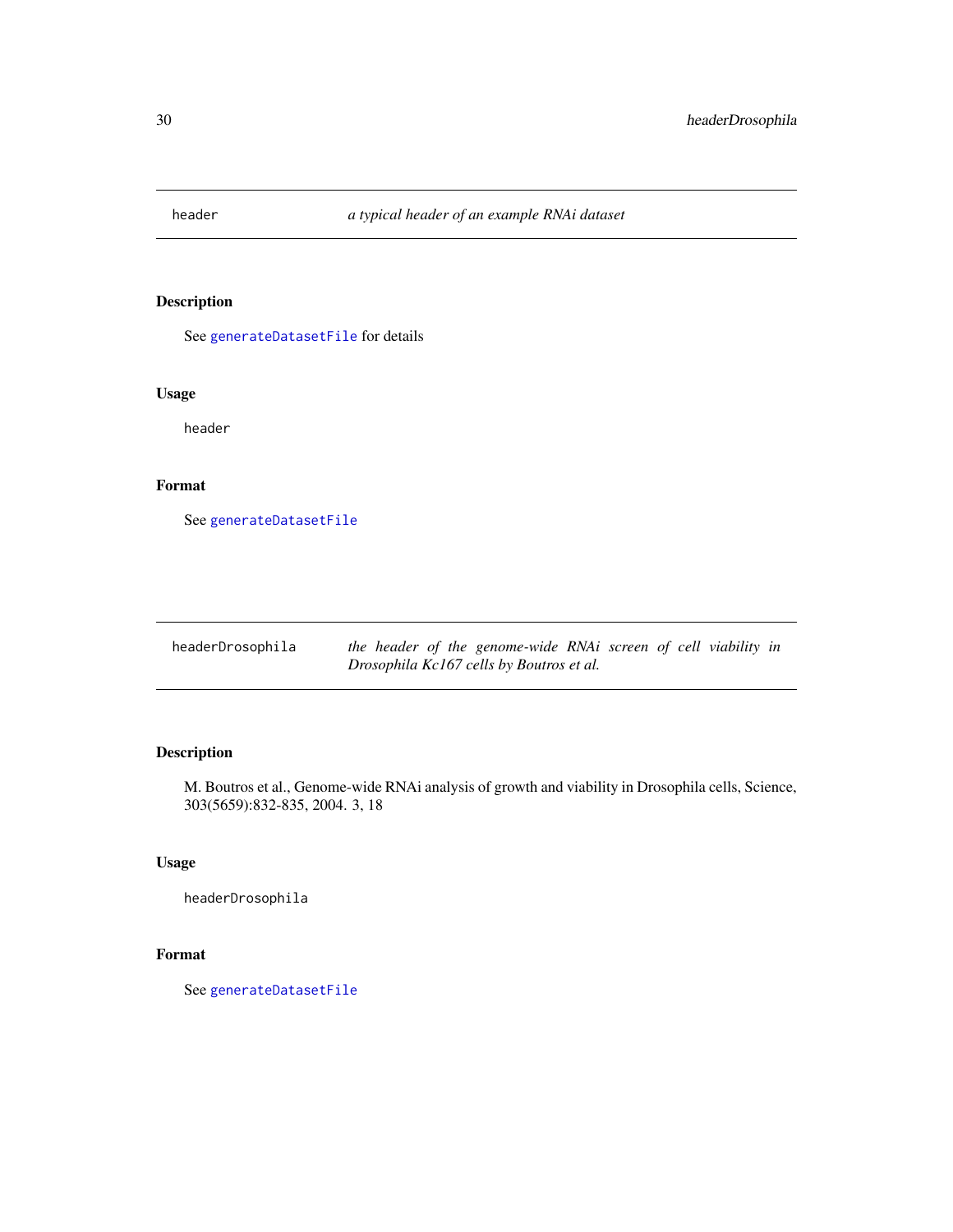## header — *a typical header of an example RNAi dataset*

### Description

See `generateDatasetFile` for details

### Usage

```
header
```

### Format

See `generateDatasetFile`

## headerDrosophila — *the header of the genome-wide RNAi screen of cell viability in Drosophila Kc167 cells by Boutros et al.*

### Description

M. Boutros et al., Genome-wide RNAi analysis of growth and viability in Drosophila cells, Science, 303(5659):832-835, 2004. 3, 18

### Usage

```
headerDrosophila
```

### Format

See `generateDatasetFile`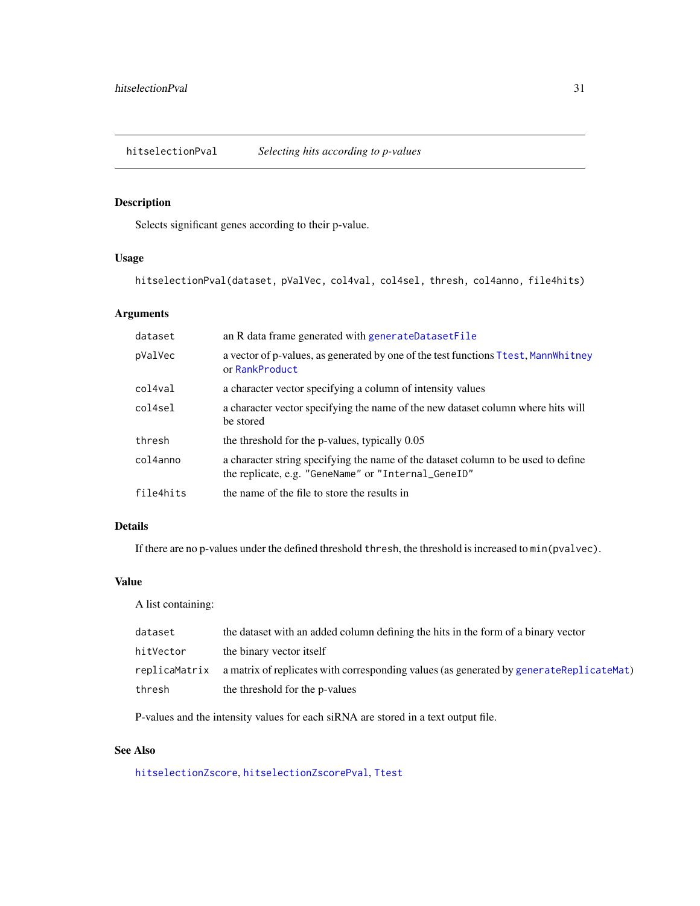## hitselectionPval *Selecting hits according to p-values*

### Description

Selects significant genes according to their p-value.

### Usage

```
hitselectionPval(dataset, pValVec, col4val, col4sel, thresh, col4anno, file4hits)
```

### Arguments

| | |
|---|---|
| dataset | an R data frame generated with generateDatasetFile |
| pValVec | a vector of p-values, as generated by one of the test functions Ttest, MannWhitney or RankProduct |
| col4val | a character vector specifying a column of intensity values |
| col4sel | a character vector specifying the name of the new dataset column where hits will be stored |
| thresh | the threshold for the p-values, typically 0.05 |
| col4anno | a character string specifying the name of the dataset column to be used to define the replicate, e.g. "GeneName" or "Internal_GeneID" |
| file4hits | the name of the file to store the results in |

### Details

If there are no p-values under the defined threshold `thresh`, the threshold is increased to `min(pvalvec)`.

### Value

A list containing:

| | |
|---|---|
| dataset | the dataset with an added column defining the hits in the form of a binary vector |
| hitVector | the binary vector itself |
| replicaMatrix | a matrix of replicates with corresponding values (as generated by generateReplicateMat) |
| thresh | the threshold for the p-values |

P-values and the intensity values for each siRNA are stored in a text output file.

### See Also

hitselectionZscore, hitselectionZscorePval, Ttest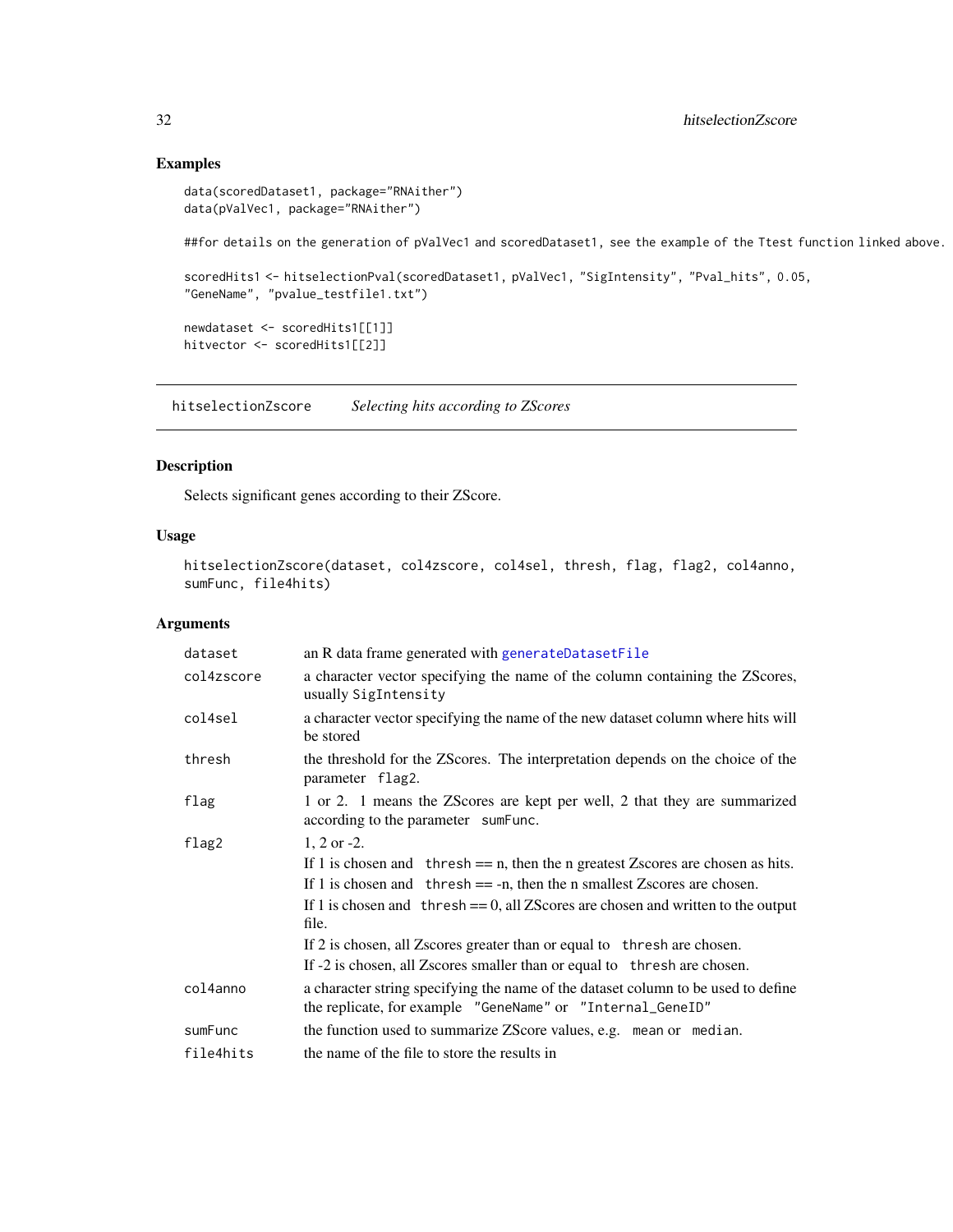## Examples

```
data(scoredDataset1, package="RNAither")
data(pValVec1, package="RNAither")

##for details on the generation of pValVec1 and scoredDataset1, see the example of the Ttest function linked above.

scoredHits1 <- hitselectionPval(scoredDataset1, pValVec1, "SigIntensity", "Pval_hits", 0.05,
"GeneName", "pvalue_testfile1.txt")

newdataset <- scoredHits1[[1]]
hitvector <- scoredHits1[[2]]
```

---

## hitselectionZscore — *Selecting hits according to ZScores*

---

### Description

Selects significant genes according to their ZScore.

### Usage

```
hitselectionZscore(dataset, col4zscore, col4sel, thresh, flag, flag2, col4anno,
sumFunc, file4hits)
```

### Arguments

| | |
|---|---|
| `dataset` | an R data frame generated with `generateDatasetFile` |
| `col4zscore` | a character vector specifying the name of the column containing the ZScores, usually `SigIntensity` |
| `col4sel` | a character vector specifying the name of the new dataset column where hits will be stored |
| `thresh` | the threshold for the ZScores. The interpretation depends on the choice of the parameter `flag2`. |
| `flag` | 1 or 2. 1 means the ZScores are kept per well, 2 that they are summarized according to the parameter `sumFunc`. |
| `flag2` | 1, 2 or -2.<br>If 1 is chosen and `thresh` == n, then the n greatest Zscores are chosen as hits.<br>If 1 is chosen and `thresh` == -n, then the n smallest Zscores are chosen.<br>If 1 is chosen and `thresh` == 0, all ZScores are chosen and written to the output file.<br>If 2 is chosen, all Zscores greater than or equal to `thresh` are chosen.<br>If -2 is chosen, all Zscores smaller than or equal to `thresh` are chosen. |
| `col4anno` | a character string specifying the name of the dataset column to be used to define the replicate, for example `"GeneName"` or `"Internal_GeneID"` |
| `sumFunc` | the function used to summarize ZScore values, e.g. `mean` or `median`. |
| `file4hits` | the name of the file to store the results in |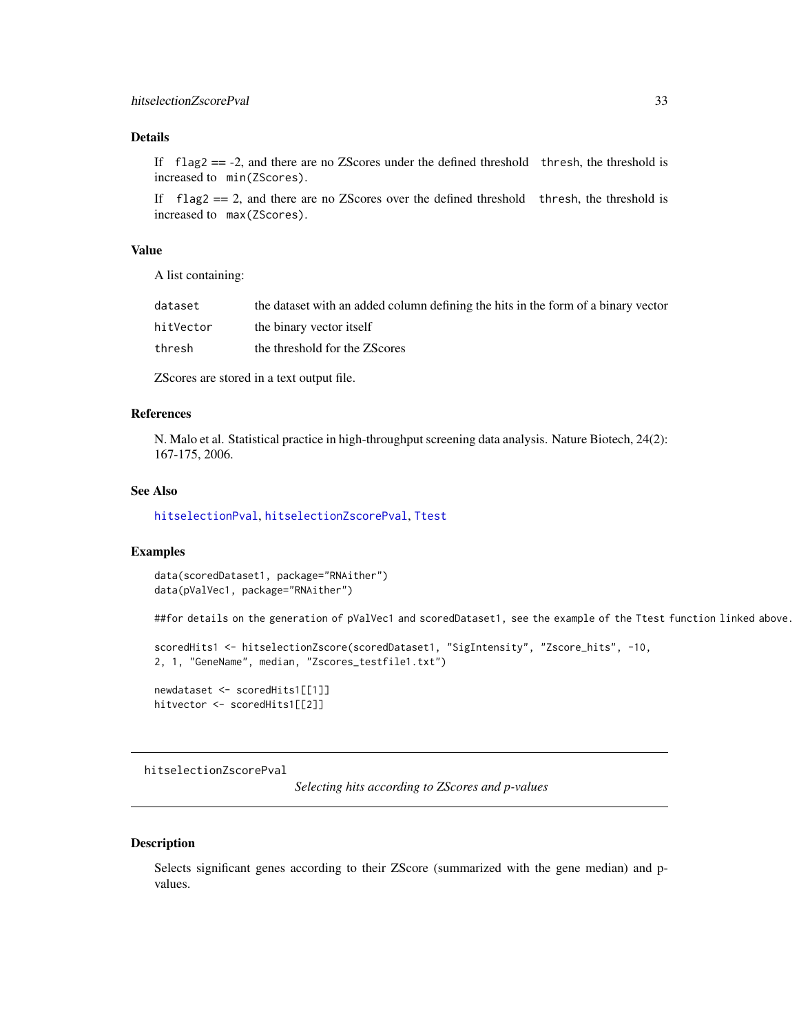## Details

If `flag2` == -2, and there are no ZScores under the defined threshold `thresh`, the threshold is increased to `min(ZScores)`.

If `flag2` == 2, and there are no ZScores over the defined threshold `thresh`, the threshold is increased to `max(ZScores)`.

## Value

A list containing:

| | |
|---|---|
| `dataset` | the dataset with an added column defining the hits in the form of a binary vector |
| `hitVector` | the binary vector itself |
| `thresh` | the threshold for the ZScores |

ZScores are stored in a text output file.

## References

N. Malo et al. Statistical practice in high-throughput screening data analysis. Nature Biotech, 24(2): 167-175, 2006.

## See Also

`hitselectionPval`, `hitselectionZscorePval`, `Ttest`

## Examples

```
data(scoredDataset1, package="RNAither")
data(pValVec1, package="RNAither")

##for details on the generation of pValVec1 and scoredDataset1, see the example of the Ttest function linked above.

scoredHits1 <- hitselectionZscore(scoredDataset1, "SigIntensity", "Zscore_hits", -10,
2, 1, "GeneName", median, "Zscores_testfile1.txt")

newdataset <- scoredHits1[[1]]
hitvector <- scoredHits1[[2]]
```

---

# hitselectionZscorePval — *Selecting hits according to ZScores and p-values*

---

## Description

Selects significant genes according to their ZScore (summarized with the gene median) and p-values.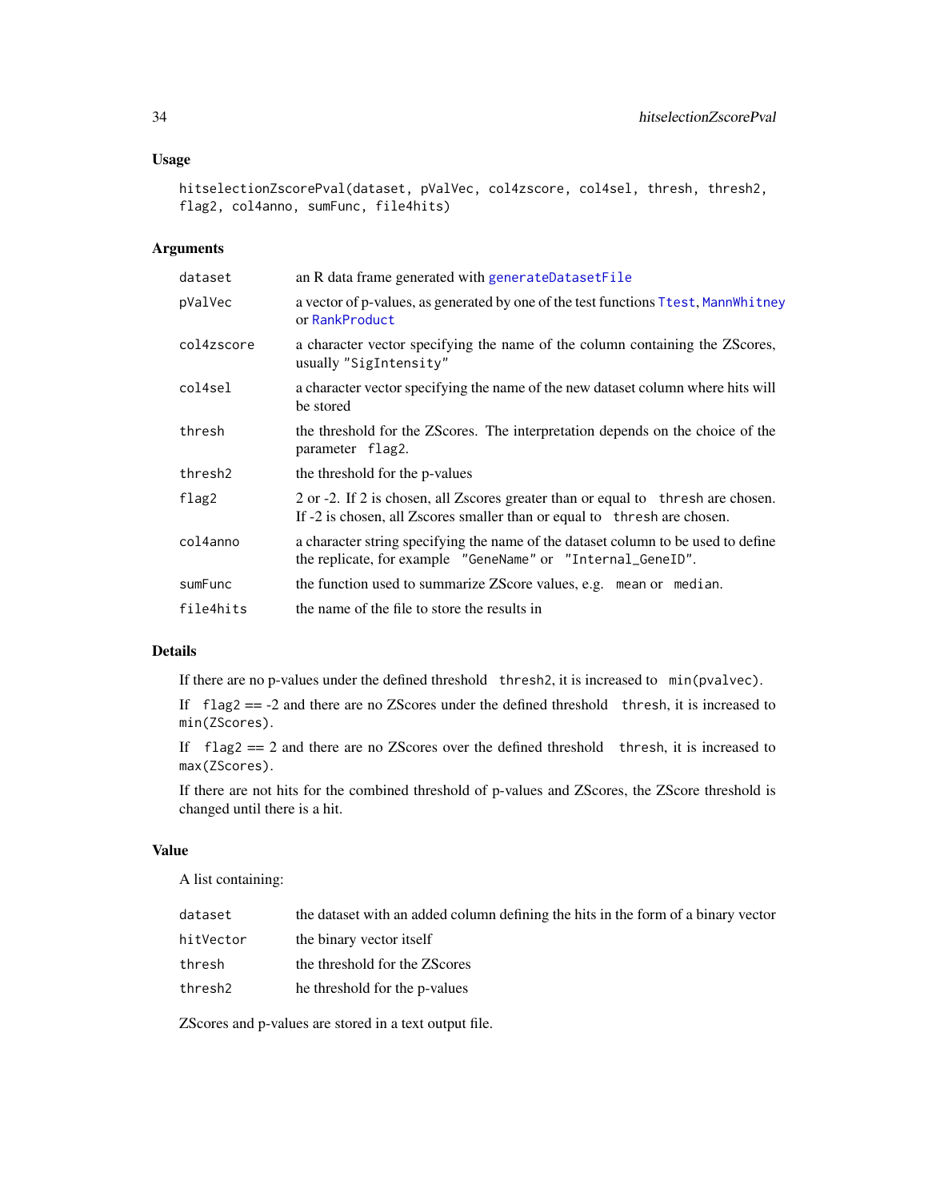### Usage

```
hitselectionZscorePval(dataset, pValVec, col4zscore, col4sel, thresh, thresh2,
flag2, col4anno, sumFunc, file4hits)
```

### Arguments

| | |
|---|---|
| `dataset` | an R data frame generated with `generateDatasetFile` |
| `pValVec` | a vector of p-values, as generated by one of the test functions `Ttest`, `MannWhitney` or `RankProduct` |
| `col4zscore` | a character vector specifying the name of the column containing the ZScores, usually `"SigIntensity"` |
| `col4sel` | a character vector specifying the name of the new dataset column where hits will be stored |
| `thresh` | the threshold for the ZScores. The interpretation depends on the choice of the parameter `flag2`. |
| `thresh2` | the threshold for the p-values |
| `flag2` | 2 or -2. If 2 is chosen, all Zscores greater than or equal to `thresh` are chosen. If -2 is chosen, all Zscores smaller than or equal to `thresh` are chosen. |
| `col4anno` | a character string specifying the name of the dataset column to be used to define the replicate, for example `"GeneName"` or `"Internal_GeneID"`. |
| `sumFunc` | the function used to summarize ZScore values, e.g. `mean` or `median`. |
| `file4hits` | the name of the file to store the results in |

### Details

If there are no p-values under the defined threshold `thresh2`, it is increased to `min(pvalvec)`.

If `flag2` == -2 and there are no ZScores under the defined threshold `thresh`, it is increased to `min(ZScores)`.

If `flag2` == 2 and there are no ZScores over the defined threshold `thresh`, it is increased to `max(ZScores)`.

If there are not hits for the combined threshold of p-values and ZScores, the ZScore threshold is changed until there is a hit.

### Value

A list containing:

| | |
|---|---|
| `dataset` | the dataset with an added column defining the hits in the form of a binary vector |
| `hitVector` | the binary vector itself |
| `thresh` | the threshold for the ZScores |
| `thresh2` | he threshold for the p-values |

ZScores and p-values are stored in a text output file.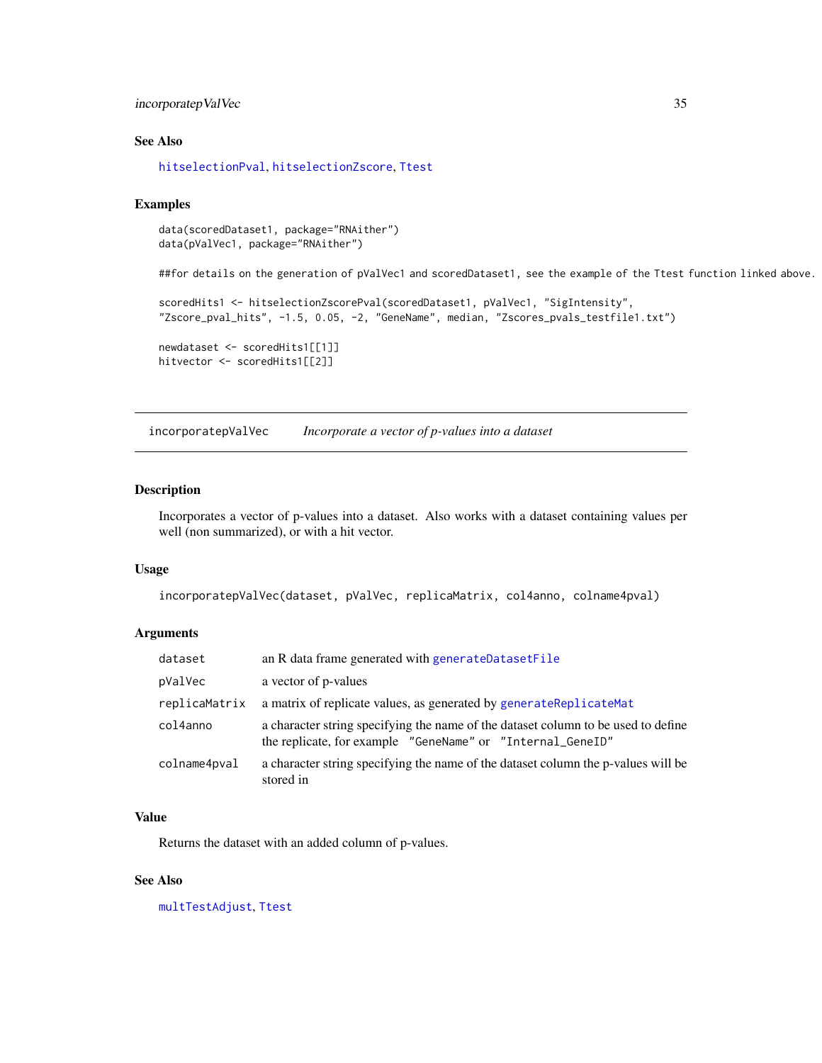### See Also

hitselectionPval, hitselectionZscore, Ttest

### Examples

```
data(scoredDataset1, package="RNAither")
data(pValVec1, package="RNAither")

##for details on the generation of pValVec1 and scoredDataset1, see the example of the Ttest function linked above.

scoredHits1 <- hitselectionZscorePval(scoredDataset1, pValVec1, "SigIntensity",
"Zscore_pval_hits", -1.5, 0.05, -2, "GeneName", median, "Zscores_pvals_testfile1.txt")

newdataset <- scoredHits1[[1]]
hitvector <- scoredHits1[[2]]
```

---

## incorporatepValVec — *Incorporate a vector of p-values into a dataset*

### Description

Incorporates a vector of p-values into a dataset. Also works with a dataset containing values per well (non summarized), or with a hit vector.

### Usage

```
incorporatepValVec(dataset, pValVec, replicaMatrix, col4anno, colname4pval)
```

### Arguments

| | |
|---|---|
| dataset | an R data frame generated with generateDatasetFile |
| pValVec | a vector of p-values |
| replicaMatrix | a matrix of replicate values, as generated by generateReplicateMat |
| col4anno | a character string specifying the name of the dataset column to be used to define the replicate, for example "GeneName" or "Internal_GeneID" |
| colname4pval | a character string specifying the name of the dataset column the p-values will be stored in |

### Value

Returns the dataset with an added column of p-values.

### See Also

multTestAdjust, Ttest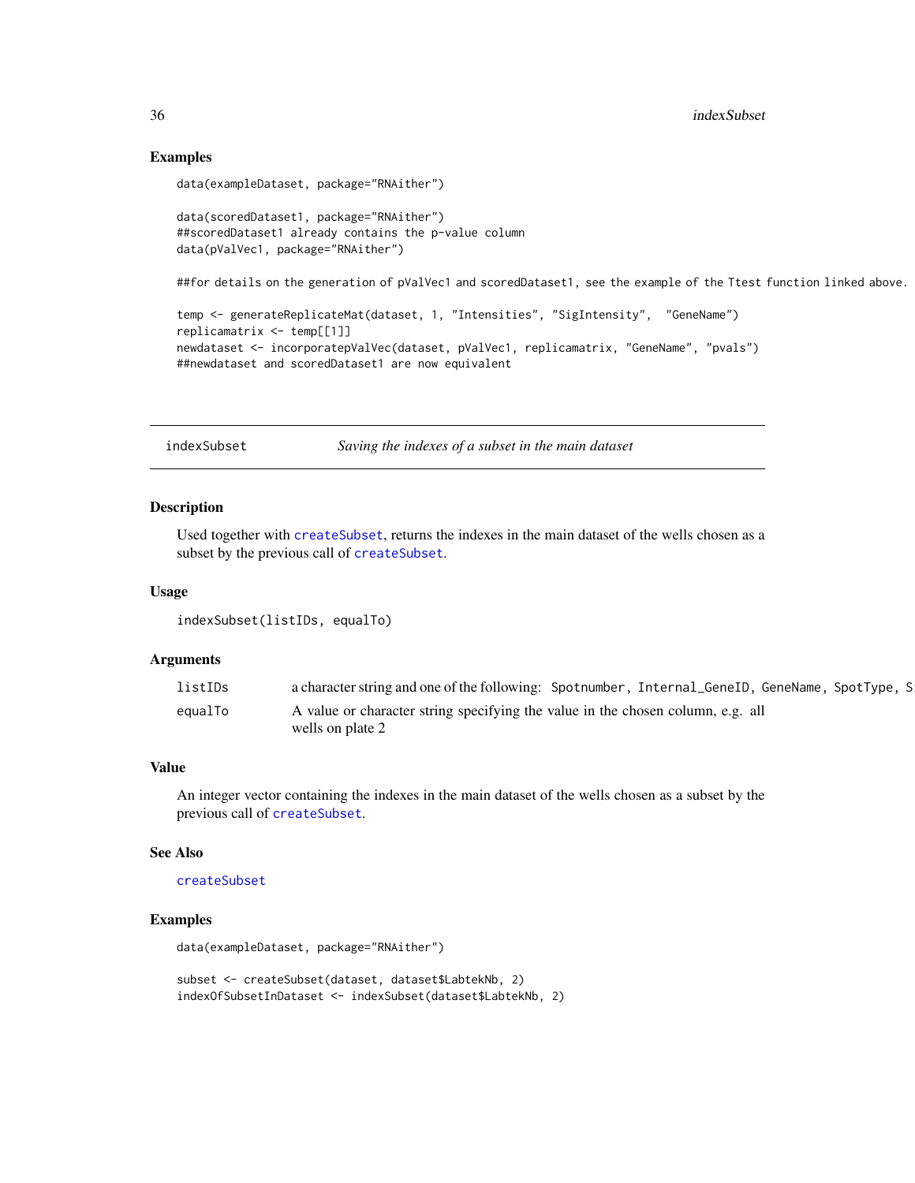## Examples

```
data(exampleDataset, package="RNAither")

data(scoredDataset1, package="RNAither")
##scoredDataset1 already contains the p-value column
data(pValVec1, package="RNAither")

##for details on the generation of pValVec1 and scoredDataset1, see the example of the Ttest function linked above.

temp <- generateReplicateMat(dataset, 1, "Intensities", "SigIntensity",  "GeneName")
replicamatrix <- temp[[1]]
newdataset <- incorporatepValVec(dataset, pValVec1, replicamatrix, "GeneName", "pvals")
##newdataset and scoredDataset1 are now equivalent
```

---

# indexSubset — *Saving the indexes of a subset in the main dataset*

## Description

Used together with `createSubset`, returns the indexes in the main dataset of the wells chosen as a subset by the previous call of `createSubset`.

## Usage

```
indexSubset(listIDs, equalTo)
```

## Arguments

| | |
|---|---|
| `listIDs` | a character string and one of the following: `Spotnumber`, `Internal_GeneID`, `GeneName`, `SpotType`, `S` |
| `equalTo` | A value or character string specifying the value in the chosen column, e.g. all wells on plate 2 |

## Value

An integer vector containing the indexes in the main dataset of the wells chosen as a subset by the previous call of `createSubset`.

## See Also

`createSubset`

## Examples

```
data(exampleDataset, package="RNAither")

subset <- createSubset(dataset, dataset$LabtekNb, 2)
indexOfSubsetInDataset <- indexSubset(dataset$LabtekNb, 2)
```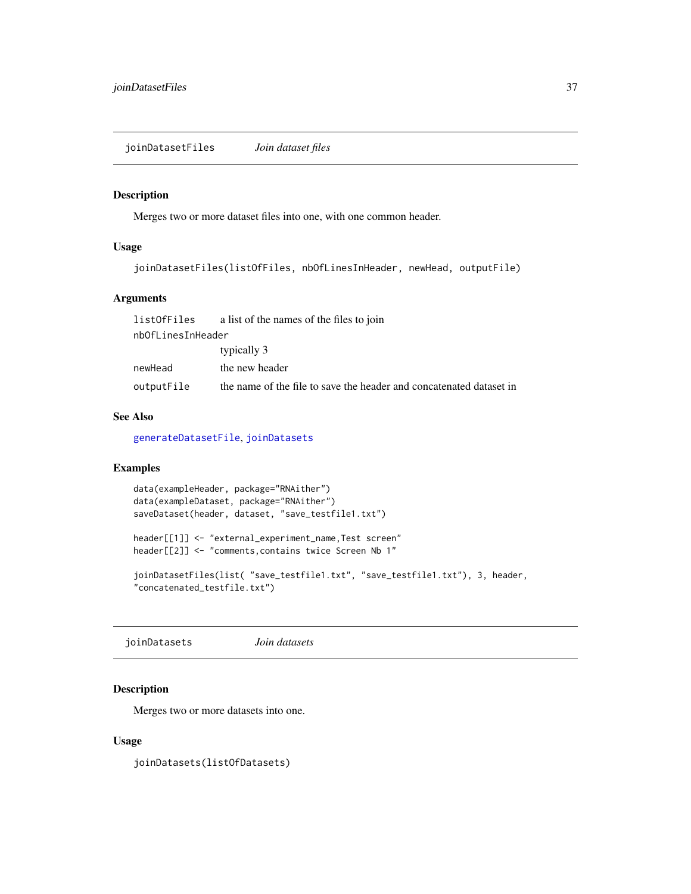## joinDatasetFiles — *Join dataset files*

### Description

Merges two or more dataset files into one, with one common header.

### Usage

```
joinDatasetFiles(listOfFiles, nbOfLinesInHeader, newHead, outputFile)
```

### Arguments

| | |
|---|---|
| `listOfFiles` | a list of the names of the files to join |
| `nbOfLinesInHeader` | typically 3 |
| `newHead` | the new header |
| `outputFile` | the name of the file to save the header and concatenated dataset in |

### See Also

generateDatasetFile, joinDatasets

### Examples

```
data(exampleHeader, package="RNAither")
data(exampleDataset, package="RNAither")
saveDataset(header, dataset, "save_testfile1.txt")

header[[1]] <- "external_experiment_name,Test screen"
header[[2]] <- "comments,contains twice Screen Nb 1"

joinDatasetFiles(list( "save_testfile1.txt", "save_testfile1.txt"), 3, header,
"concatenated_testfile.txt")
```

## joinDatasets — *Join datasets*

### Description

Merges two or more datasets into one.

### Usage

```
joinDatasets(listOfDatasets)
```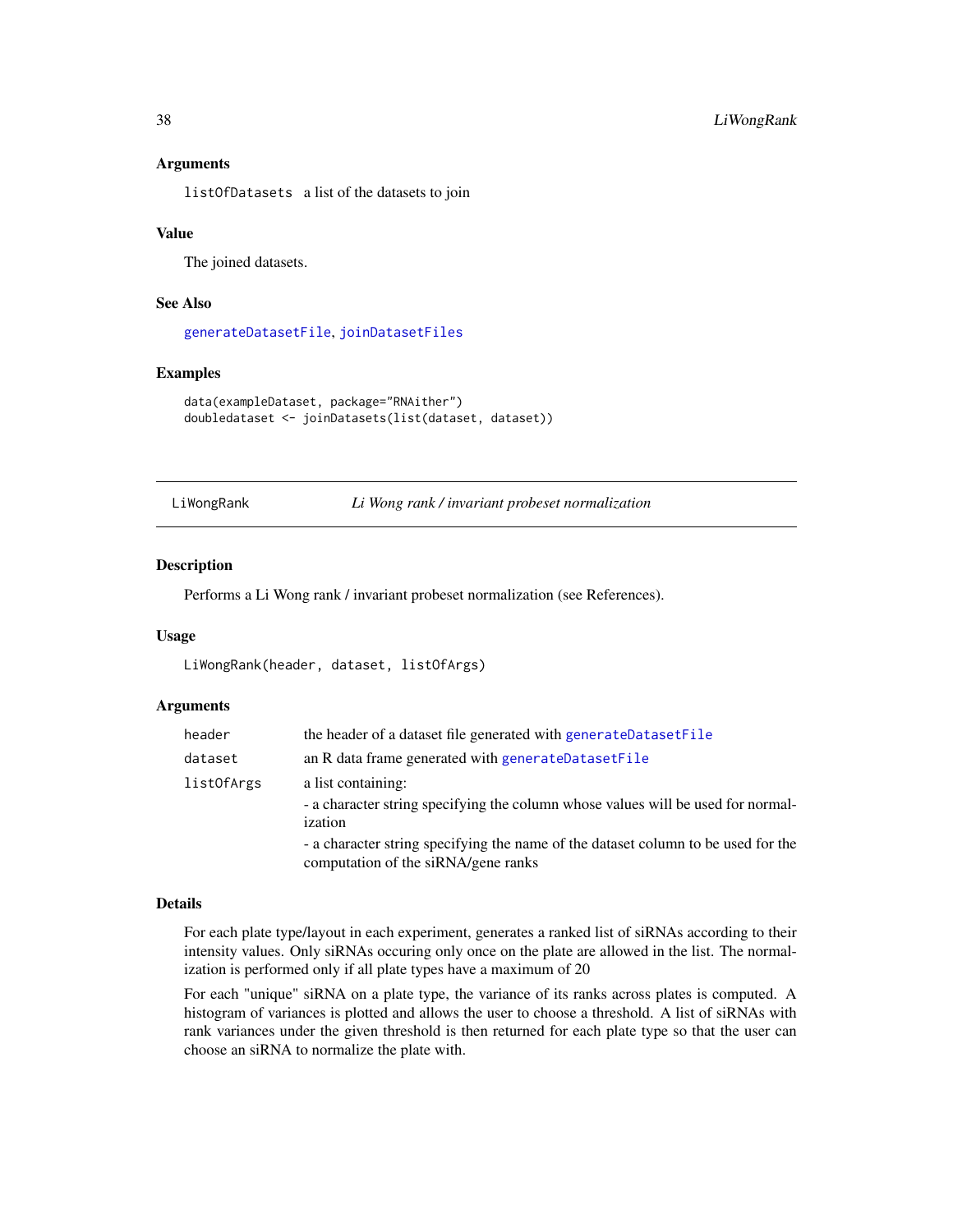### Arguments

`listOfDatasets` a list of the datasets to join

### Value

The joined datasets.

### See Also

generateDatasetFile, joinDatasetFiles

### Examples

```
data(exampleDataset, package="RNAither")
doubledataset <- joinDatasets(list(dataset, dataset))
```

---

## LiWongRank *Li Wong rank / invariant probeset normalization*

### Description

Performs a Li Wong rank / invariant probeset normalization (see References).

### Usage

```
LiWongRank(header, dataset, listOfArgs)
```

### Arguments

| | |
|---|---|
| `header` | the header of a dataset file generated with generateDatasetFile |
| `dataset` | an R data frame generated with generateDatasetFile |
| `listOfArgs` | a list containing:<br>- a character string specifying the column whose values will be used for normalization<br>- a character string specifying the name of the dataset column to be used for the computation of the siRNA/gene ranks |

### Details

For each plate type/layout in each experiment, generates a ranked list of siRNAs according to their intensity values. Only siRNAs occuring only once on the plate are allowed in the list. The normalization is performed only if all plate types have a maximum of 20

For each "unique" siRNA on a plate type, the variance of its ranks across plates is computed. A histogram of variances is plotted and allows the user to choose a threshold. A list of siRNAs with rank variances under the given threshold is then returned for each plate type so that the user can choose an siRNA to normalize the plate with.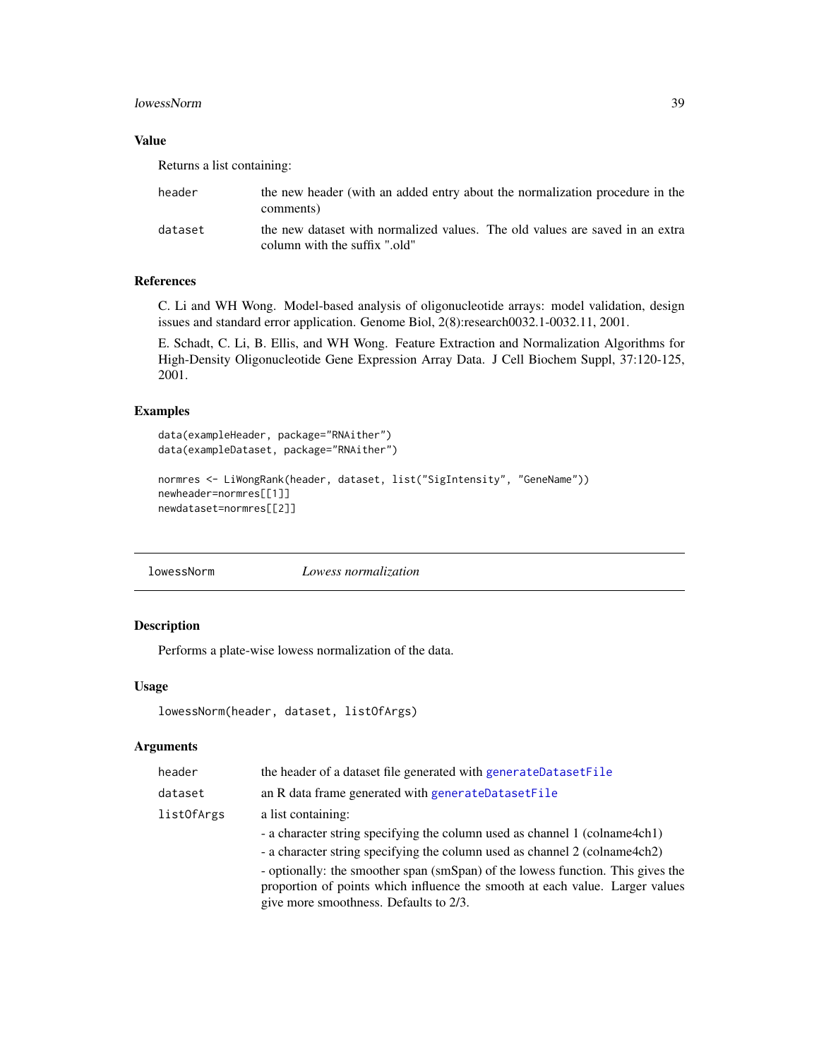## Value

Returns a list containing:

| | |
|---|---|
| header | the new header (with an added entry about the normalization procedure in the comments) |
| dataset | the new dataset with normalized values. The old values are saved in an extra column with the suffix ".old" |

## References

C. Li and WH Wong. Model-based analysis of oligonucleotide arrays: model validation, design issues and standard error application. Genome Biol, 2(8):research0032.1-0032.11, 2001.

E. Schadt, C. Li, B. Ellis, and WH Wong. Feature Extraction and Normalization Algorithms for High-Density Oligonucleotide Gene Expression Array Data. J Cell Biochem Suppl, 37:120-125, 2001.

## Examples

```
data(exampleHeader, package="RNAither")
data(exampleDataset, package="RNAither")

normres <- LiWongRank(header, dataset, list("SigIntensity", "GeneName"))
newheader=normres[[1]]
newdataset=normres[[2]]
```

---

# lowessNorm *Lowess normalization*

## Description

Performs a plate-wise lowess normalization of the data.

## Usage

```
lowessNorm(header, dataset, listOfArgs)
```

## Arguments

| | |
|---|---|
| header | the header of a dataset file generated with generateDatasetFile |
| dataset | an R data frame generated with generateDatasetFile |
| listOfArgs | a list containing:<br>- a character string specifying the column used as channel 1 (colname4ch1)<br>- a character string specifying the column used as channel 2 (colname4ch2)<br>- optionally: the smoother span (smSpan) of the lowess function. This gives the proportion of points which influence the smooth at each value. Larger values give more smoothness. Defaults to 2/3. |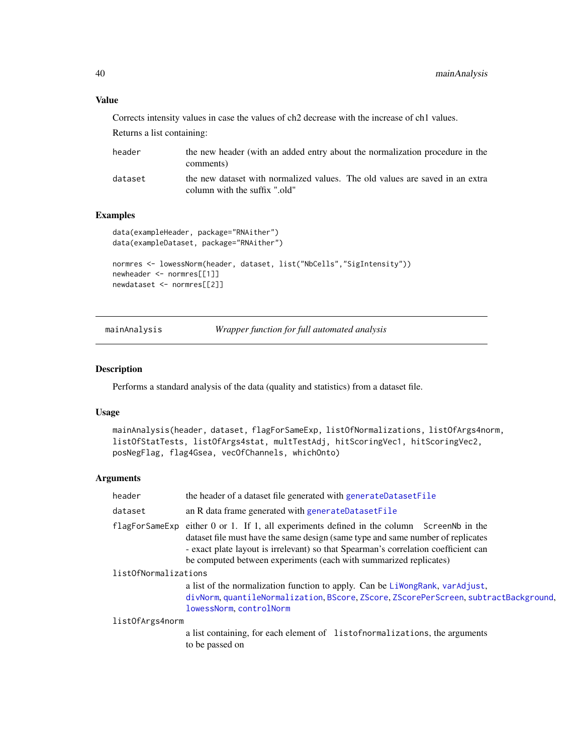## Value

Corrects intensity values in case the values of ch2 decrease with the increase of ch1 values.

Returns a list containing:

| | |
|---|---|
| header | the new header (with an added entry about the normalization procedure in the comments) |
| dataset | the new dataset with normalized values. The old values are saved in an extra column with the suffix ".old" |

## Examples

```
data(exampleHeader, package="RNAither")
data(exampleDataset, package="RNAither")

normres <- lowessNorm(header, dataset, list("NbCells","SigIntensity"))
newheader <- normres[[1]]
newdataset <- normres[[2]]
```

---

# mainAnalysis — *Wrapper function for full automated analysis*

---

## Description

Performs a standard analysis of the data (quality and statistics) from a dataset file.

## Usage

```
mainAnalysis(header, dataset, flagForSameExp, listOfNormalizations, listOfArgs4norm,
listOfStatTests, listOfArgs4stat, multTestAdj, hitScoringVec1, hitScoringVec2,
posNegFlag, flag4Gsea, vecOfChannels, whichOnto)
```

## Arguments

| | |
|---|---|
| header | the header of a dataset file generated with generateDatasetFile |
| dataset | an R data frame generated with generateDatasetFile |
| flagForSameExp | either 0 or 1. If 1, all experiments defined in the column ScreenNb in the dataset file must have the same design (same type and same number of replicates - exact plate layout is irrelevant) so that Spearman's correlation coefficient can be computed between experiments (each with summarized replicates) |
| listOfNormalizations | a list of the normalization function to apply. Can be LiWongRank, varAdjust, divNorm, quantileNormalization, BScore, ZScore, ZScorePerScreen, subtractBackground, lowessNorm, controlNorm |
| listOfArgs4norm | a list containing, for each element of listofnormalizations, the arguments to be passed on |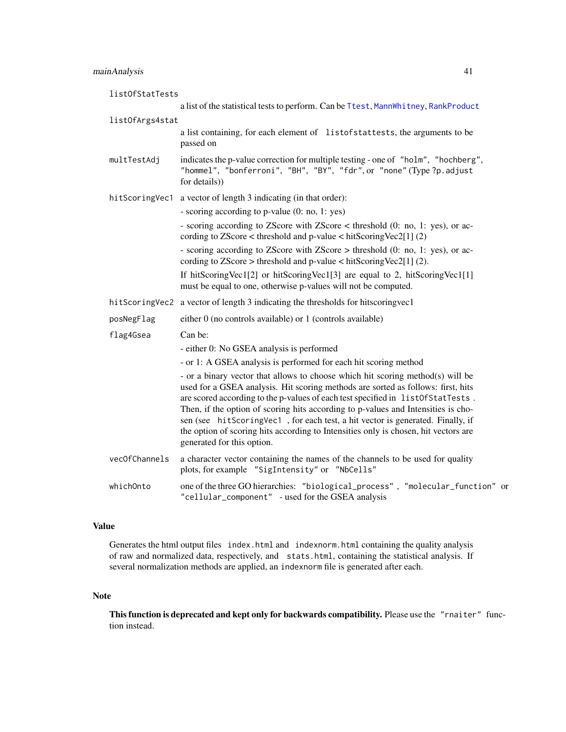`listOfStatTests`
: a list of the statistical tests to perform. Can be `Ttest`, `MannWhitney`, `RankProduct`

`listOfArgs4stat`
: a list containing, for each element of `listofstattests`, the arguments to be passed on

`multTestAdj`
: indicates the p-value correction for multiple testing - one of `"holm"`, `"hochberg"`, `"hommel"`, `"bonferroni"`, `"BH"`, `"BY"`, `"fdr"`, or `"none"` (Type `?p.adjust` for details))

`hitScoringVec1`
: a vector of length 3 indicating (in that order):

  - scoring according to p-value (0: no, 1: yes)

  - scoring according to ZScore with ZScore < threshold (0: no, 1: yes), or according to ZScore < threshold and p-value < hitScoringVec2[1] (2)

  - scoring according to ZScore with ZScore > threshold (0: no, 1: yes), or according to ZScore > threshold and p-value < hitScoringVec2[1] (2).

  If hitScoringVec1[2] or hitScoringVec1[3] are equal to 2, hitScoringVec1[1] must be equal to one, otherwise p-values will not be computed.

`hitScoringVec2`
: a vector of length 3 indicating the thresholds for hitscoringvec1

`posNegFlag`
: either 0 (no controls available) or 1 (controls available)

`flag4Gsea`
: Can be:

  - either 0: No GSEA analysis is performed

  - or 1: A GSEA analysis is performed for each hit scoring method

  - or a binary vector that allows to choose which hit scoring method(s) will be used for a GSEA analysis. Hit scoring methods are sorted as follows: first, hits are scored according to the p-values of each test specified in `listOfStatTests`. Then, if the option of scoring hits according to p-values and Intensities is chosen (see `hitScoringVec1` , for each test, a hit vector is generated. Finally, if the option of scoring hits according to Intensities only is chosen, hit vectors are generated for this option.

`vecOfChannels`
: a character vector containing the names of the channels to be used for quality plots, for example `"SigIntensity"` or `"NbCells"`

`whichOnto`
: one of the three GO hierarchies: `"biological_process"`, `"molecular_function"` or `"cellular_component"` - used for the GSEA analysis

## Value

Generates the html output files `index.html` and `indexnorm.html` containing the quality analysis of raw and normalized data, respectively, and `stats.html`, containing the statistical analysis. If several normalization methods are applied, an `indexnorm` file is generated after each.

## Note

**This function is deprecated and kept only for backwards compatibility.** Please use the `"rnaiter"` function instead.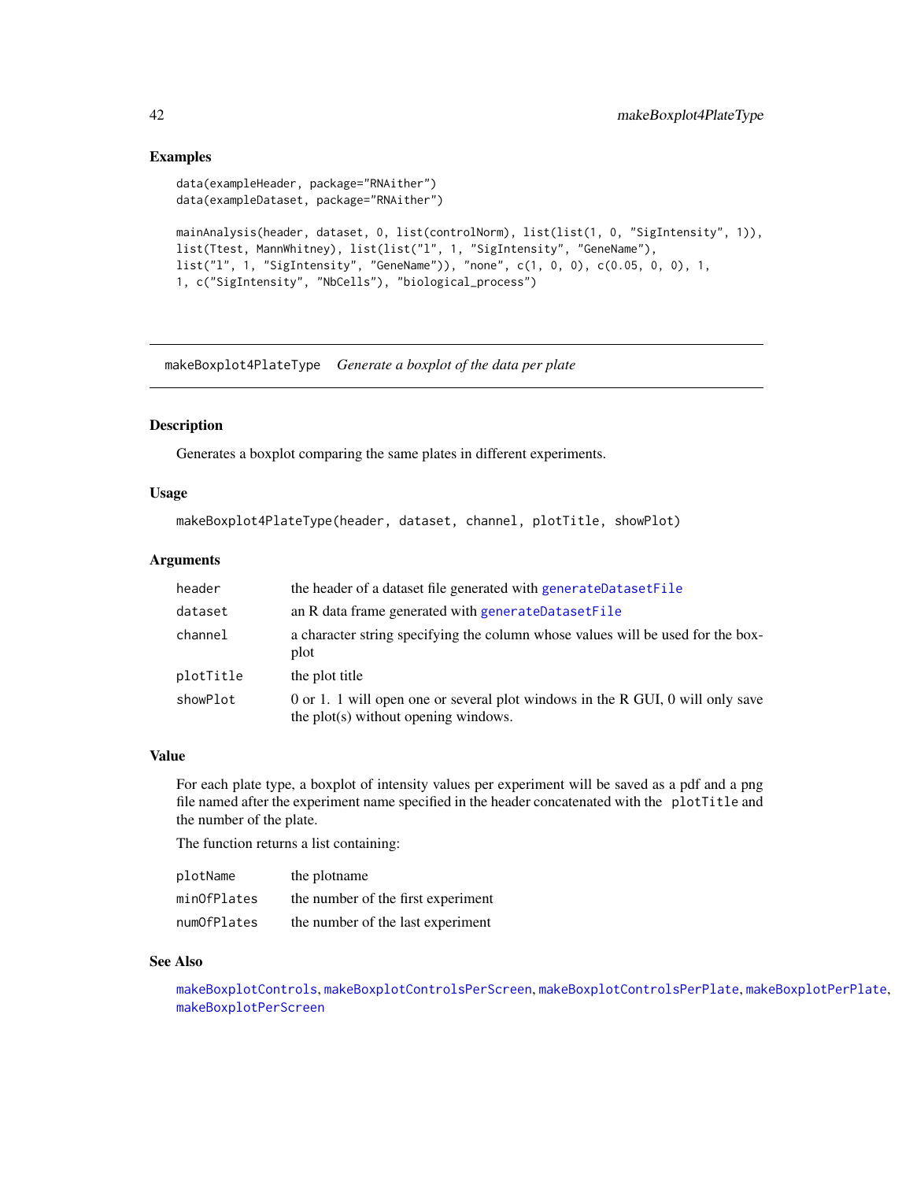## Examples

```
data(exampleHeader, package="RNAither")
data(exampleDataset, package="RNAither")

mainAnalysis(header, dataset, 0, list(controlNorm), list(list(1, 0, "SigIntensity", 1)),
list(Ttest, MannWhitney), list(list("l", 1, "SigIntensity", "GeneName"),
list("l", 1, "SigIntensity", "GeneName")), "none", c(1, 0, 0), c(0.05, 0, 0), 1,
1, c("SigIntensity", "NbCells"), "biological_process")
```

---

# makeBoxplot4PlateType *Generate a boxplot of the data per plate*

## Description

Generates a boxplot comparing the same plates in different experiments.

## Usage

```
makeBoxplot4PlateType(header, dataset, channel, plotTitle, showPlot)
```

## Arguments

| | |
|---|---|
| `header` | the header of a dataset file generated with `generateDatasetFile` |
| `dataset` | an R data frame generated with `generateDatasetFile` |
| `channel` | a character string specifying the column whose values will be used for the boxplot |
| `plotTitle` | the plot title |
| `showPlot` | 0 or 1. 1 will open one or several plot windows in the R GUI, 0 will only save the plot(s) without opening windows. |

## Value

For each plate type, a boxplot of intensity values per experiment will be saved as a pdf and a png file named after the experiment name specified in the header concatenated with the `plotTitle` and the number of the plate.

The function returns a list containing:

| | |
|---|---|
| `plotName` | the plotname |
| `minOfPlates` | the number of the first experiment |
| `numOfPlates` | the number of the last experiment |

## See Also

`makeBoxplotControls`, `makeBoxplotControlsPerScreen`, `makeBoxplotControlsPerPlate`, `makeBoxplotPerPlate`, `makeBoxplotPerScreen`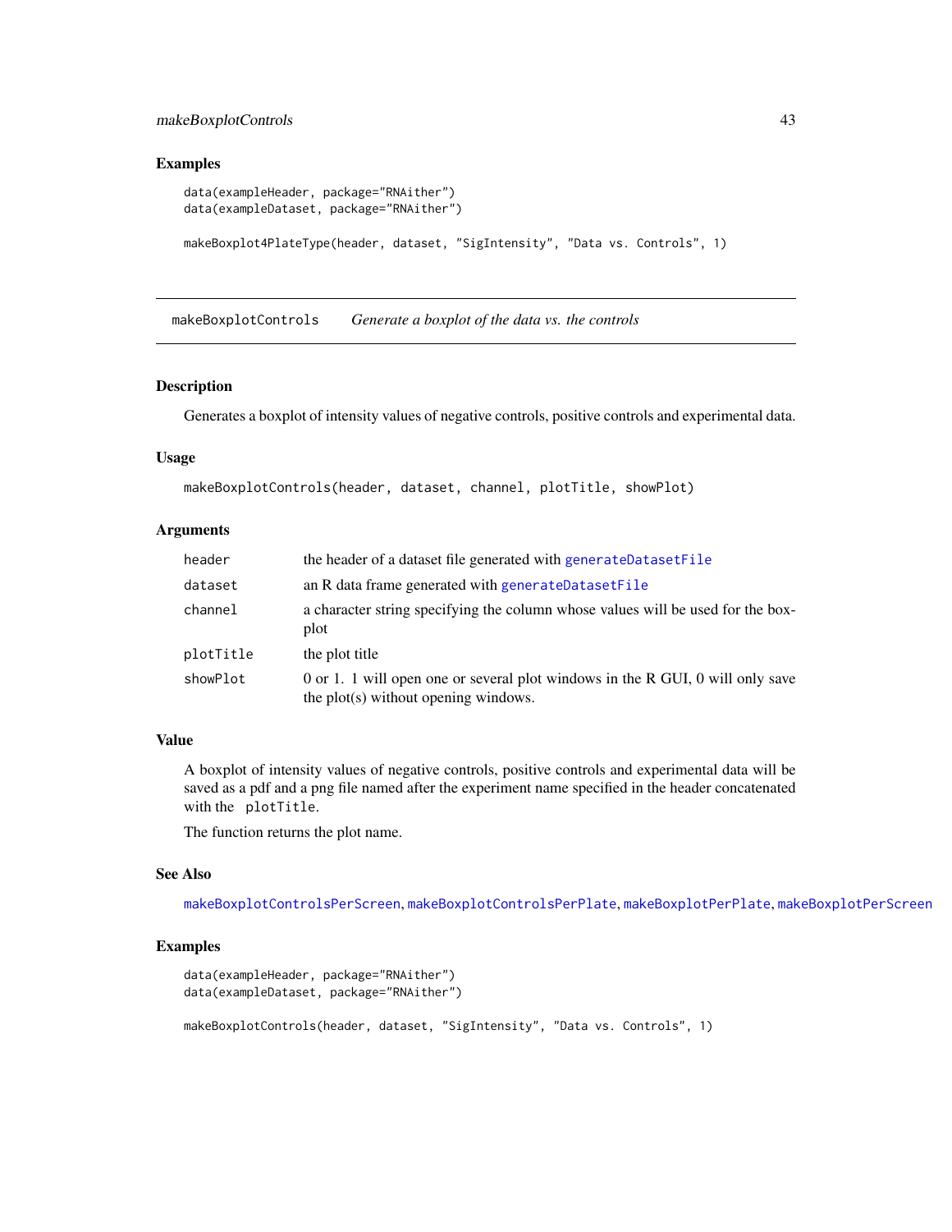## Examples

```
data(exampleHeader, package="RNAither")
data(exampleDataset, package="RNAither")

makeBoxplot4PlateType(header, dataset, "SigIntensity", "Data vs. Controls", 1)
```

---

## makeBoxplotControls — *Generate a boxplot of the data vs. the controls*

### Description

Generates a boxplot of intensity values of negative controls, positive controls and experimental data.

### Usage

```
makeBoxplotControls(header, dataset, channel, plotTitle, showPlot)
```

### Arguments

| | |
|---|---|
| header | the header of a dataset file generated with generateDatasetFile |
| dataset | an R data frame generated with generateDatasetFile |
| channel | a character string specifying the column whose values will be used for the boxplot |
| plotTitle | the plot title |
| showPlot | 0 or 1. 1 will open one or several plot windows in the R GUI, 0 will only save the plot(s) without opening windows. |

### Value

A boxplot of intensity values of negative controls, positive controls and experimental data will be saved as a pdf and a png file named after the experiment name specified in the header concatenated with the `plotTitle`.

The function returns the plot name.

### See Also

makeBoxplotControlsPerScreen, makeBoxplotControlsPerPlate, makeBoxplotPerPlate, makeBoxplotPerScreen

### Examples

```
data(exampleHeader, package="RNAither")
data(exampleDataset, package="RNAither")

makeBoxplotControls(header, dataset, "SigIntensity", "Data vs. Controls", 1)
```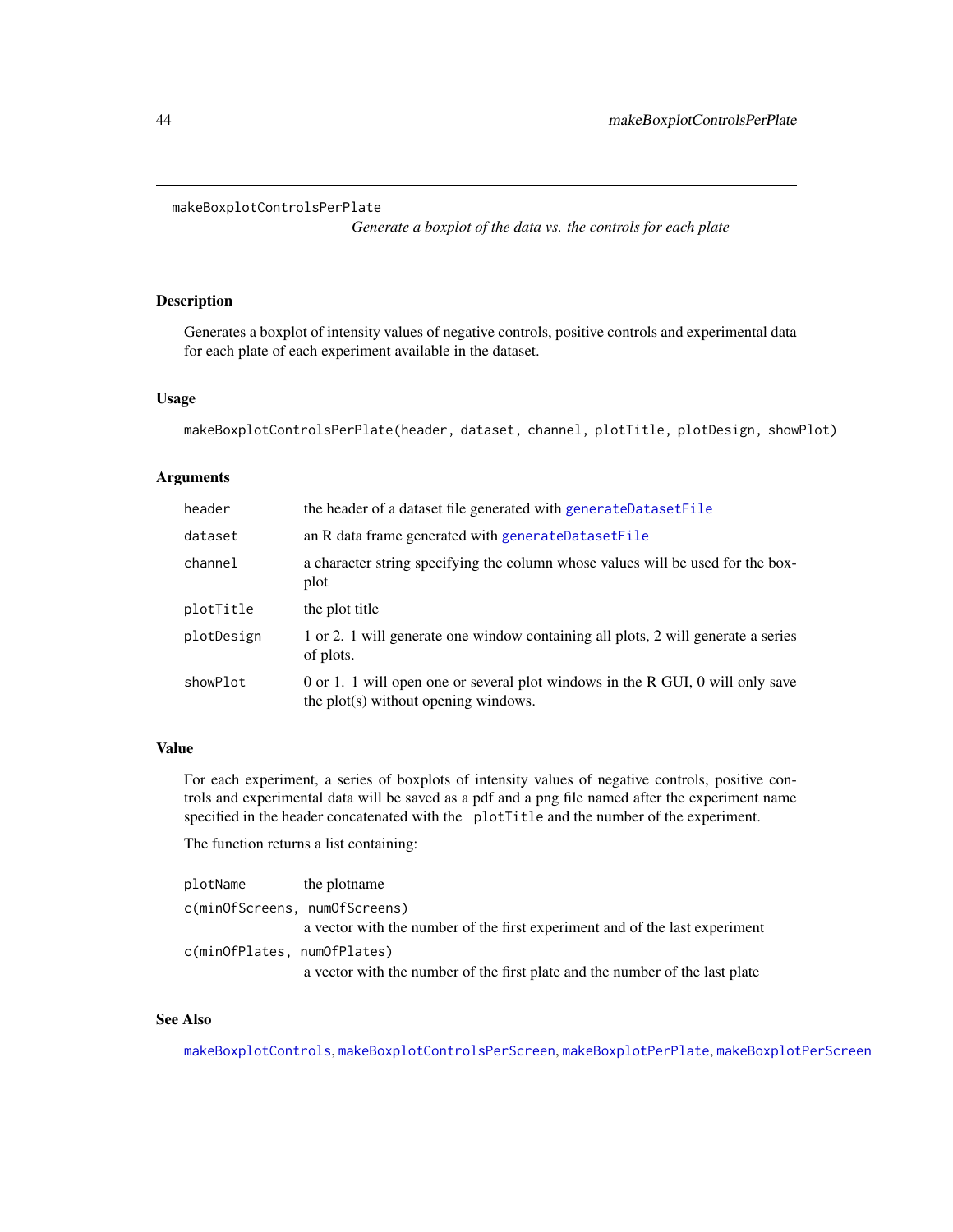makeBoxplotControlsPerPlate

*Generate a boxplot of the data vs. the controls for each plate*

## Description

Generates a boxplot of intensity values of negative controls, positive controls and experimental data for each plate of each experiment available in the dataset.

## Usage

```
makeBoxplotControlsPerPlate(header, dataset, channel, plotTitle, plotDesign, showPlot)
```

## Arguments

| | |
|---|---|
| header | the header of a dataset file generated with generateDatasetFile |
| dataset | an R data frame generated with generateDatasetFile |
| channel | a character string specifying the column whose values will be used for the boxplot |
| plotTitle | the plot title |
| plotDesign | 1 or 2. 1 will generate one window containing all plots, 2 will generate a series of plots. |
| showPlot | 0 or 1. 1 will open one or several plot windows in the R GUI, 0 will only save the plot(s) without opening windows. |

## Value

For each experiment, a series of boxplots of intensity values of negative controls, positive controls and experimental data will be saved as a pdf and a png file named after the experiment name specified in the header concatenated with the `plotTitle` and the number of the experiment.

The function returns a list containing:

| | |
|---|---|
| plotName | the plotname |
| c(minOfScreens, numOfScreens) | a vector with the number of the first experiment and of the last experiment |
| c(minOfPlates, numOfPlates) | a vector with the number of the first plate and the number of the last plate |

## See Also

makeBoxplotControls, makeBoxplotControlsPerScreen, makeBoxplotPerPlate, makeBoxplotPerScreen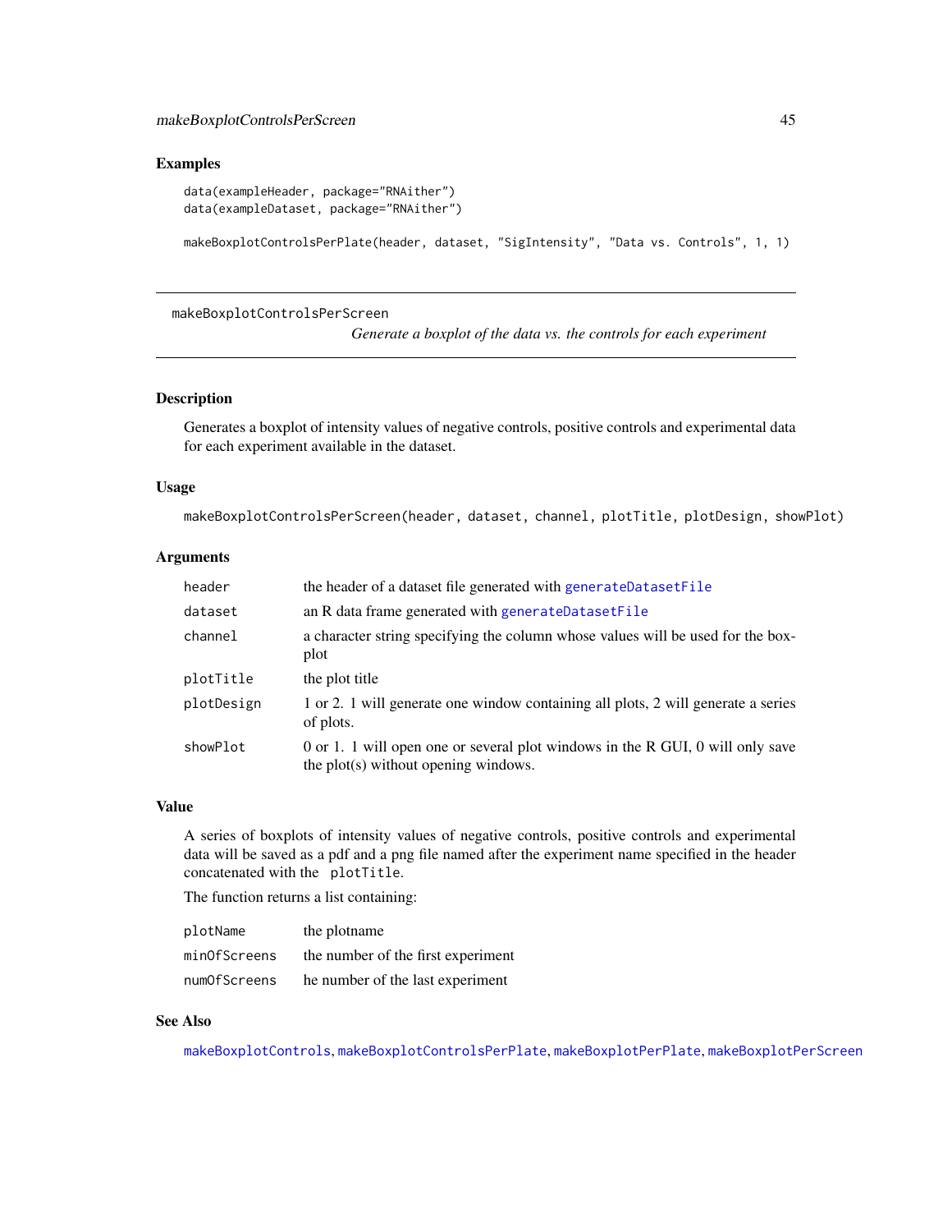## Examples

```
data(exampleHeader, package="RNAither")
data(exampleDataset, package="RNAither")

makeBoxplotControlsPerPlate(header, dataset, "SigIntensity", "Data vs. Controls", 1, 1)
```

---

# makeBoxplotControlsPerScreen

*Generate a boxplot of the data vs. the controls for each experiment*

## Description

Generates a boxplot of intensity values of negative controls, positive controls and experimental data for each experiment available in the dataset.

## Usage

```
makeBoxplotControlsPerScreen(header, dataset, channel, plotTitle, plotDesign, showPlot)
```

## Arguments

| | |
|---|---|
| header | the header of a dataset file generated with generateDatasetFile |
| dataset | an R data frame generated with generateDatasetFile |
| channel | a character string specifying the column whose values will be used for the boxplot |
| plotTitle | the plot title |
| plotDesign | 1 or 2. 1 will generate one window containing all plots, 2 will generate a series of plots. |
| showPlot | 0 or 1. 1 will open one or several plot windows in the R GUI, 0 will only save the plot(s) without opening windows. |

## Value

A series of boxplots of intensity values of negative controls, positive controls and experimental data will be saved as a pdf and a png file named after the experiment name specified in the header concatenated with the plotTitle.

The function returns a list containing:

| | |
|---|---|
| plotName | the plotname |
| minOfScreens | the number of the first experiment |
| numOfScreens | he number of the last experiment |

## See Also

makeBoxplotControls, makeBoxplotControlsPerPlate, makeBoxplotPerPlate, makeBoxplotPerScreen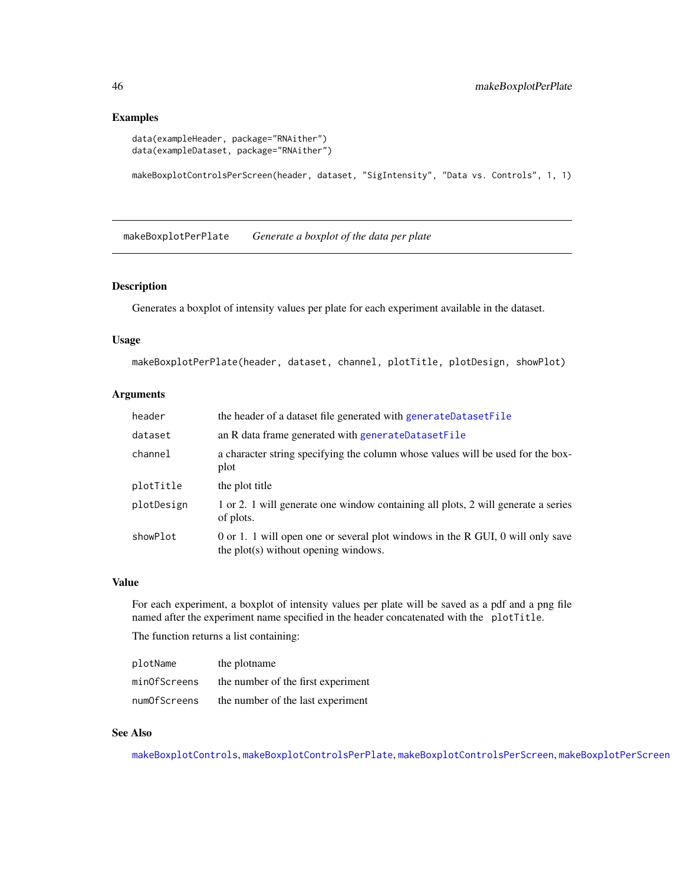## Examples

```
data(exampleHeader, package="RNAither")
data(exampleDataset, package="RNAither")

makeBoxplotControlsPerScreen(header, dataset, "SigIntensity", "Data vs. Controls", 1, 1)
```

---

# makeBoxplotPerPlate *Generate a boxplot of the data per plate*

## Description

Generates a boxplot of intensity values per plate for each experiment available in the dataset.

## Usage

```
makeBoxplotPerPlate(header, dataset, channel, plotTitle, plotDesign, showPlot)
```

## Arguments

| | |
|---|---|
| header | the header of a dataset file generated with generateDatasetFile |
| dataset | an R data frame generated with generateDatasetFile |
| channel | a character string specifying the column whose values will be used for the boxplot |
| plotTitle | the plot title |
| plotDesign | 1 or 2. 1 will generate one window containing all plots, 2 will generate a series of plots. |
| showPlot | 0 or 1. 1 will open one or several plot windows in the R GUI, 0 will only save the plot(s) without opening windows. |

## Value

For each experiment, a boxplot of intensity values per plate will be saved as a pdf and a png file named after the experiment name specified in the header concatenated with the `plotTitle`.

The function returns a list containing:

| | |
|---|---|
| plotName | the plotname |
| minOfScreens | the number of the first experiment |
| numOfScreens | the number of the last experiment |

## See Also

makeBoxplotControls, makeBoxplotControlsPerPlate, makeBoxplotControlsPerScreen, makeBoxplotPerScreen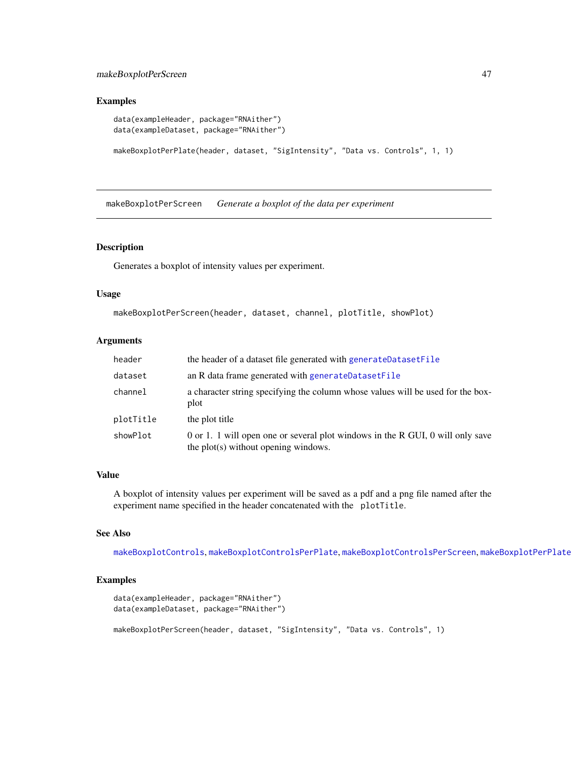## Examples

```
data(exampleHeader, package="RNAither")
data(exampleDataset, package="RNAither")

makeBoxplotPerPlate(header, dataset, "SigIntensity", "Data vs. Controls", 1, 1)
```

---

## makeBoxplotPerScreen — *Generate a boxplot of the data per experiment*

---

### Description

Generates a boxplot of intensity values per experiment.

### Usage

```
makeBoxplotPerScreen(header, dataset, channel, plotTitle, showPlot)
```

### Arguments

| | |
|---|---|
| `header` | the header of a dataset file generated with `generateDatasetFile` |
| `dataset` | an R data frame generated with `generateDatasetFile` |
| `channel` | a character string specifying the column whose values will be used for the boxplot |
| `plotTitle` | the plot title |
| `showPlot` | 0 or 1. 1 will open one or several plot windows in the R GUI, 0 will only save the plot(s) without opening windows. |

### Value

A boxplot of intensity values per experiment will be saved as a pdf and a png file named after the experiment name specified in the header concatenated with the `plotTitle`.

### See Also

`makeBoxplotControls`, `makeBoxplotControlsPerPlate`, `makeBoxplotControlsPerScreen`, `makeBoxplotPerPlate`

### Examples

```
data(exampleHeader, package="RNAither")
data(exampleDataset, package="RNAither")

makeBoxplotPerScreen(header, dataset, "SigIntensity", "Data vs. Controls", 1)
```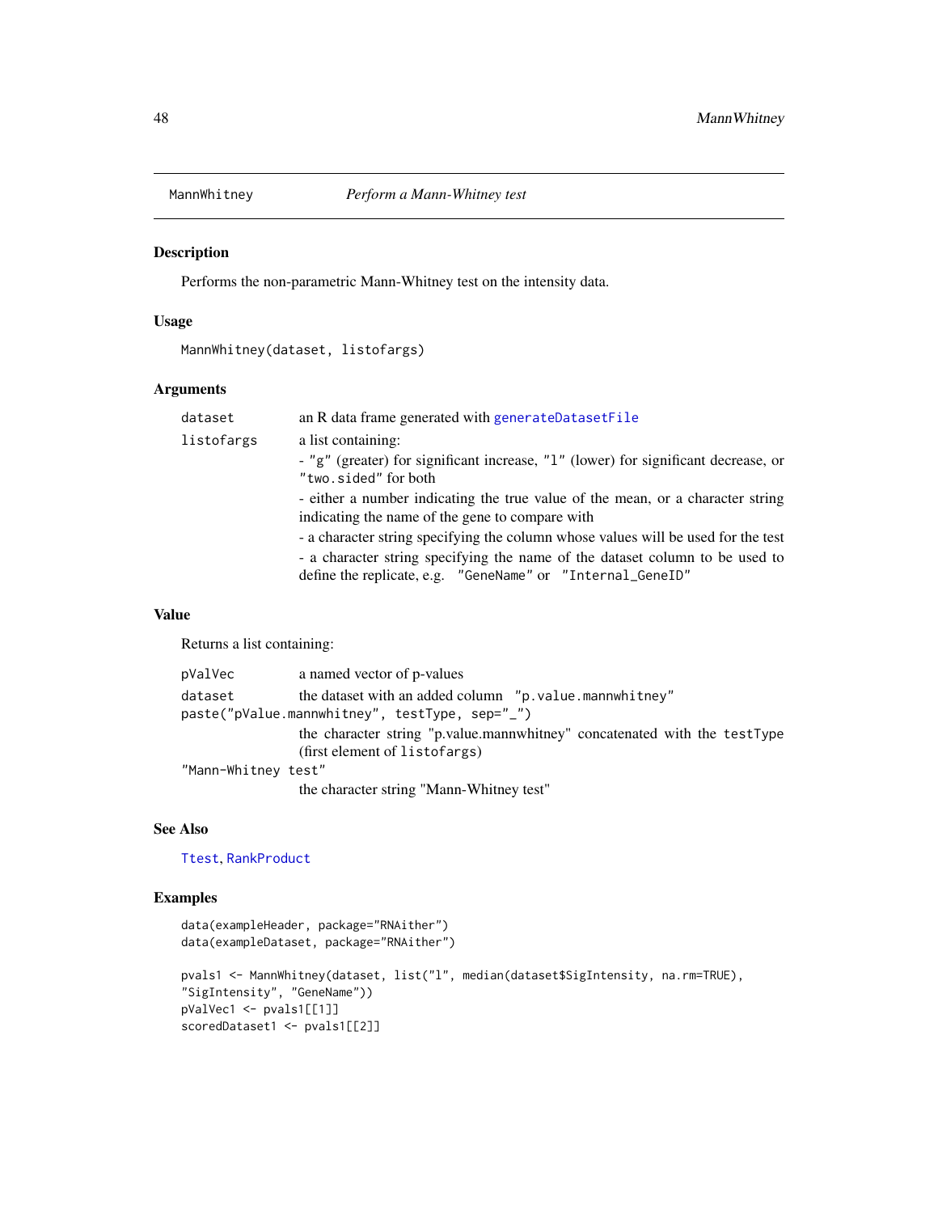## MannWhitney — *Perform a Mann-Whitney test*

### Description

Performs the non-parametric Mann-Whitney test on the intensity data.

### Usage

```
MannWhitney(dataset, listofargs)
```

### Arguments

| | |
|---|---|
| `dataset` | an R data frame generated with `generateDatasetFile` |
| `listofargs` | a list containing:<br>- `"g"` (greater) for significant increase, `"l"` (lower) for significant decrease, or `"two.sided"` for both<br>- either a number indicating the true value of the mean, or a character string indicating the name of the gene to compare with<br>- a character string specifying the column whose values will be used for the test<br>- a character string specifying the name of the dataset column to be used to define the replicate, e.g. `"GeneName"` or `"Internal_GeneID"` |

### Value

Returns a list containing:

| | |
|---|---|
| `pValVec` | a named vector of p-values |
| `dataset` | the dataset with an added column `"p.value.mannwhitney"` |
| `paste("pValue.mannwhitney", testType, sep="_")` | the character string "p.value.mannwhitney" concatenated with the `testType` (first element of `listofargs`) |
| `"Mann-Whitney test"` | the character string "Mann-Whitney test" |

### See Also

`Ttest`, `RankProduct`

### Examples

```
data(exampleHeader, package="RNAither")
data(exampleDataset, package="RNAither")

pvals1 <- MannWhitney(dataset, list("l", median(dataset$SigIntensity, na.rm=TRUE),
"SigIntensity", "GeneName"))
pValVec1 <- pvals1[[1]]
scoredDataset1 <- pvals1[[2]]
```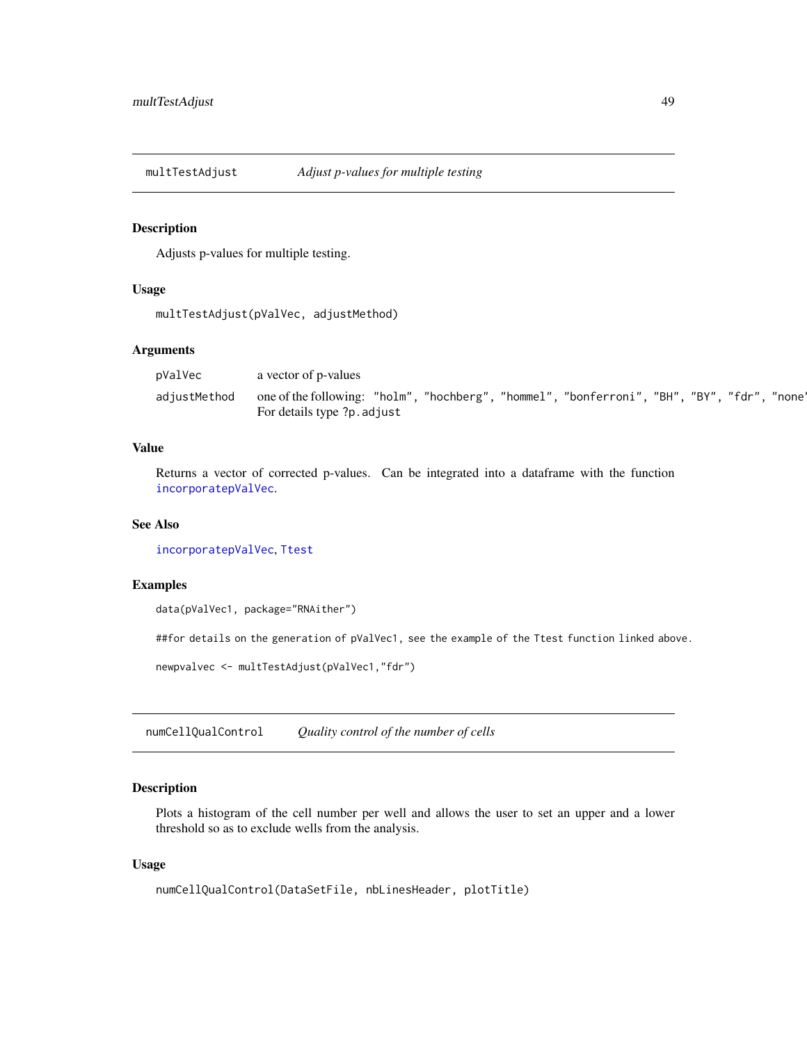## multTestAdjust *Adjust p-values for multiple testing*

### Description

Adjusts p-values for multiple testing.

### Usage

```
multTestAdjust(pValVec, adjustMethod)
```

### Arguments

| | |
|---|---|
| pValVec | a vector of p-values |
| adjustMethod | one of the following: "holm", "hochberg", "hommel", "bonferroni", "BH", "BY", "fdr", "none" For details type ?p.adjust |

### Value

Returns a vector of corrected p-values. Can be integrated into a dataframe with the function incorporatepValVec.

### See Also

incorporatepValVec, Ttest

### Examples

```
data(pValVec1, package="RNAither")

##for details on the generation of pValVec1, see the example of the Ttest function linked above.

newpvalvec <- multTestAdjust(pValVec1,"fdr")
```

## numCellQualControl *Quality control of the number of cells*

### Description

Plots a histogram of the cell number per well and allows the user to set an upper and a lower threshold so as to exclude wells from the analysis.

### Usage

```
numCellQualControl(DataSetFile, nbLinesHeader, plotTitle)
```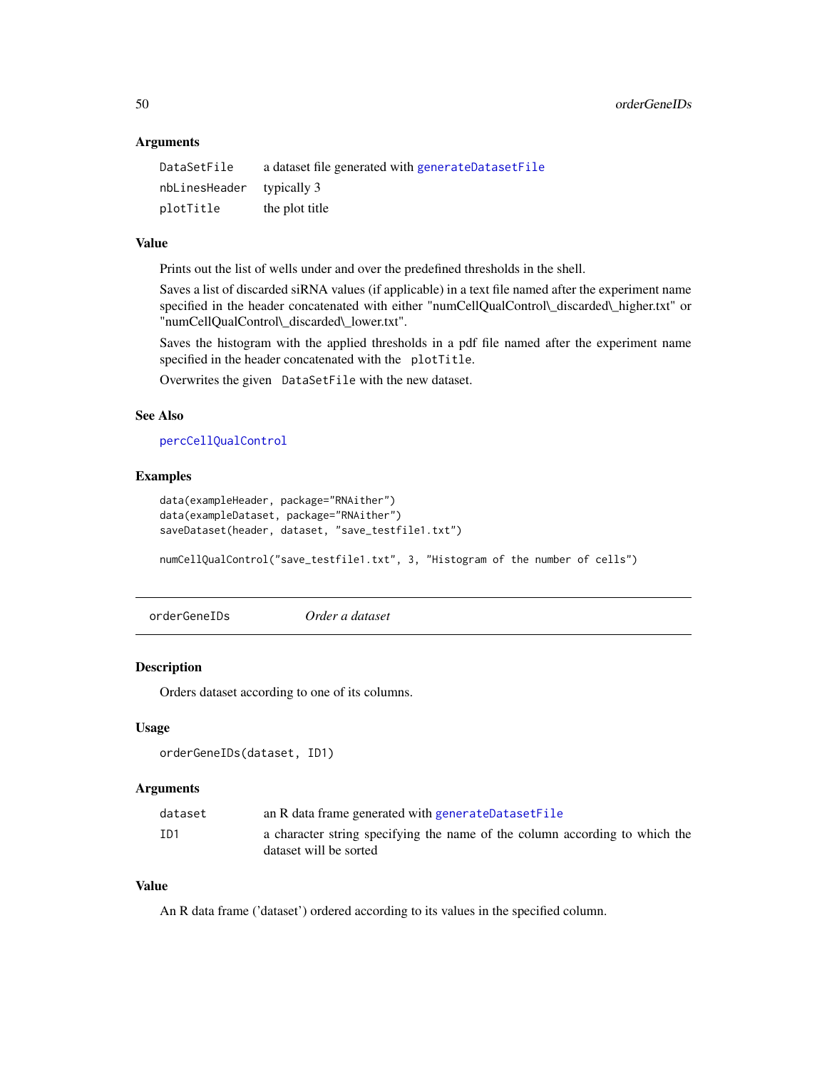### Arguments

| | |
|---|---|
| `DataSetFile` | a dataset file generated with `generateDatasetFile` |
| `nbLinesHeader` | typically 3 |
| `plotTitle` | the plot title |

### Value

Prints out the list of wells under and over the predefined thresholds in the shell.

Saves a list of discarded siRNA values (if applicable) in a text file named after the experiment name specified in the header concatenated with either "numCellQualControl\_discarded\_higher.txt" or "numCellQualControl\_discarded\_lower.txt".

Saves the histogram with the applied thresholds in a pdf file named after the experiment name specified in the header concatenated with the `plotTitle`.

Overwrites the given `DataSetFile` with the new dataset.

### See Also

`percCellQualControl`

### Examples

```
data(exampleHeader, package="RNAither")
data(exampleDataset, package="RNAither")
saveDataset(header, dataset, "save_testfile1.txt")

numCellQualControl("save_testfile1.txt", 3, "Histogram of the number of cells")
```

---

## orderGeneIDs — *Order a dataset*

### Description

Orders dataset according to one of its columns.

### Usage

```
orderGeneIDs(dataset, ID1)
```

### Arguments

| | |
|---|---|
| `dataset` | an R data frame generated with `generateDatasetFile` |
| `ID1` | a character string specifying the name of the column according to which the dataset will be sorted |

### Value

An R data frame ('dataset') ordered according to its values in the specified column.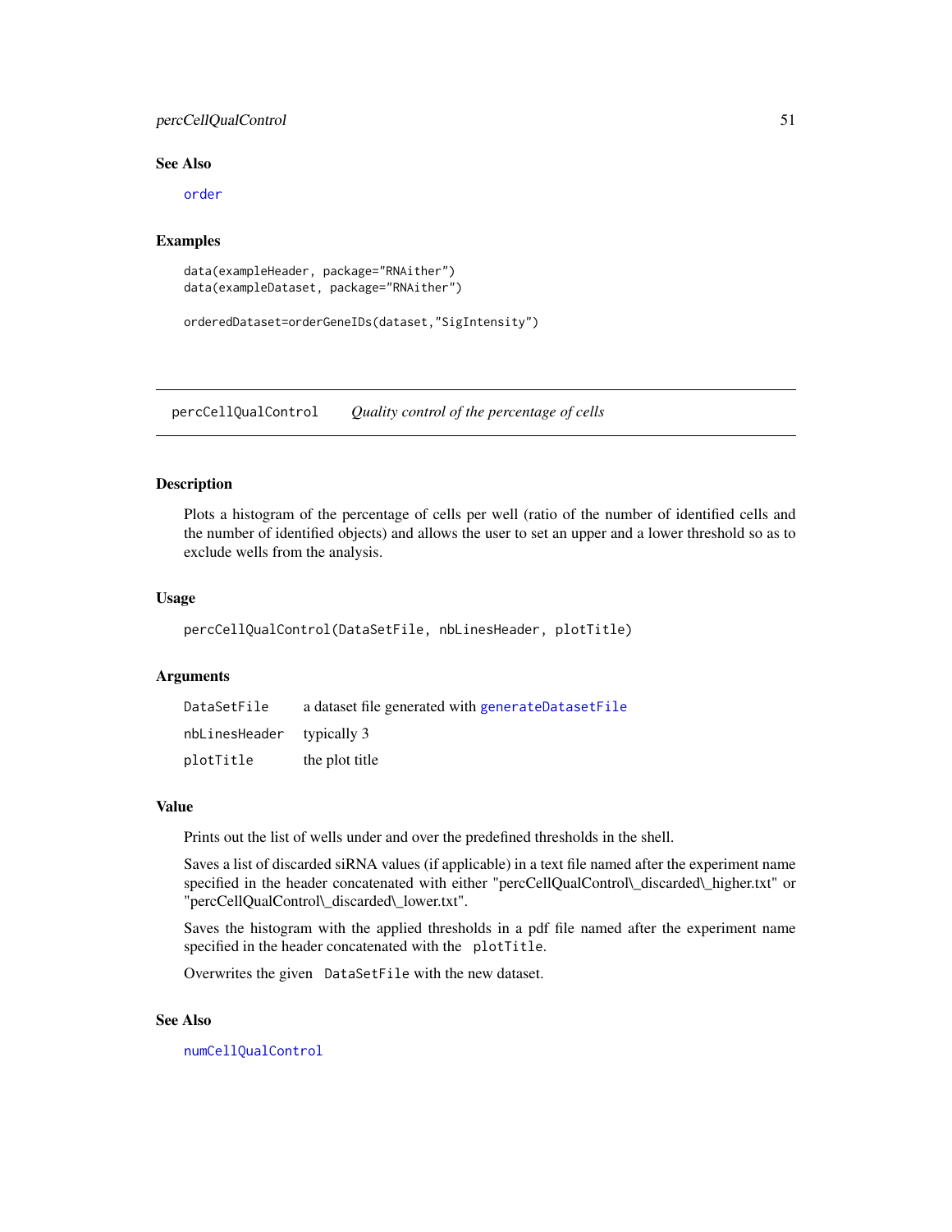### See Also

`order`

### Examples

```
data(exampleHeader, package="RNAither")
data(exampleDataset, package="RNAither")

orderedDataset=orderGeneIDs(dataset,"SigIntensity")
```

---

## percCellQualControl *Quality control of the percentage of cells*

---

### Description

Plots a histogram of the percentage of cells per well (ratio of the number of identified cells and the number of identified objects) and allows the user to set an upper and a lower threshold so as to exclude wells from the analysis.

### Usage

```
percCellQualControl(DataSetFile, nbLinesHeader, plotTitle)
```

### Arguments

| | |
|---|---|
| `DataSetFile` | a dataset file generated with `generateDatasetFile` |
| `nbLinesHeader` | typically 3 |
| `plotTitle` | the plot title |

### Value

Prints out the list of wells under and over the predefined thresholds in the shell.

Saves a list of discarded siRNA values (if applicable) in a text file named after the experiment name specified in the header concatenated with either "percCellQualControl\_discarded\_higher.txt" or "percCellQualControl\_discarded\_lower.txt".

Saves the histogram with the applied thresholds in a pdf file named after the experiment name specified in the header concatenated with the `plotTitle`.

Overwrites the given `DataSetFile` with the new dataset.

### See Also

`numCellQualControl`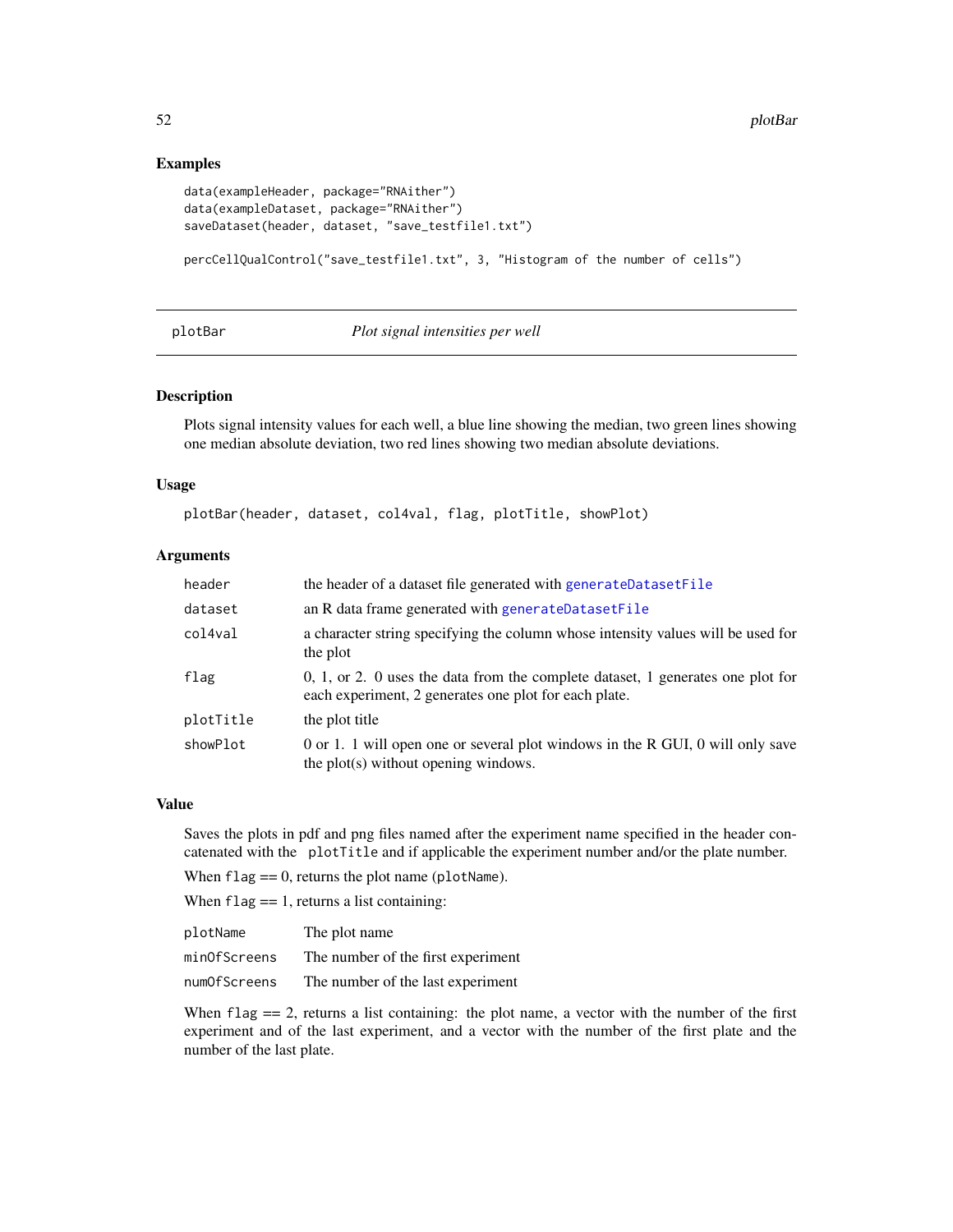## Examples

```
data(exampleHeader, package="RNAither")
data(exampleDataset, package="RNAither")
saveDataset(header, dataset, "save_testfile1.txt")

percCellQualControl("save_testfile1.txt", 3, "Histogram of the number of cells")
```

---

plotBar *Plot signal intensities per well*

---

## Description

Plots signal intensity values for each well, a blue line showing the median, two green lines showing one median absolute deviation, two red lines showing two median absolute deviations.

## Usage

```
plotBar(header, dataset, col4val, flag, plotTitle, showPlot)
```

## Arguments

| | |
|---|---|
| `header` | the header of a dataset file generated with `generateDatasetFile` |
| `dataset` | an R data frame generated with `generateDatasetFile` |
| `col4val` | a character string specifying the column whose intensity values will be used for the plot |
| `flag` | 0, 1, or 2. 0 uses the data from the complete dataset, 1 generates one plot for each experiment, 2 generates one plot for each plate. |
| `plotTitle` | the plot title |
| `showPlot` | 0 or 1. 1 will open one or several plot windows in the R GUI, 0 will only save the plot(s) without opening windows. |

## Value

Saves the plots in pdf and png files named after the experiment name specified in the header concatenated with the `plotTitle` and if applicable the experiment number and/or the plate number.

When `flag` == 0, returns the plot name (`plotName`).

When `flag` == 1, returns a list containing:

| | |
|---|---|
| `plotName` | The plot name |
| `minOfScreens` | The number of the first experiment |
| `numOfScreens` | The number of the last experiment |

When `flag` == 2, returns a list containing: the plot name, a vector with the number of the first experiment and of the last experiment, and a vector with the number of the first plate and the number of the last plate.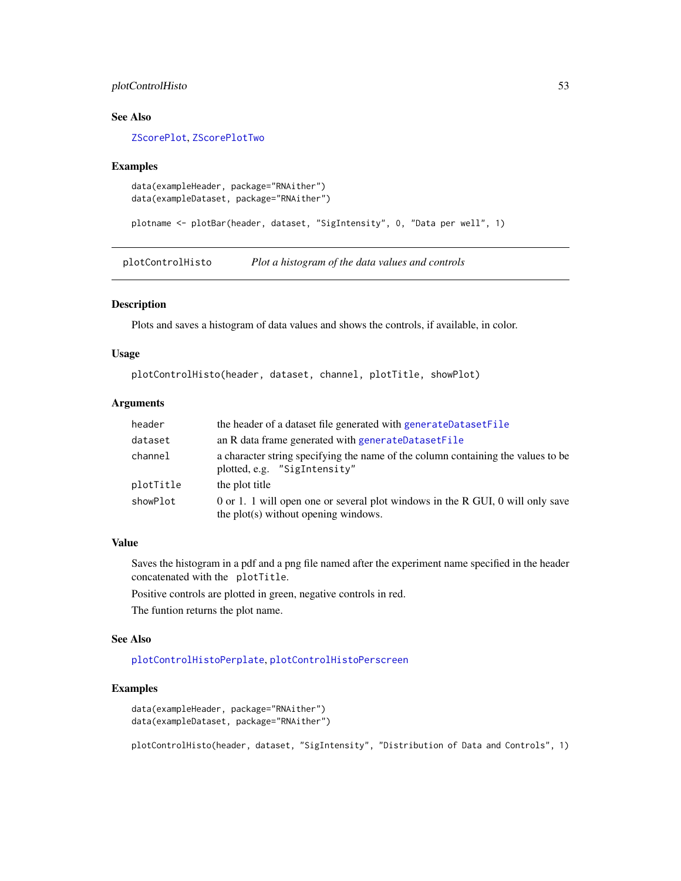### See Also

ZScorePlot, ZScorePlotTwo

### Examples

```
data(exampleHeader, package="RNAither")
data(exampleDataset, package="RNAither")

plotname <- plotBar(header, dataset, "SigIntensity", 0, "Data per well", 1)
```

---

## plotControlHisto — *Plot a histogram of the data values and controls*

---

### Description

Plots and saves a histogram of data values and shows the controls, if available, in color.

### Usage

```
plotControlHisto(header, dataset, channel, plotTitle, showPlot)
```

### Arguments

| | |
|---|---|
| header | the header of a dataset file generated with generateDatasetFile |
| dataset | an R data frame generated with generateDatasetFile |
| channel | a character string specifying the name of the column containing the values to be plotted, e.g. "SigIntensity" |
| plotTitle | the plot title |
| showPlot | 0 or 1. 1 will open one or several plot windows in the R GUI, 0 will only save the plot(s) without opening windows. |

### Value

Saves the histogram in a pdf and a png file named after the experiment name specified in the header concatenated with the `plotTitle`.

Positive controls are plotted in green, negative controls in red.

The funtion returns the plot name.

### See Also

plotControlHistoPerplate, plotControlHistoPerscreen

### Examples

```
data(exampleHeader, package="RNAither")
data(exampleDataset, package="RNAither")

plotControlHisto(header, dataset, "SigIntensity", "Distribution of Data and Controls", 1)
```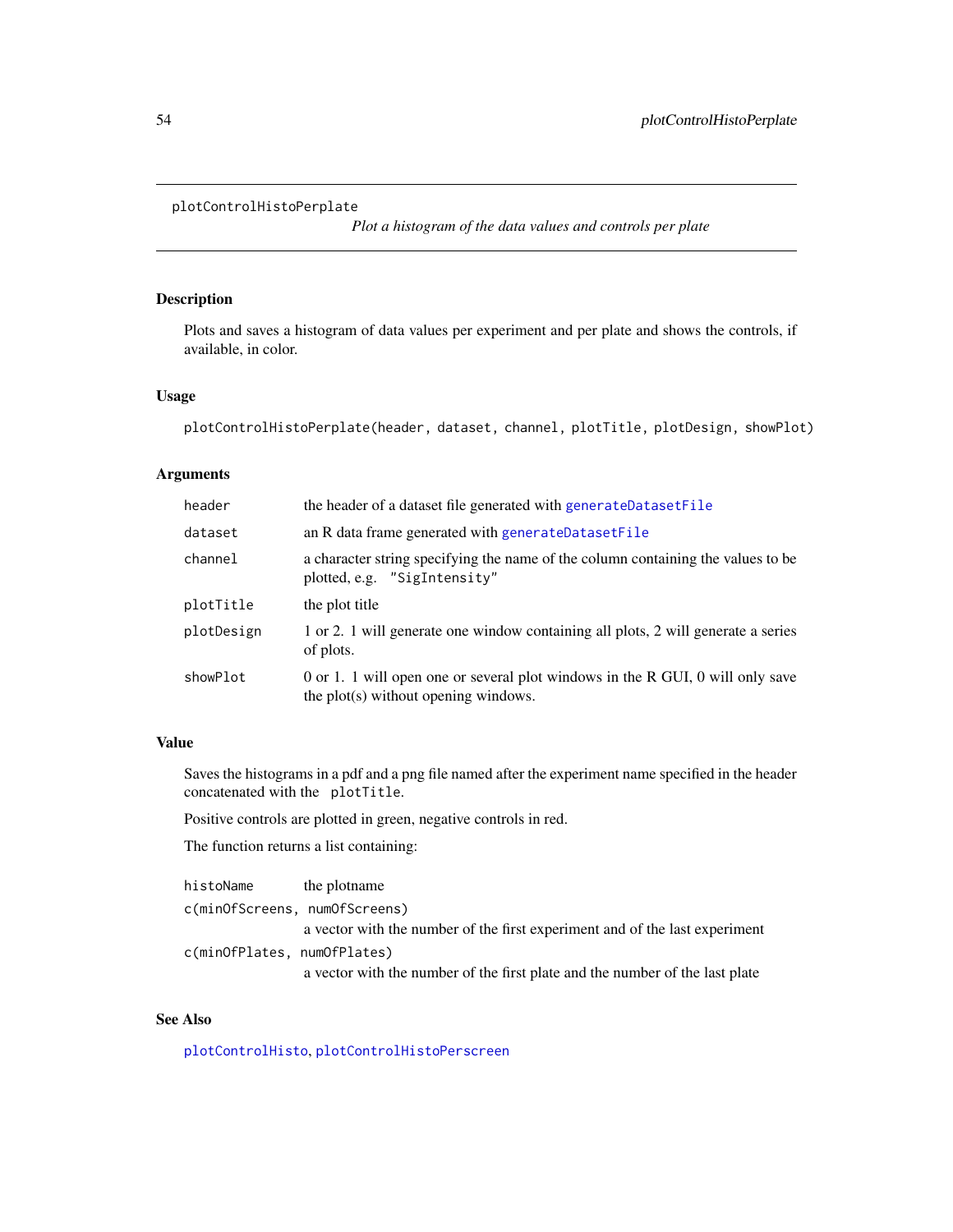plotControlHistoPerplate

*Plot a histogram of the data values and controls per plate*

## Description

Plots and saves a histogram of data values per experiment and per plate and shows the controls, if available, in color.

## Usage

```
plotControlHistoPerplate(header, dataset, channel, plotTitle, plotDesign, showPlot)
```

## Arguments

| | |
|---|---|
| header | the header of a dataset file generated with generateDatasetFile |
| dataset | an R data frame generated with generateDatasetFile |
| channel | a character string specifying the name of the column containing the values to be plotted, e.g. "SigIntensity" |
| plotTitle | the plot title |
| plotDesign | 1 or 2. 1 will generate one window containing all plots, 2 will generate a series of plots. |
| showPlot | 0 or 1. 1 will open one or several plot windows in the R GUI, 0 will only save the plot(s) without opening windows. |

## Value

Saves the histograms in a pdf and a png file named after the experiment name specified in the header concatenated with the `plotTitle`.

Positive controls are plotted in green, negative controls in red.

The function returns a list containing:

| | |
|---|---|
| histoName | the plotname |
| c(minOfScreens, numOfScreens) | a vector with the number of the first experiment and of the last experiment |
| c(minOfPlates, numOfPlates) | a vector with the number of the first plate and the number of the last plate |

## See Also

plotControlHisto, plotControlHistoPerscreen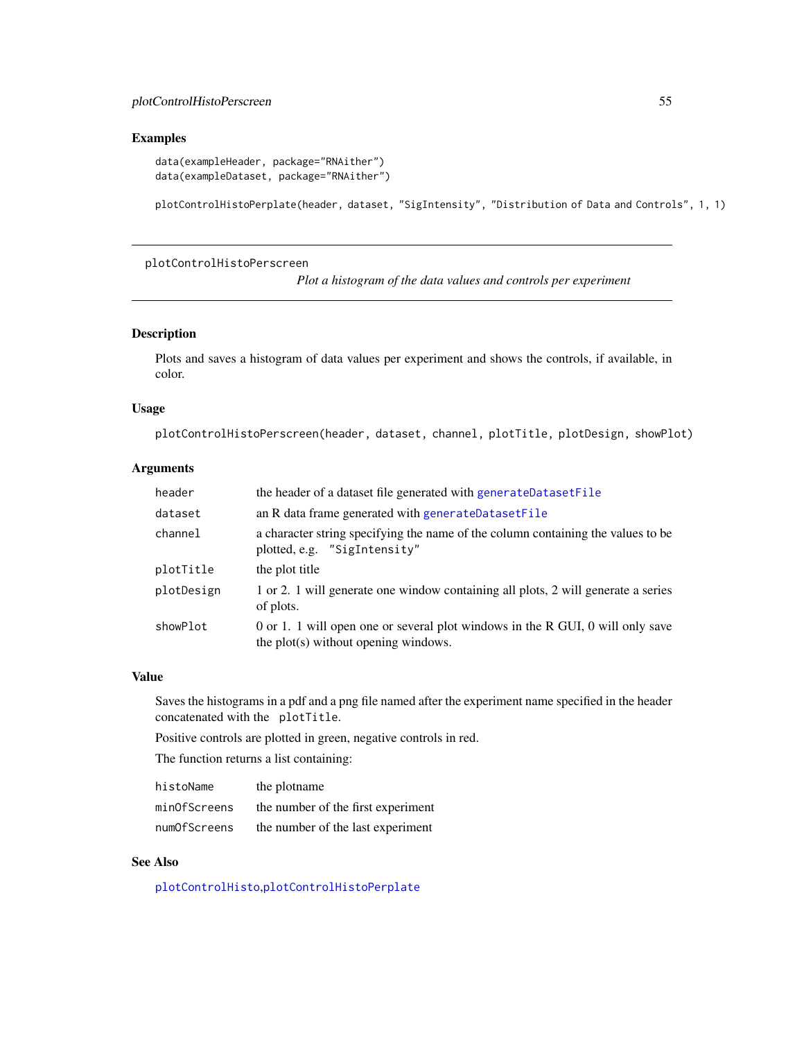## Examples

```
data(exampleHeader, package="RNAither")
data(exampleDataset, package="RNAither")

plotControlHistoPerplate(header, dataset, "SigIntensity", "Distribution of Data and Controls", 1, 1)
```

---

`plotControlHistoPerscreen`

*Plot a histogram of the data values and controls per experiment*

---

## Description

Plots and saves a histogram of data values per experiment and shows the controls, if available, in color.

## Usage

```
plotControlHistoPerscreen(header, dataset, channel, plotTitle, plotDesign, showPlot)
```

## Arguments

| | |
|---|---|
| `header` | the header of a dataset file generated with `generateDatasetFile` |
| `dataset` | an R data frame generated with `generateDatasetFile` |
| `channel` | a character string specifying the name of the column containing the values to be plotted, e.g. `"SigIntensity"` |
| `plotTitle` | the plot title |
| `plotDesign` | 1 or 2. 1 will generate one window containing all plots, 2 will generate a series of plots. |
| `showPlot` | 0 or 1. 1 will open one or several plot windows in the R GUI, 0 will only save the plot(s) without opening windows. |

## Value

Saves the histograms in a pdf and a png file named after the experiment name specified in the header concatenated with the `plotTitle`.

Positive controls are plotted in green, negative controls in red.

The function returns a list containing:

| | |
|---|---|
| `histoName` | the plotname |
| `minOfScreens` | the number of the first experiment |
| `numOfScreens` | the number of the last experiment |

## See Also

`plotControlHisto`,`plotControlHistoPerplate`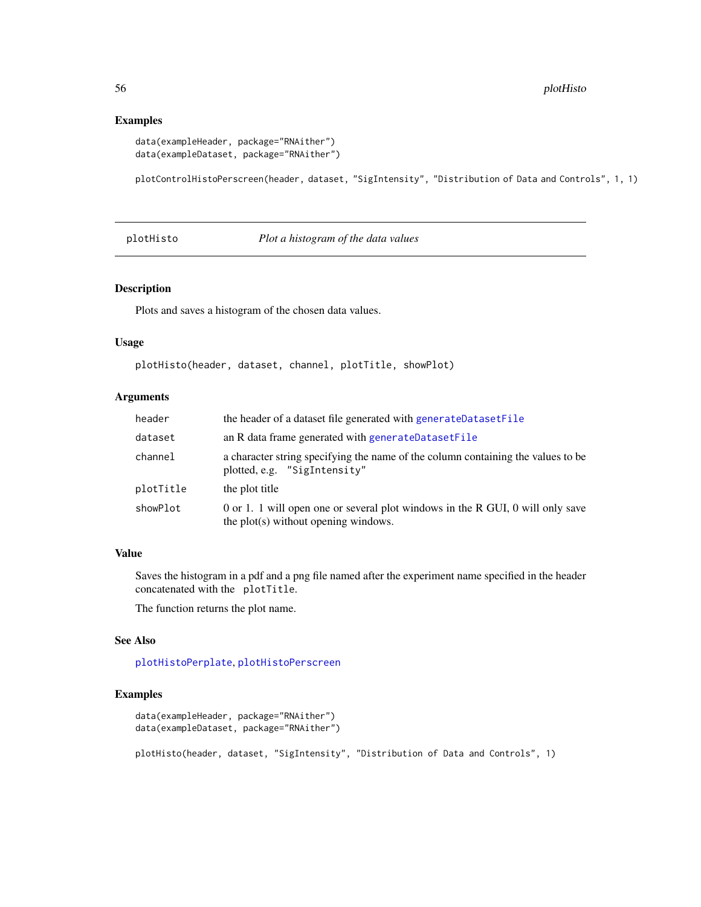## Examples

```
data(exampleHeader, package="RNAither")
data(exampleDataset, package="RNAither")

plotControlHistoPerscreen(header, dataset, "SigIntensity", "Distribution of Data and Controls", 1, 1)
```

---

## plotHisto &nbsp;&nbsp;&nbsp;&nbsp; *Plot a histogram of the data values*

---

### Description

Plots and saves a histogram of the chosen data values.

### Usage

```
plotHisto(header, dataset, channel, plotTitle, showPlot)
```

### Arguments

| | |
|---|---|
| `header` | the header of a dataset file generated with `generateDatasetFile` |
| `dataset` | an R data frame generated with `generateDatasetFile` |
| `channel` | a character string specifying the name of the column containing the values to be plotted, e.g. `"SigIntensity"` |
| `plotTitle` | the plot title |
| `showPlot` | 0 or 1. 1 will open one or several plot windows in the R GUI, 0 will only save the plot(s) without opening windows. |

### Value

Saves the histogram in a pdf and a png file named after the experiment name specified in the header concatenated with the `plotTitle`.

The function returns the plot name.

### See Also

`plotHistoPerplate`, `plotHistoPerscreen`

### Examples

```
data(exampleHeader, package="RNAither")
data(exampleDataset, package="RNAither")

plotHisto(header, dataset, "SigIntensity", "Distribution of Data and Controls", 1)
```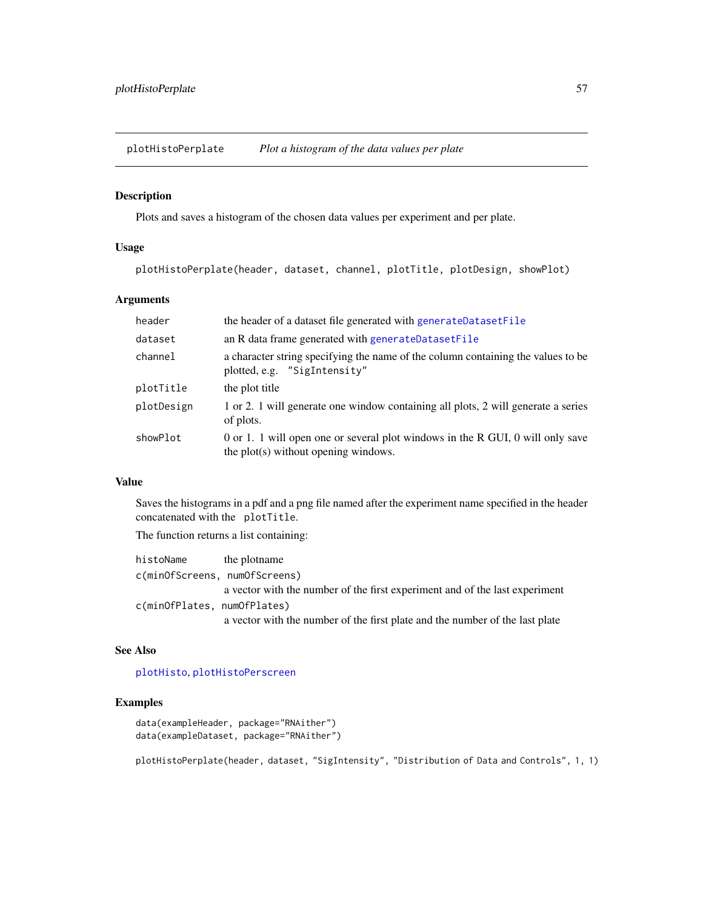## plotHistoPerplate — *Plot a histogram of the data values per plate*

### Description

Plots and saves a histogram of the chosen data values per experiment and per plate.

### Usage

```
plotHistoPerplate(header, dataset, channel, plotTitle, plotDesign, showPlot)
```

### Arguments

| | |
|---|---|
| `header` | the header of a dataset file generated with `generateDatasetFile` |
| `dataset` | an R data frame generated with `generateDatasetFile` |
| `channel` | a character string specifying the name of the column containing the values to be plotted, e.g. `"SigIntensity"` |
| `plotTitle` | the plot title |
| `plotDesign` | 1 or 2. 1 will generate one window containing all plots, 2 will generate a series of plots. |
| `showPlot` | 0 or 1. 1 will open one or several plot windows in the R GUI, 0 will only save the plot(s) without opening windows. |

### Value

Saves the histograms in a pdf and a png file named after the experiment name specified in the header concatenated with the `plotTitle`.

The function returns a list containing:

| | |
|---|---|
| `histoName` | the plotname |
| `c(minOfScreens, numOfScreens)` | a vector with the number of the first experiment and of the last experiment |
| `c(minOfPlates, numOfPlates)` | a vector with the number of the first plate and the number of the last plate |

### See Also

`plotHisto`, `plotHistoPerscreen`

### Examples

```
data(exampleHeader, package="RNAither")
data(exampleDataset, package="RNAither")

plotHistoPerplate(header, dataset, "SigIntensity", "Distribution of Data and Controls", 1, 1)
```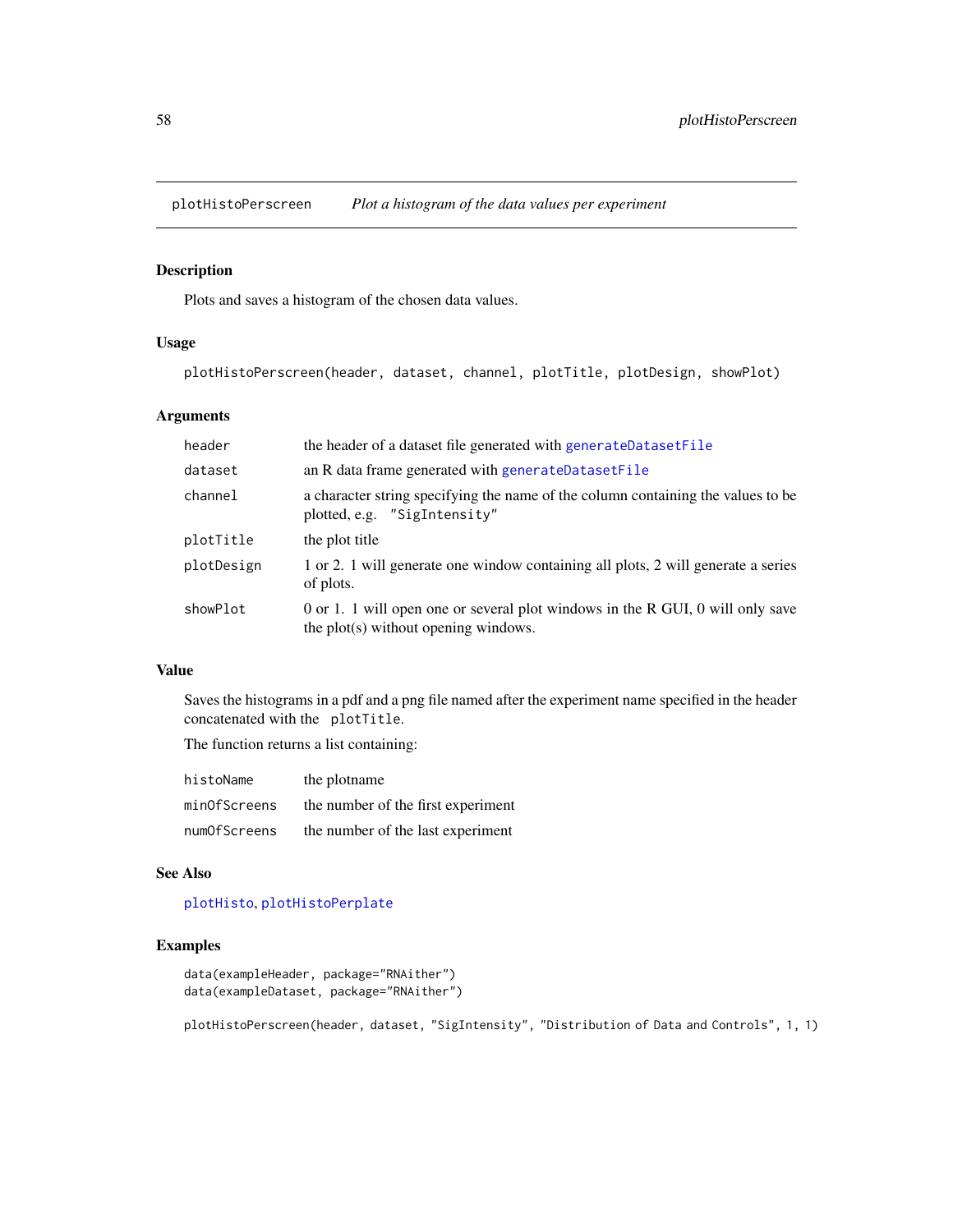# plotHistoPerscreen *Plot a histogram of the data values per experiment*

## Description

Plots and saves a histogram of the chosen data values.

## Usage

```
plotHistoPerscreen(header, dataset, channel, plotTitle, plotDesign, showPlot)
```

## Arguments

| | |
|---|---|
| `header` | the header of a dataset file generated with `generateDatasetFile` |
| `dataset` | an R data frame generated with `generateDatasetFile` |
| `channel` | a character string specifying the name of the column containing the values to be plotted, e.g. `"SigIntensity"` |
| `plotTitle` | the plot title |
| `plotDesign` | 1 or 2. 1 will generate one window containing all plots, 2 will generate a series of plots. |
| `showPlot` | 0 or 1. 1 will open one or several plot windows in the R GUI, 0 will only save the plot(s) without opening windows. |

## Value

Saves the histograms in a pdf and a png file named after the experiment name specified in the header concatenated with the `plotTitle`.

The function returns a list containing:

| | |
|---|---|
| `histoName` | the plotname |
| `minOfScreens` | the number of the first experiment |
| `numOfScreens` | the number of the last experiment |

## See Also

`plotHisto`, `plotHistoPerplate`

## Examples

```
data(exampleHeader, package="RNAither")
data(exampleDataset, package="RNAither")

plotHistoPerscreen(header, dataset, "SigIntensity", "Distribution of Data and Controls", 1, 1)
```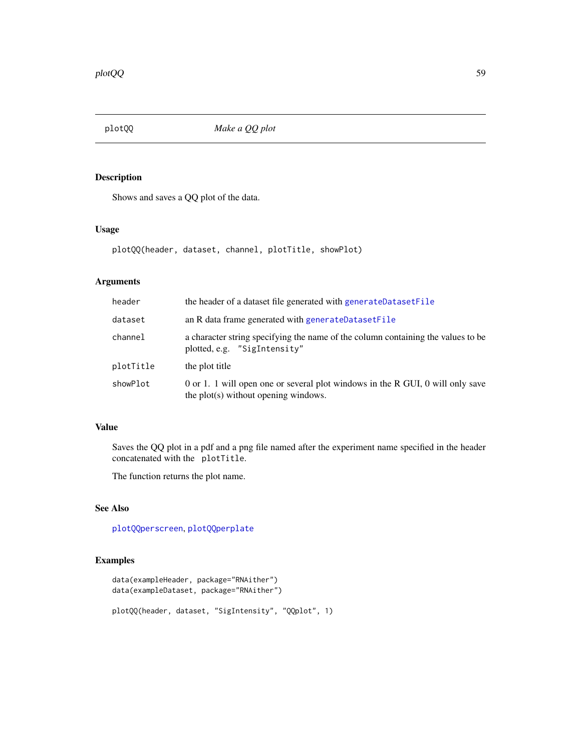## plotQQ *Make a QQ plot*

### Description

Shows and saves a QQ plot of the data.

### Usage

```
plotQQ(header, dataset, channel, plotTitle, showPlot)
```

### Arguments

| | |
|---|---|
| `header` | the header of a dataset file generated with `generateDatasetFile` |
| `dataset` | an R data frame generated with `generateDatasetFile` |
| `channel` | a character string specifying the name of the column containing the values to be plotted, e.g. `"SigIntensity"` |
| `plotTitle` | the plot title |
| `showPlot` | 0 or 1. 1 will open one or several plot windows in the R GUI, 0 will only save the plot(s) without opening windows. |

### Value

Saves the QQ plot in a pdf and a png file named after the experiment name specified in the header concatenated with the `plotTitle`.

The function returns the plot name.

### See Also

`plotQQperscreen`, `plotQQperplate`

### Examples

```
data(exampleHeader, package="RNAither")
data(exampleDataset, package="RNAither")

plotQQ(header, dataset, "SigIntensity", "QQplot", 1)
```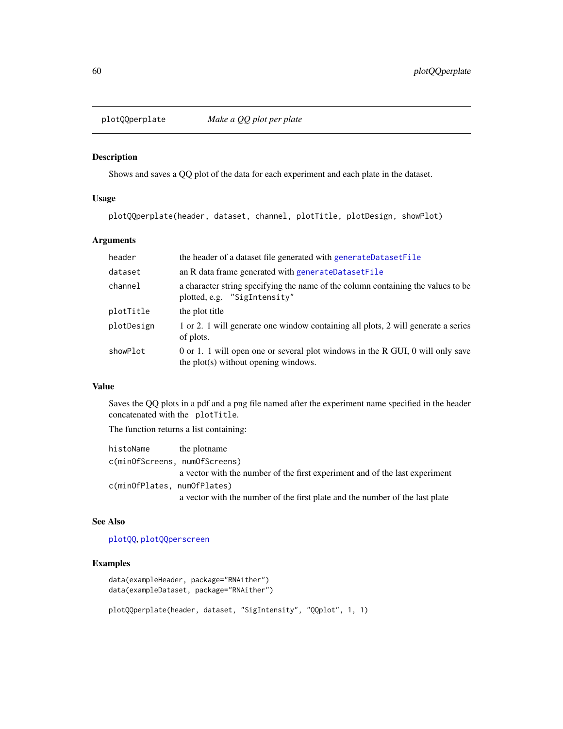plotQQperplate *Make a QQ plot per plate*

## Description

Shows and saves a QQ plot of the data for each experiment and each plate in the dataset.

## Usage

```
plotQQperplate(header, dataset, channel, plotTitle, plotDesign, showPlot)
```

## Arguments

| | |
|---|---|
| `header` | the header of a dataset file generated with `generateDatasetFile` |
| `dataset` | an R data frame generated with `generateDatasetFile` |
| `channel` | a character string specifying the name of the column containing the values to be plotted, e.g. `"SigIntensity"` |
| `plotTitle` | the plot title |
| `plotDesign` | 1 or 2. 1 will generate one window containing all plots, 2 will generate a series of plots. |
| `showPlot` | 0 or 1. 1 will open one or several plot windows in the R GUI, 0 will only save the plot(s) without opening windows. |

## Value

Saves the QQ plots in a pdf and a png file named after the experiment name specified in the header concatenated with the `plotTitle`.

The function returns a list containing:

`histoName` the plotname

`c(minOfScreens, numOfScreens)`
a vector with the number of the first experiment and of the last experiment

`c(minOfPlates, numOfPlates)`
a vector with the number of the first plate and the number of the last plate

## See Also

`plotQQ`, `plotQQperscreen`

## Examples

```
data(exampleHeader, package="RNAither")
data(exampleDataset, package="RNAither")

plotQQperplate(header, dataset, "SigIntensity", "QQplot", 1, 1)
```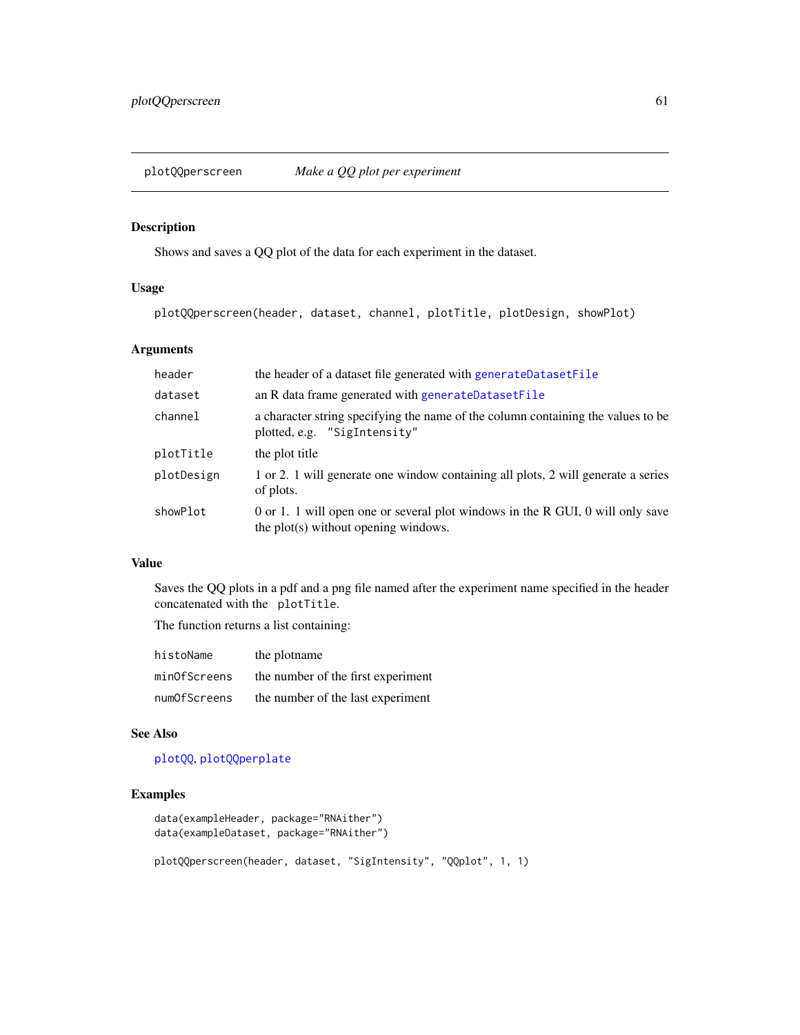`plotQQperscreen` *Make a QQ plot per experiment*

### Description

Shows and saves a QQ plot of the data for each experiment in the dataset.

### Usage

```
plotQQperscreen(header, dataset, channel, plotTitle, plotDesign, showPlot)
```

### Arguments

| | |
|---|---|
| `header` | the header of a dataset file generated with `generateDatasetFile` |
| `dataset` | an R data frame generated with `generateDatasetFile` |
| `channel` | a character string specifying the name of the column containing the values to be plotted, e.g. `"SigIntensity"` |
| `plotTitle` | the plot title |
| `plotDesign` | 1 or 2. 1 will generate one window containing all plots, 2 will generate a series of plots. |
| `showPlot` | 0 or 1. 1 will open one or several plot windows in the R GUI, 0 will only save the plot(s) without opening windows. |

### Value

Saves the QQ plots in a pdf and a png file named after the experiment name specified in the header concatenated with the `plotTitle`.

The function returns a list containing:

| | |
|---|---|
| `histoName` | the plotname |
| `minOfScreens` | the number of the first experiment |
| `numOfScreens` | the number of the last experiment |

### See Also

`plotQQ`, `plotQQperplate`

### Examples

```
data(exampleHeader, package="RNAither")
data(exampleDataset, package="RNAither")

plotQQperscreen(header, dataset, "SigIntensity", "QQplot", 1, 1)
```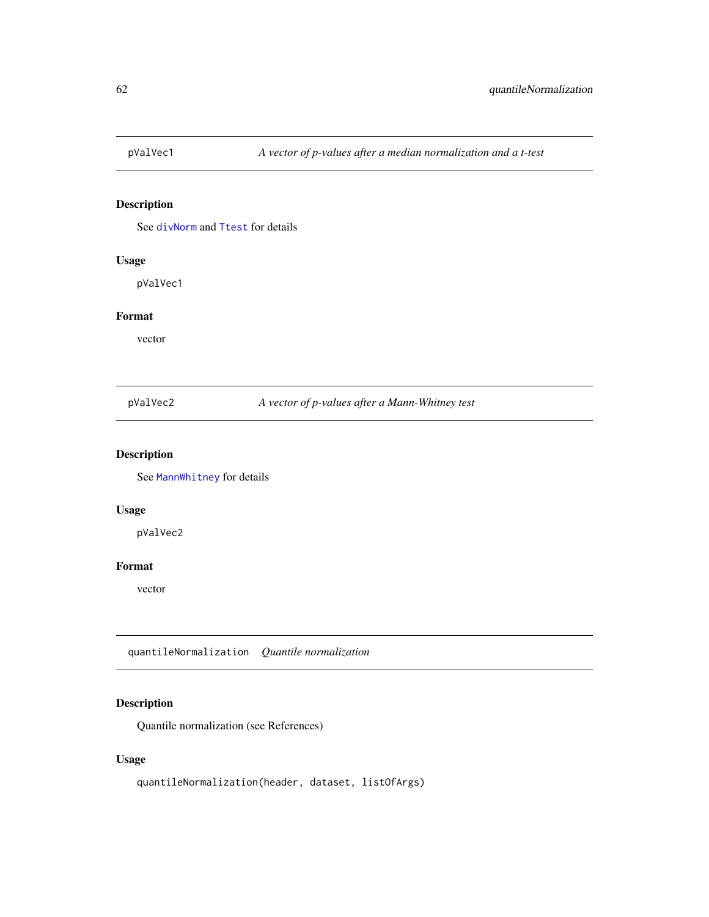## pValVec1 — *A vector of p-values after a median normalization and a t-test*

### Description

See `divNorm` and `Ttest` for details

### Usage

```
pValVec1
```

### Format

vector

## pValVec2 — *A vector of p-values after a Mann-Whitney test*

### Description

See `MannWhitney` for details

### Usage

```
pValVec2
```

### Format

vector

## quantileNormalization — *Quantile normalization*

### Description

Quantile normalization (see References)

### Usage

```
quantileNormalization(header, dataset, listOfArgs)
```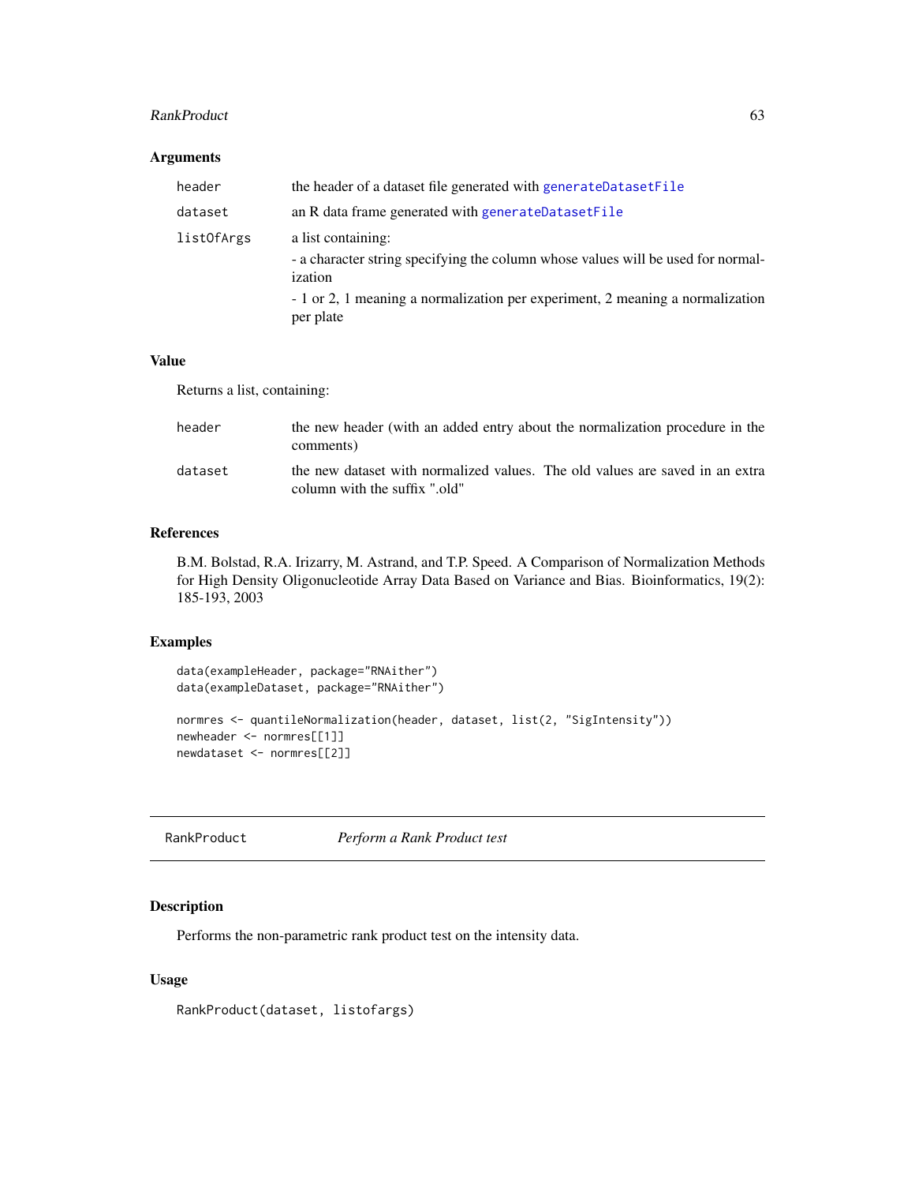### Arguments

| | |
|---|---|
| header | the header of a dataset file generated with generateDatasetFile |
| dataset | an R data frame generated with generateDatasetFile |
| listOfArgs | a list containing:<br>- a character string specifying the column whose values will be used for normalization<br>- 1 or 2, 1 meaning a normalization per experiment, 2 meaning a normalization per plate |

### Value

Returns a list, containing:

| | |
|---|---|
| header | the new header (with an added entry about the normalization procedure in the comments) |
| dataset | the new dataset with normalized values. The old values are saved in an extra column with the suffix ".old" |

### References

B.M. Bolstad, R.A. Irizarry, M. Astrand, and T.P. Speed. A Comparison of Normalization Methods for High Density Oligonucleotide Array Data Based on Variance and Bias. Bioinformatics, 19(2): 185-193, 2003

### Examples

```
data(exampleHeader, package="RNAither")
data(exampleDataset, package="RNAither")

normres <- quantileNormalization(header, dataset, list(2, "SigIntensity"))
newheader <- normres[[1]]
newdataset <- normres[[2]]
```

---

## RankProduct — *Perform a Rank Product test*

---

### Description

Performs the non-parametric rank product test on the intensity data.

### Usage

```
RankProduct(dataset, listofargs)
```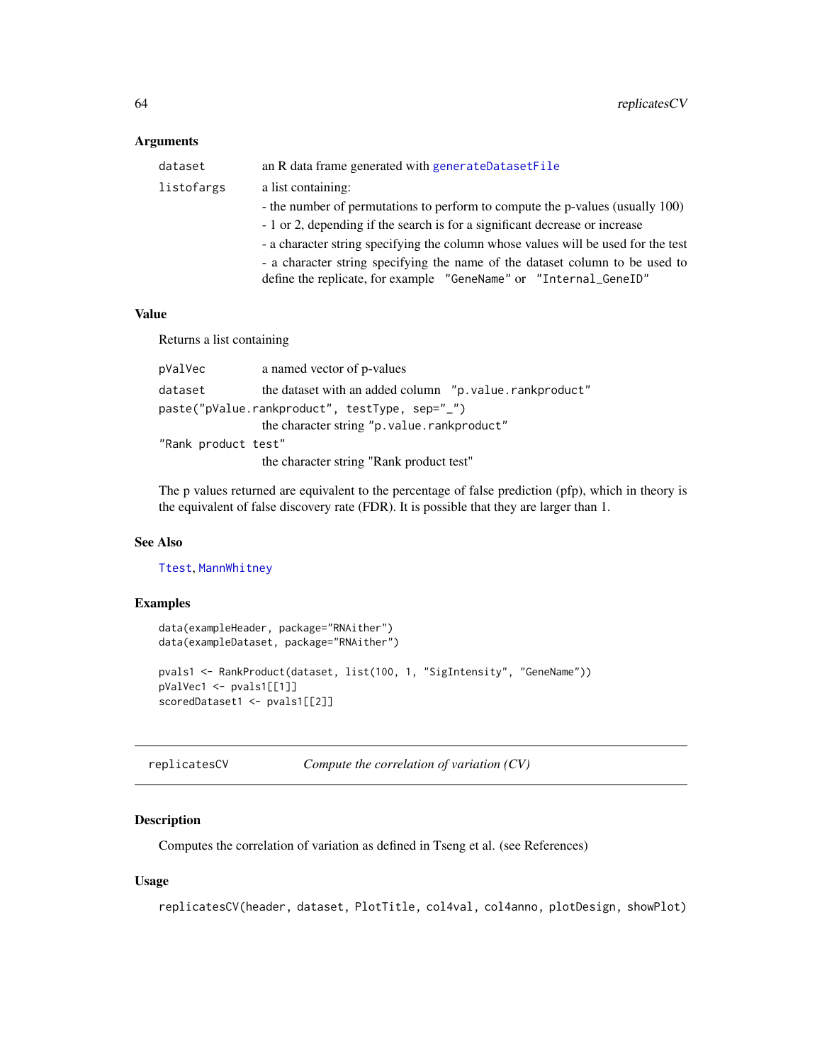## Arguments

| | |
|---|---|
| `dataset` | an R data frame generated with `generateDatasetFile` |
| `listofargs` | a list containing:<br>- the number of permutations to perform to compute the p-values (usually 100)<br>- 1 or 2, depending if the search is for a significant decrease or increase<br>- a character string specifying the column whose values will be used for the test<br>- a character string specifying the name of the dataset column to be used to define the replicate, for example `"GeneName"` or `"Internal_GeneID"` |

## Value

Returns a list containing

| | |
|---|---|
| `pValVec` | a named vector of p-values |
| `dataset` | the dataset with an added column `"p.value.rankproduct"` |
| `paste("pValue.rankproduct", testType, sep="_")` | the character string `"p.value.rankproduct"` |
| `"Rank product test"` | the character string "Rank product test" |

The p values returned are equivalent to the percentage of false prediction (pfp), which in theory is the equivalent of false discovery rate (FDR). It is possible that they are larger than 1.

## See Also

`Ttest`, `MannWhitney`

## Examples

```
data(exampleHeader, package="RNAither")
data(exampleDataset, package="RNAither")

pvals1 <- RankProduct(dataset, list(100, 1, "SigIntensity", "GeneName"))
pValVec1 <- pvals1[[1]]
scoredDataset1 <- pvals1[[2]]
```

---

# replicatesCV — *Compute the correlation of variation (CV)*

## Description

Computes the correlation of variation as defined in Tseng et al. (see References)

## Usage

```
replicatesCV(header, dataset, PlotTitle, col4val, col4anno, plotDesign, showPlot)
```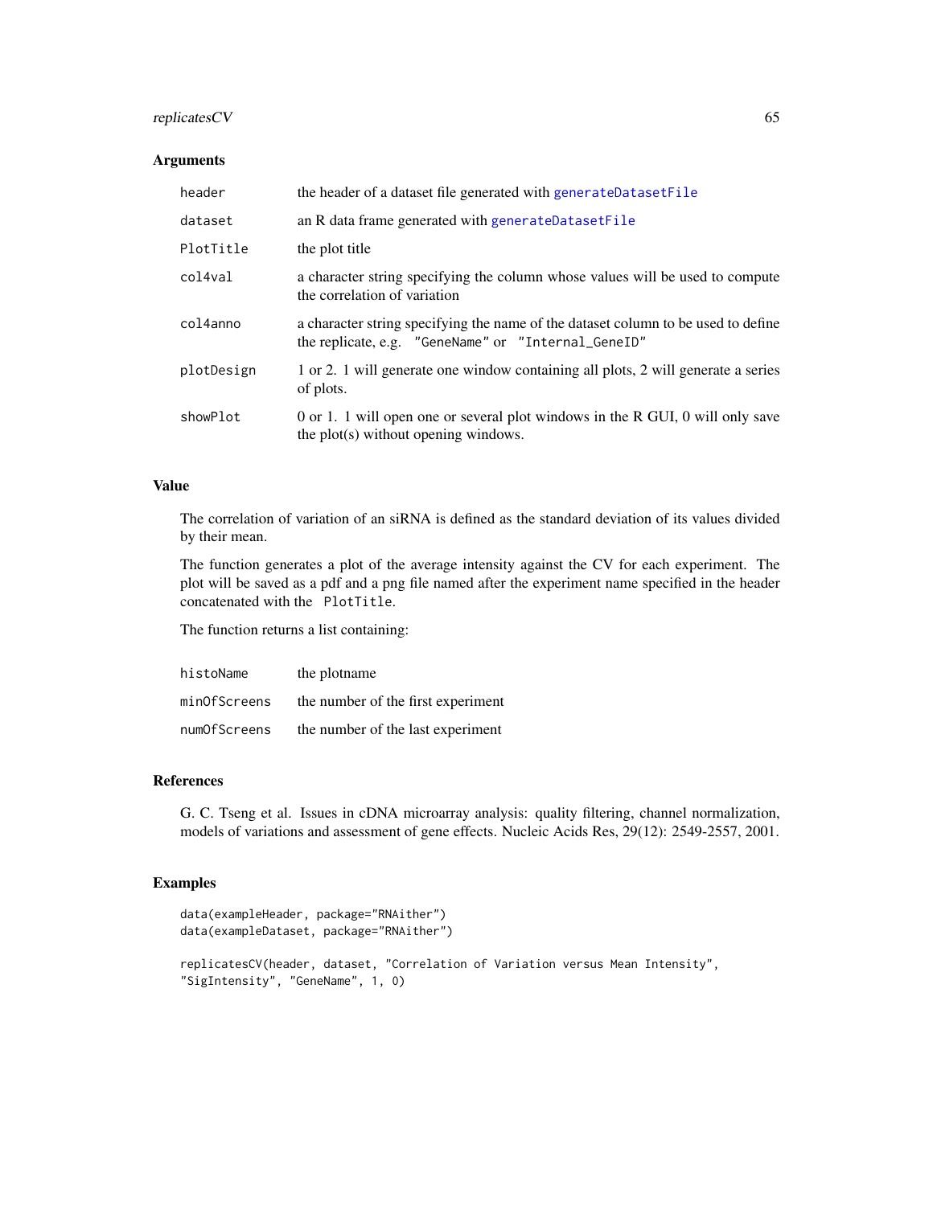## Arguments

| | |
|---|---|
| header | the header of a dataset file generated with generateDatasetFile |
| dataset | an R data frame generated with generateDatasetFile |
| PlotTitle | the plot title |
| col4val | a character string specifying the column whose values will be used to compute the correlation of variation |
| col4anno | a character string specifying the name of the dataset column to be used to define the replicate, e.g. "GeneName" or "Internal_GeneID" |
| plotDesign | 1 or 2. 1 will generate one window containing all plots, 2 will generate a series of plots. |
| showPlot | 0 or 1. 1 will open one or several plot windows in the R GUI, 0 will only save the plot(s) without opening windows. |

## Value

The correlation of variation of an siRNA is defined as the standard deviation of its values divided by their mean.

The function generates a plot of the average intensity against the CV for each experiment. The plot will be saved as a pdf and a png file named after the experiment name specified in the header concatenated with the PlotTitle.

The function returns a list containing:

| | |
|---|---|
| histoName | the plotname |
| minOfScreens | the number of the first experiment |
| numOfScreens | the number of the last experiment |

## References

G. C. Tseng et al. Issues in cDNA microarray analysis: quality filtering, channel normalization, models of variations and assessment of gene effects. Nucleic Acids Res, 29(12): 2549-2557, 2001.

## Examples

```
data(exampleHeader, package="RNAither")
data(exampleDataset, package="RNAither")

replicatesCV(header, dataset, "Correlation of Variation versus Mean Intensity",
"SigIntensity", "GeneName", 1, 0)
```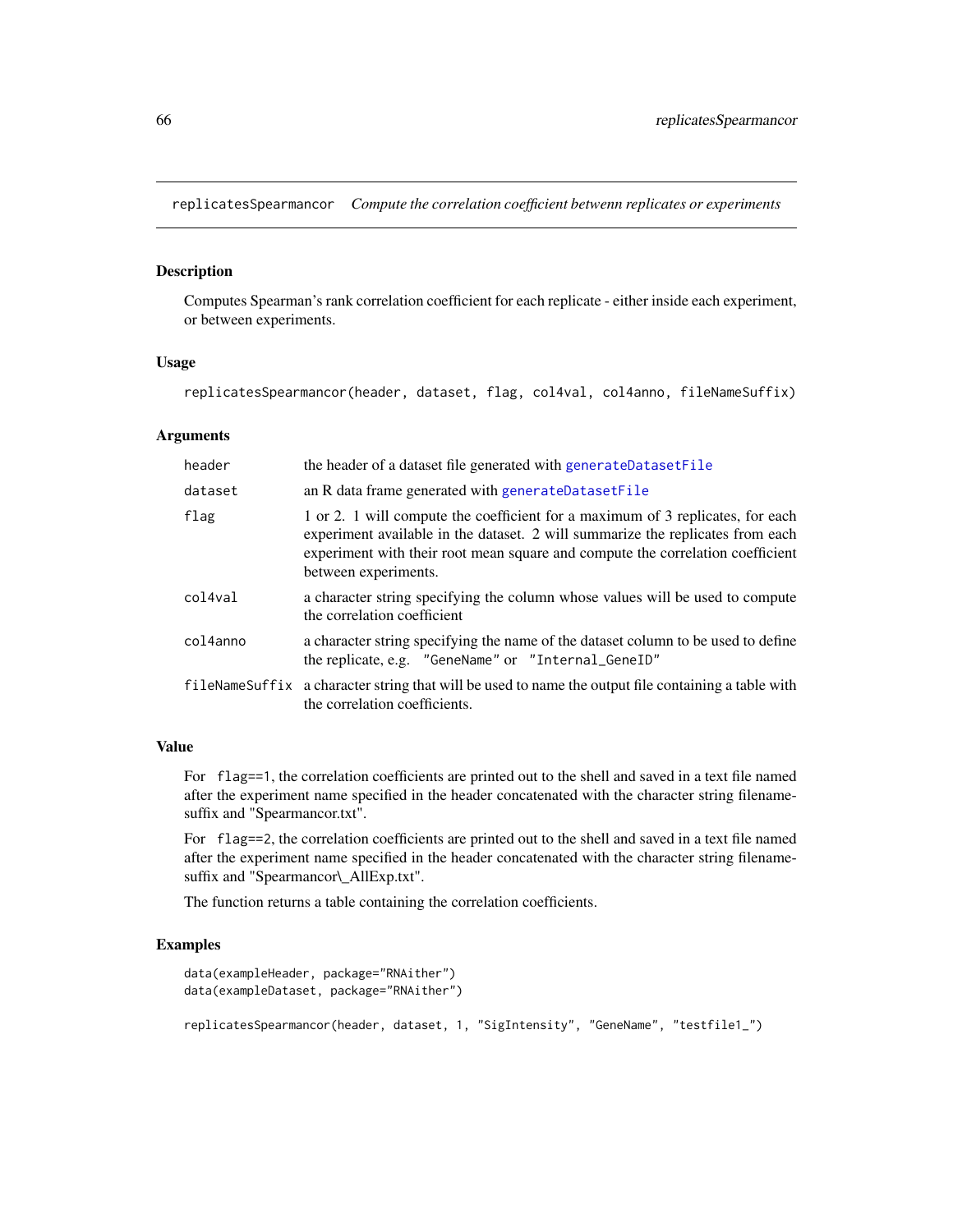## replicatesSpearmancor *Compute the correlation coefficient betwenn replicates or experiments*

### Description

Computes Spearman's rank correlation coefficient for each replicate - either inside each experiment, or between experiments.

### Usage

```
replicatesSpearmancor(header, dataset, flag, col4val, col4anno, fileNameSuffix)
```

### Arguments

| | |
|---|---|
| `header` | the header of a dataset file generated with `generateDatasetFile` |
| `dataset` | an R data frame generated with `generateDatasetFile` |
| `flag` | 1 or 2. 1 will compute the coefficient for a maximum of 3 replicates, for each experiment available in the dataset. 2 will summarize the replicates from each experiment with their root mean square and compute the correlation coefficient between experiments. |
| `col4val` | a character string specifying the column whose values will be used to compute the correlation coefficient |
| `col4anno` | a character string specifying the name of the dataset column to be used to define the replicate, e.g. `"GeneName"` or `"Internal_GeneID"` |
| `fileNameSuffix` | a character string that will be used to name the output file containing a table with the correlation coefficients. |

### Value

For `flag==1`, the correlation coefficients are printed out to the shell and saved in a text file named after the experiment name specified in the header concatenated with the character string filenamesuffix and "Spearmancor.txt".

For `flag==2`, the correlation coefficients are printed out to the shell and saved in a text file named after the experiment name specified in the header concatenated with the character string filenamesuffix and "Spearmancor\_AllExp.txt".

The function returns a table containing the correlation coefficients.

### Examples

```
data(exampleHeader, package="RNAither")
data(exampleDataset, package="RNAither")

replicatesSpearmancor(header, dataset, 1, "SigIntensity", "GeneName", "testfile1_")
```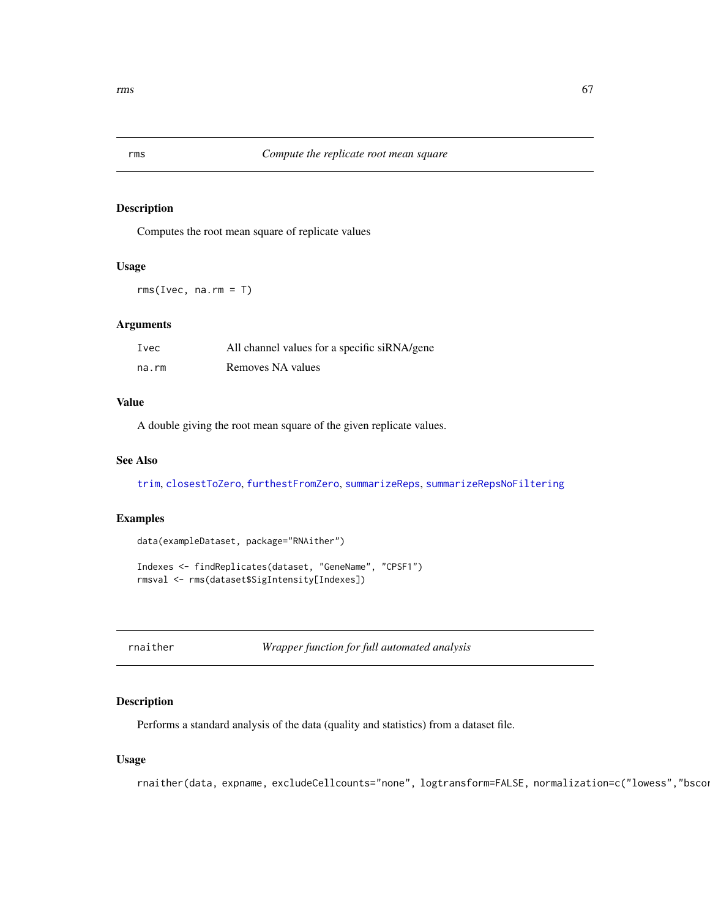## rms — *Compute the replicate root mean square*

### Description

Computes the root mean square of replicate values

### Usage

```
rms(Ivec, na.rm = T)
```

### Arguments

| | |
|---|---|
| `Ivec` | All channel values for a specific siRNA/gene |
| `na.rm` | Removes NA values |

### Value

A double giving the root mean square of the given replicate values.

### See Also

`trim`, `closestToZero`, `furthestFromZero`, `summarizeReps`, `summarizeRepsNoFiltering`

### Examples

```
data(exampleDataset, package="RNAither")

Indexes <- findReplicates(dataset, "GeneName", "CPSF1")
rmsval <- rms(dataset$SigIntensity[Indexes])
```

## rnaither — *Wrapper function for full automated analysis*

### Description

Performs a standard analysis of the data (quality and statistics) from a dataset file.

### Usage

```
rnaither(data, expname, excludeCellcounts="none", logtransform=FALSE, normalization=c("lowess","bscor
```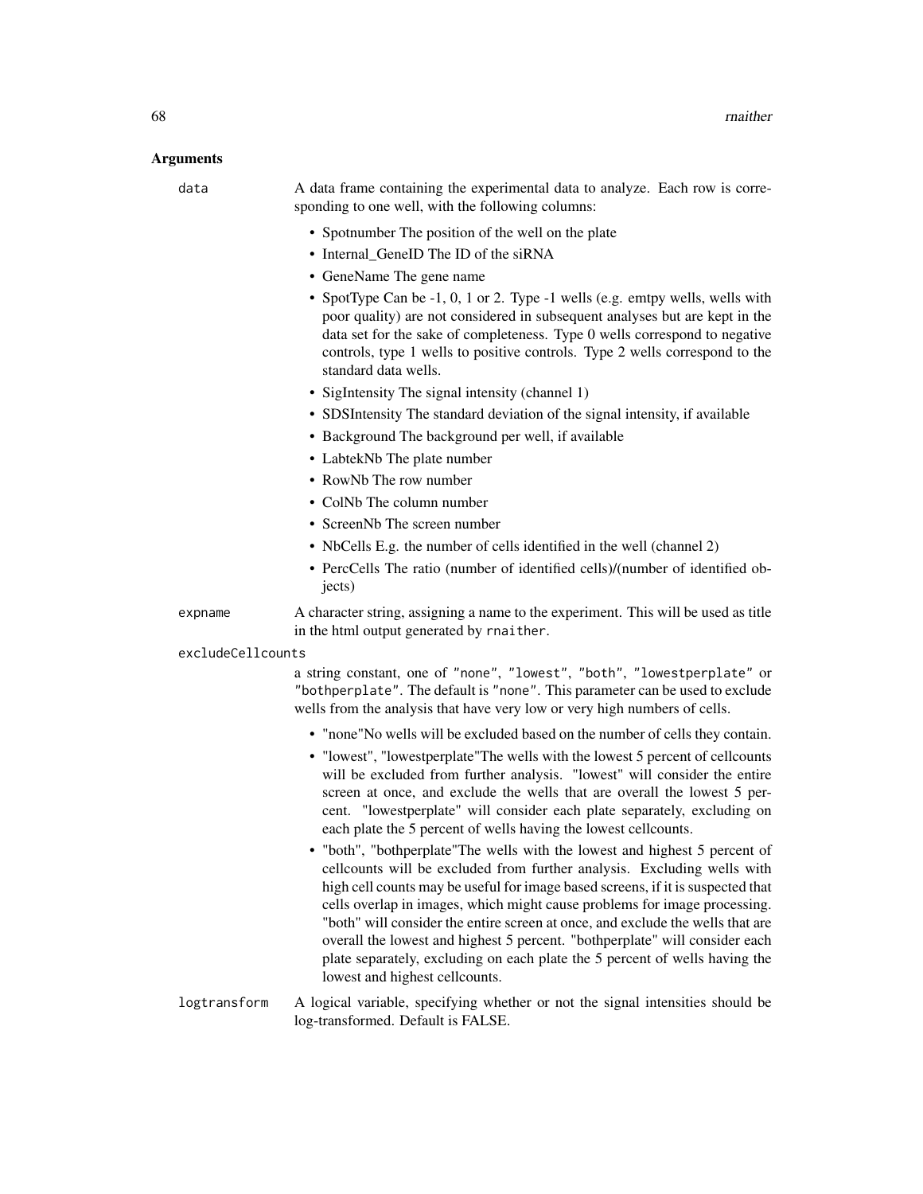## Arguments

**data** A data frame containing the experimental data to analyze. Each row is corresponding to one well, with the following columns:

- Spotnumber The position of the well on the plate
- Internal_GeneID The ID of the siRNA
- GeneName The gene name
- SpotType Can be -1, 0, 1 or 2. Type -1 wells (e.g. emtpy wells, wells with poor quality) are not considered in subsequent analyses but are kept in the data set for the sake of completeness. Type 0 wells correspond to negative controls, type 1 wells to positive controls. Type 2 wells correspond to the standard data wells.
- SigIntensity The signal intensity (channel 1)
- SDSIntensity The standard deviation of the signal intensity, if available
- Background The background per well, if available
- LabtekNb The plate number
- RowNb The row number
- ColNb The column number
- ScreenNb The screen number
- NbCells E.g. the number of cells identified in the well (channel 2)
- PercCells The ratio (number of identified cells)/(number of identified objects)

**expname** A character string, assigning a name to the experiment. This will be used as title in the html output generated by `rnaither`.

**excludeCellcounts** a string constant, one of `"none"`, `"lowest"`, `"both"`, `"lowestperplate"` or `"bothperplate"`. The default is `"none"`. This parameter can be used to exclude wells from the analysis that have very low or very high numbers of cells.

- "none"No wells will be excluded based on the number of cells they contain.
- "lowest", "lowestperplate"The wells with the lowest 5 percent of cellcounts will be excluded from further analysis. "lowest" will consider the entire screen at once, and exclude the wells that are overall the lowest 5 percent. "lowestperplate" will consider each plate separately, excluding on each plate the 5 percent of wells having the lowest cellcounts.
- "both", "bothperplate"The wells with the lowest and highest 5 percent of cellcounts will be excluded from further analysis. Excluding wells with high cell counts may be useful for image based screens, if it is suspected that cells overlap in images, which might cause problems for image processing. "both" will consider the entire screen at once, and exclude the wells that are overall the lowest and highest 5 percent. "bothperplate" will consider each plate separately, excluding on each plate the 5 percent of wells having the lowest and highest cellcounts.

**logtransform** A logical variable, specifying whether or not the signal intensities should be log-transformed. Default is FALSE.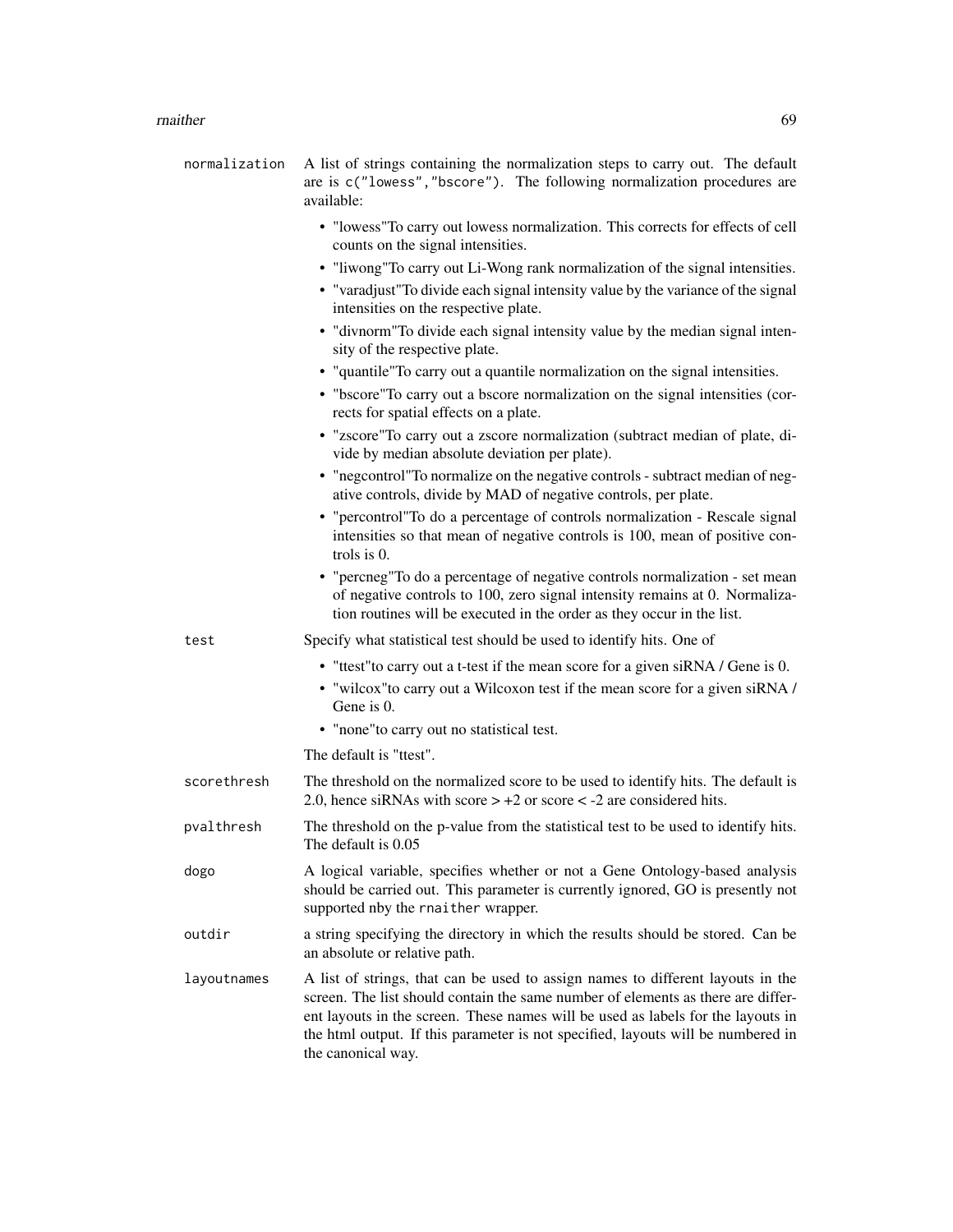`normalization`
: A list of strings containing the normalization steps to carry out. The default are is `c("lowess","bscore")`. The following normalization procedures are available:

  - "lowess"To carry out lowess normalization. This corrects for effects of cell counts on the signal intensities.
  - "liwong"To carry out Li-Wong rank normalization of the signal intensities.
  - "varadjust"To divide each signal intensity value by the variance of the signal intensities on the respective plate.
  - "divnorm"To divide each signal intensity value by the median signal intensity of the respective plate.
  - "quantile"To carry out a quantile normalization on the signal intensities.
  - "bscore"To carry out a bscore normalization on the signal intensities (corrects for spatial effects on a plate.
  - "zscore"To carry out a zscore normalization (subtract median of plate, divide by median absolute deviation per plate).
  - "negcontrol"To normalize on the negative controls - subtract median of negative controls, divide by MAD of negative controls, per plate.
  - "percontrol"To do a percentage of controls normalization - Rescale signal intensities so that mean of negative controls is 100, mean of positive controls is 0.
  - "percneg"To do a percentage of negative controls normalization - set mean of negative controls to 100, zero signal intensity remains at 0. Normalization routines will be executed in the order as they occur in the list.

`test`
: Specify what statistical test should be used to identify hits. One of

  - "ttest"to carry out a t-test if the mean score for a given siRNA / Gene is 0.
  - "wilcox"to carry out a Wilcoxon test if the mean score for a given siRNA / Gene is 0.
  - "none"to carry out no statistical test.

  The default is "ttest".

`scorethresh`
: The threshold on the normalized score to be used to identify hits. The default is 2.0, hence siRNAs with score > +2 or score < -2 are considered hits.

`pvalthresh`
: The threshold on the p-value from the statistical test to be used to identify hits. The default is 0.05

`dogo`
: A logical variable, specifies whether or not a Gene Ontology-based analysis should be carried out. This parameter is currently ignored, GO is presently not supported nby the `rnaither` wrapper.

`outdir`
: a string specifying the directory in which the results should be stored. Can be an absolute or relative path.

`layoutnames`
: A list of strings, that can be used to assign names to different layouts in the screen. The list should contain the same number of elements as there are different layouts in the screen. These names will be used as labels for the layouts in the html output. If this parameter is not specified, layouts will be numbered in the canonical way.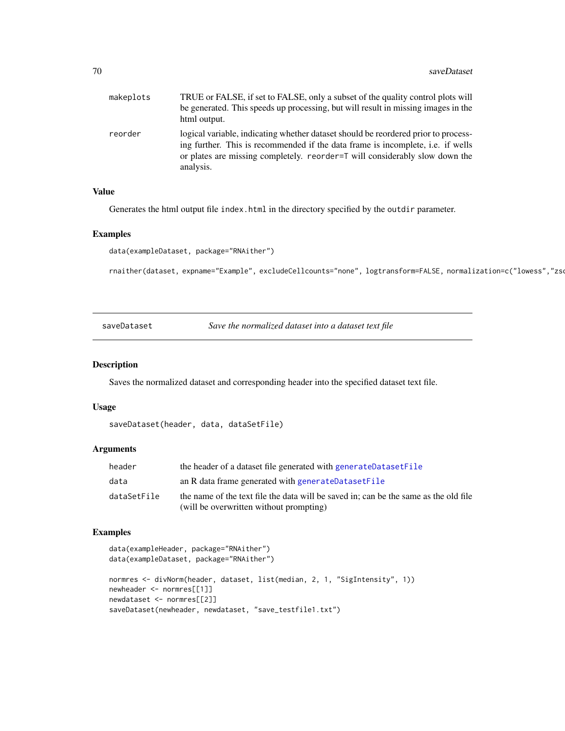| | |
|---|---|
| makeplots | TRUE or FALSE, if set to FALSE, only a subset of the quality control plots will be generated. This speeds up processing, but will result in missing images in the html output. |
| reorder | logical variable, indicating whether dataset should be reordered prior to processing further. This is recommended if the data frame is incomplete, i.e. if wells or plates are missing completely. `reorder=T` will considerably slow down the analysis. |

### Value

Generates the html output file `index.html` in the directory specified by the `outdir` parameter.

### Examples

```
data(exampleDataset, package="RNAither")

rnaither(dataset, expname="Example", excludeCellcounts="none", logtransform=FALSE, normalization=c("lowess","zsc
```

---

## saveDataset — *Save the normalized dataset into a dataset text file*

---

### Description

Saves the normalized dataset and corresponding header into the specified dataset text file.

### Usage

```
saveDataset(header, data, dataSetFile)
```

### Arguments

| | |
|---|---|
| header | the header of a dataset file generated with generateDatasetFile |
| data | an R data frame generated with generateDatasetFile |
| dataSetFile | the name of the text file the data will be saved in; can be the same as the old file (will be overwritten without prompting) |

### Examples

```
data(exampleHeader, package="RNAither")
data(exampleDataset, package="RNAither")

normres <- divNorm(header, dataset, list(median, 2, 1, "SigIntensity", 1))
newheader <- normres[[1]]
newdataset <- normres[[2]]
saveDataset(newheader, newdataset, "save_testfile1.txt")
```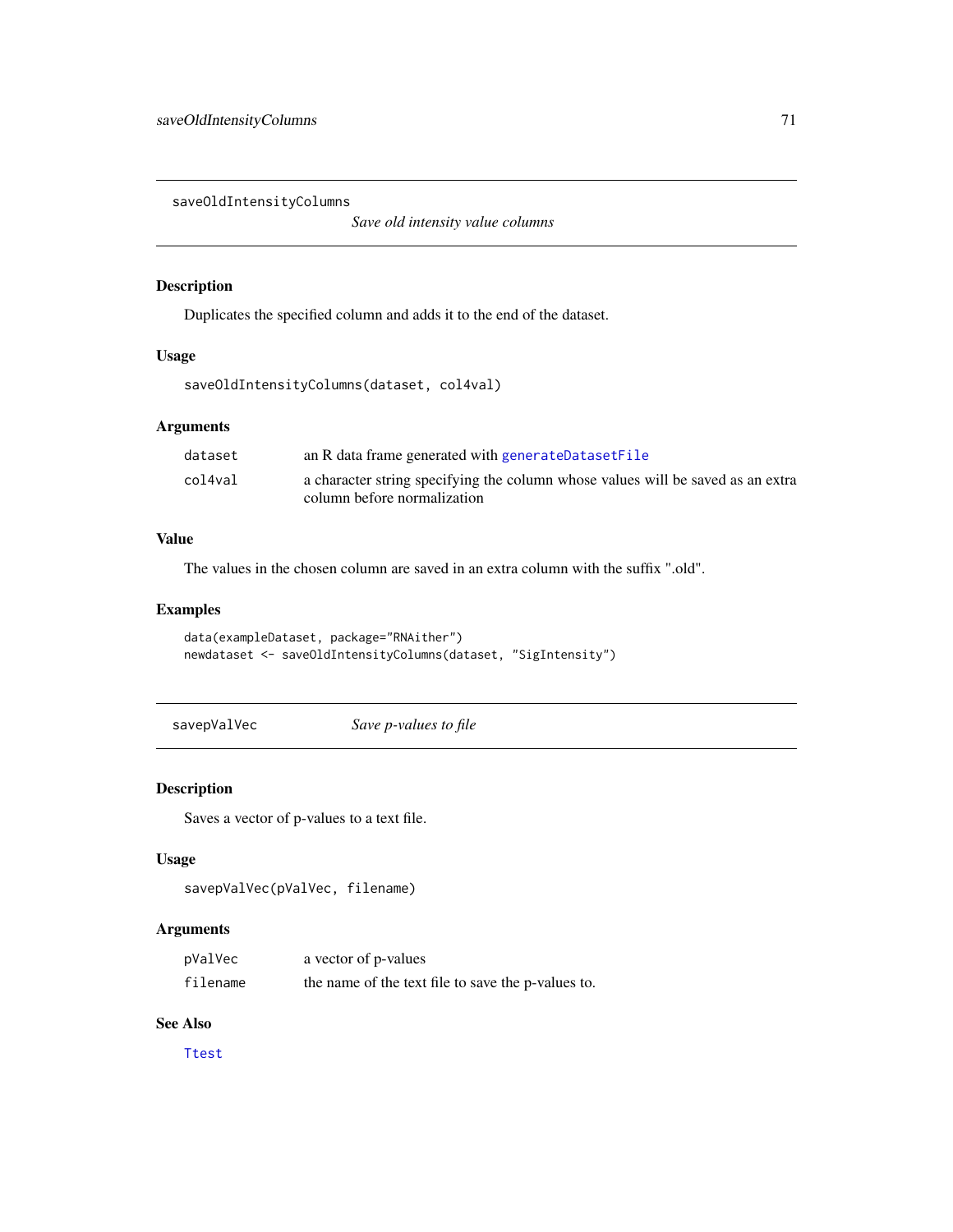## saveOldIntensityColumns

*Save old intensity value columns*

### Description

Duplicates the specified column and adds it to the end of the dataset.

### Usage

```
saveOldIntensityColumns(dataset, col4val)
```

### Arguments

| | |
|---|---|
| `dataset` | an R data frame generated with `generateDatasetFile` |
| `col4val` | a character string specifying the column whose values will be saved as an extra column before normalization |

### Value

The values in the chosen column are saved in an extra column with the suffix ".old".

### Examples

```
data(exampleDataset, package="RNAither")
newdataset <- saveOldIntensityColumns(dataset, "SigIntensity")
```

## savepValVec

*Save p-values to file*

### Description

Saves a vector of p-values to a text file.

### Usage

```
savepValVec(pValVec, filename)
```

### Arguments

| | |
|---|---|
| `pValVec` | a vector of p-values |
| `filename` | the name of the text file to save the p-values to. |

### See Also

`Ttest`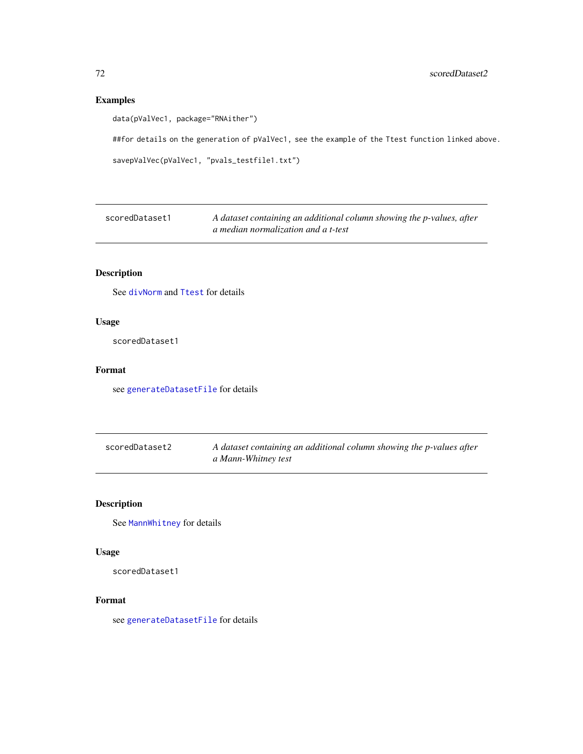## Examples

```
data(pValVec1, package="RNAither")

##for details on the generation of pValVec1, see the example of the Ttest function linked above.

savepValVec(pValVec1, "pvals_testfile1.txt")
```

---

# scoredDataset1 — *A dataset containing an additional column showing the p-values, after a median normalization and a t-test*

## Description

See `divNorm` and `Ttest` for details

## Usage

```
scoredDataset1
```

## Format

see `generateDatasetFile` for details

---

# scoredDataset2 — *A dataset containing an additional column showing the p-values after a Mann-Whitney test*

## Description

See `MannWhitney` for details

## Usage

```
scoredDataset1
```

## Format

see `generateDatasetFile` for details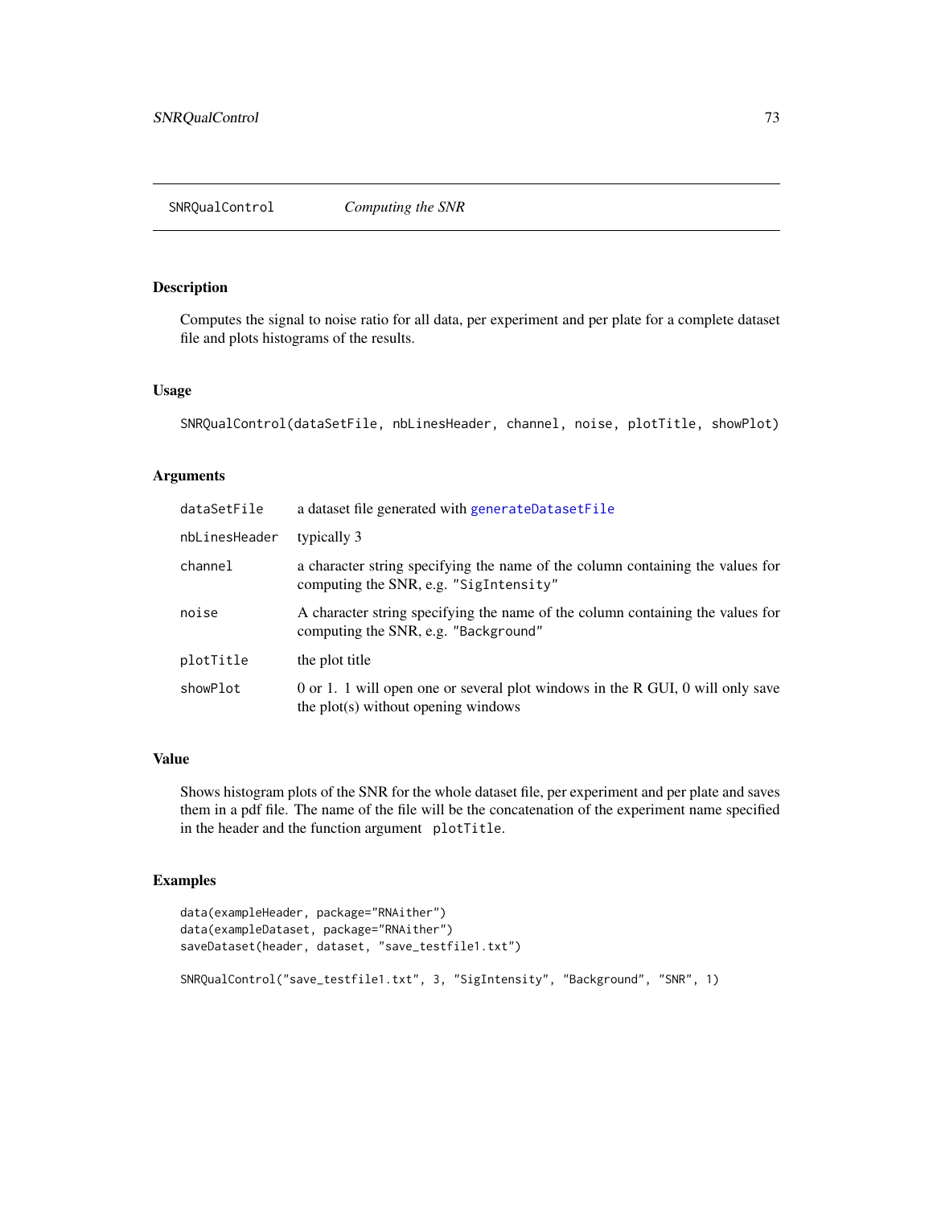SNRQualControl *Computing the SNR*

## Description

Computes the signal to noise ratio for all data, per experiment and per plate for a complete dataset file and plots histograms of the results.

## Usage

```
SNRQualControl(dataSetFile, nbLinesHeader, channel, noise, plotTitle, showPlot)
```

## Arguments

| | |
|---|---|
| dataSetFile | a dataset file generated with `generateDatasetFile` |
| nbLinesHeader | typically 3 |
| channel | a character string specifying the name of the column containing the values for computing the SNR, e.g. "SigIntensity" |
| noise | A character string specifying the name of the column containing the values for computing the SNR, e.g. "Background" |
| plotTitle | the plot title |
| showPlot | 0 or 1. 1 will open one or several plot windows in the R GUI, 0 will only save the plot(s) without opening windows |

## Value

Shows histogram plots of the SNR for the whole dataset file, per experiment and per plate and saves them in a pdf file. The name of the file will be the concatenation of the experiment name specified in the header and the function argument `plotTitle`.

## Examples

```
data(exampleHeader, package="RNAither")
data(exampleDataset, package="RNAither")
saveDataset(header, dataset, "save_testfile1.txt")

SNRQualControl("save_testfile1.txt", 3, "SigIntensity", "Background", "SNR", 1)
```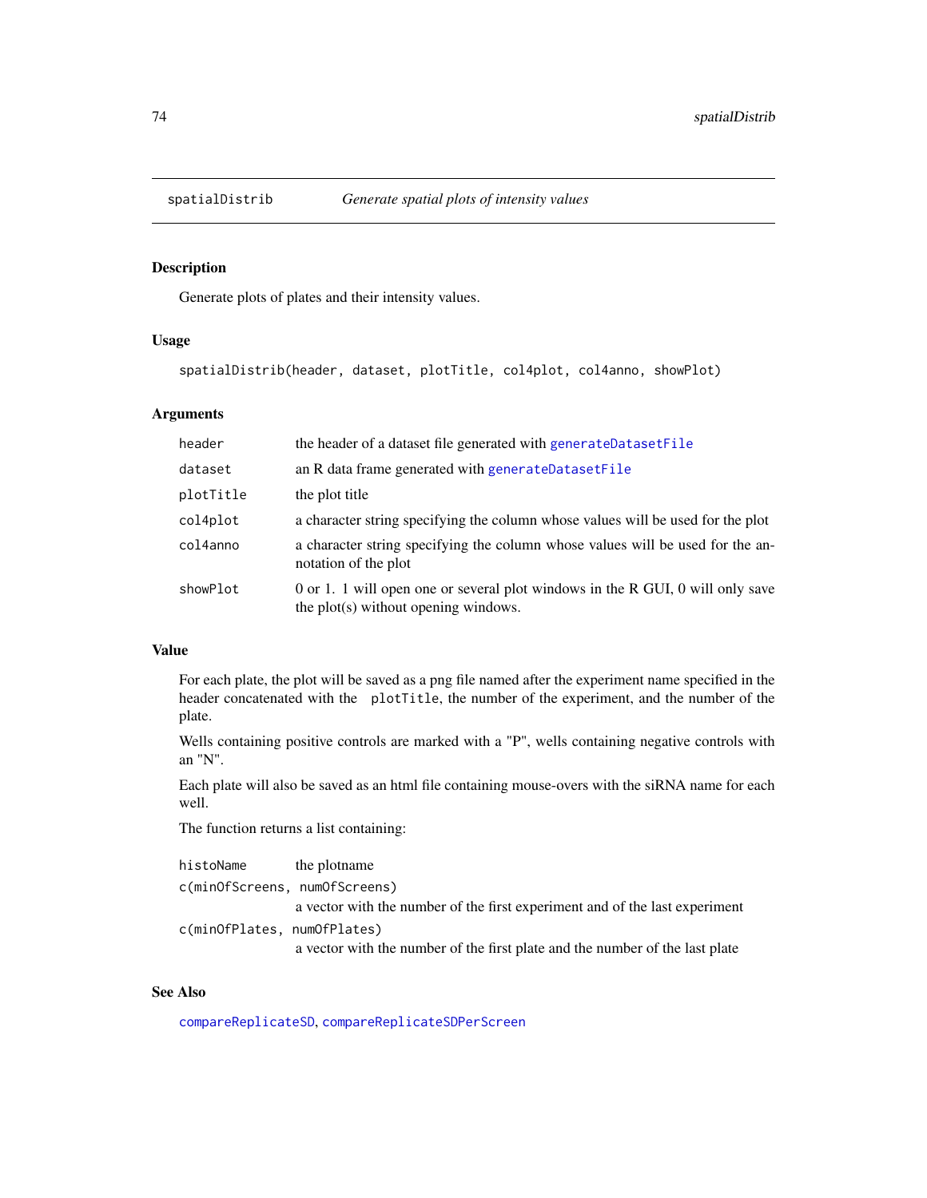## spatialDistrib *Generate spatial plots of intensity values*

### Description

Generate plots of plates and their intensity values.

### Usage

```
spatialDistrib(header, dataset, plotTitle, col4plot, col4anno, showPlot)
```

### Arguments

| | |
|---|---|
| `header` | the header of a dataset file generated with `generateDatasetFile` |
| `dataset` | an R data frame generated with `generateDatasetFile` |
| `plotTitle` | the plot title |
| `col4plot` | a character string specifying the column whose values will be used for the plot |
| `col4anno` | a character string specifying the column whose values will be used for the annotation of the plot |
| `showPlot` | 0 or 1. 1 will open one or several plot windows in the R GUI, 0 will only save the plot(s) without opening windows. |

### Value

For each plate, the plot will be saved as a png file named after the experiment name specified in the header concatenated with the `plotTitle`, the number of the experiment, and the number of the plate.

Wells containing positive controls are marked with a "P", wells containing negative controls with an "N".

Each plate will also be saved as an html file containing mouse-overs with the siRNA name for each well.

The function returns a list containing:

| | |
|---|---|
| `histoName` | the plotname |
| `c(minOfScreens, numOfScreens)` | a vector with the number of the first experiment and of the last experiment |
| `c(minOfPlates, numOfPlates)` | a vector with the number of the first plate and the number of the last plate |

### See Also

`compareReplicateSD`, `compareReplicateSDPerScreen`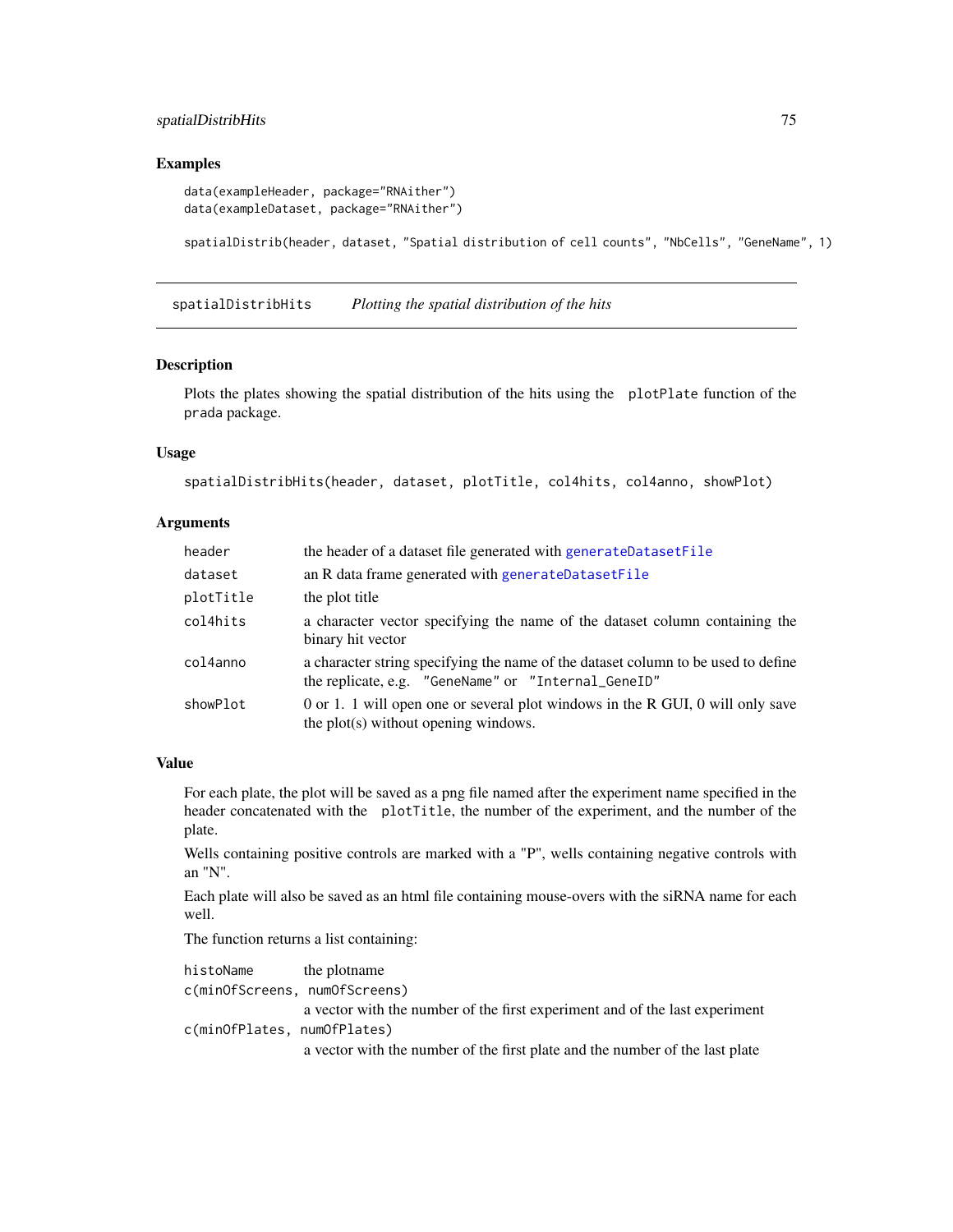## Examples

```
data(exampleHeader, package="RNAither")
data(exampleDataset, package="RNAither")

spatialDistrib(header, dataset, "Spatial distribution of cell counts", "NbCells", "GeneName", 1)
```

---

## spatialDistribHits — *Plotting the spatial distribution of the hits*

### Description

Plots the plates showing the spatial distribution of the hits using the `plotPlate` function of the `prada` package.

### Usage

```
spatialDistribHits(header, dataset, plotTitle, col4hits, col4anno, showPlot)
```

### Arguments

| | |
|---|---|
| `header` | the header of a dataset file generated with `generateDatasetFile` |
| `dataset` | an R data frame generated with `generateDatasetFile` |
| `plotTitle` | the plot title |
| `col4hits` | a character vector specifying the name of the dataset column containing the binary hit vector |
| `col4anno` | a character string specifying the name of the dataset column to be used to define the replicate, e.g. "GeneName" or "Internal_GeneID" |
| `showPlot` | 0 or 1. 1 will open one or several plot windows in the R GUI, 0 will only save the plot(s) without opening windows. |

### Value

For each plate, the plot will be saved as a png file named after the experiment name specified in the header concatenated with the `plotTitle`, the number of the experiment, and the number of the plate.

Wells containing positive controls are marked with a "P", wells containing negative controls with an "N".

Each plate will also be saved as an html file containing mouse-overs with the siRNA name for each well.

The function returns a list containing:

`histoName` the plotname

`c(minOfScreens, numOfScreens)`
a vector with the number of the first experiment and of the last experiment

`c(minOfPlates, numOfPlates)`
a vector with the number of the first plate and the number of the last plate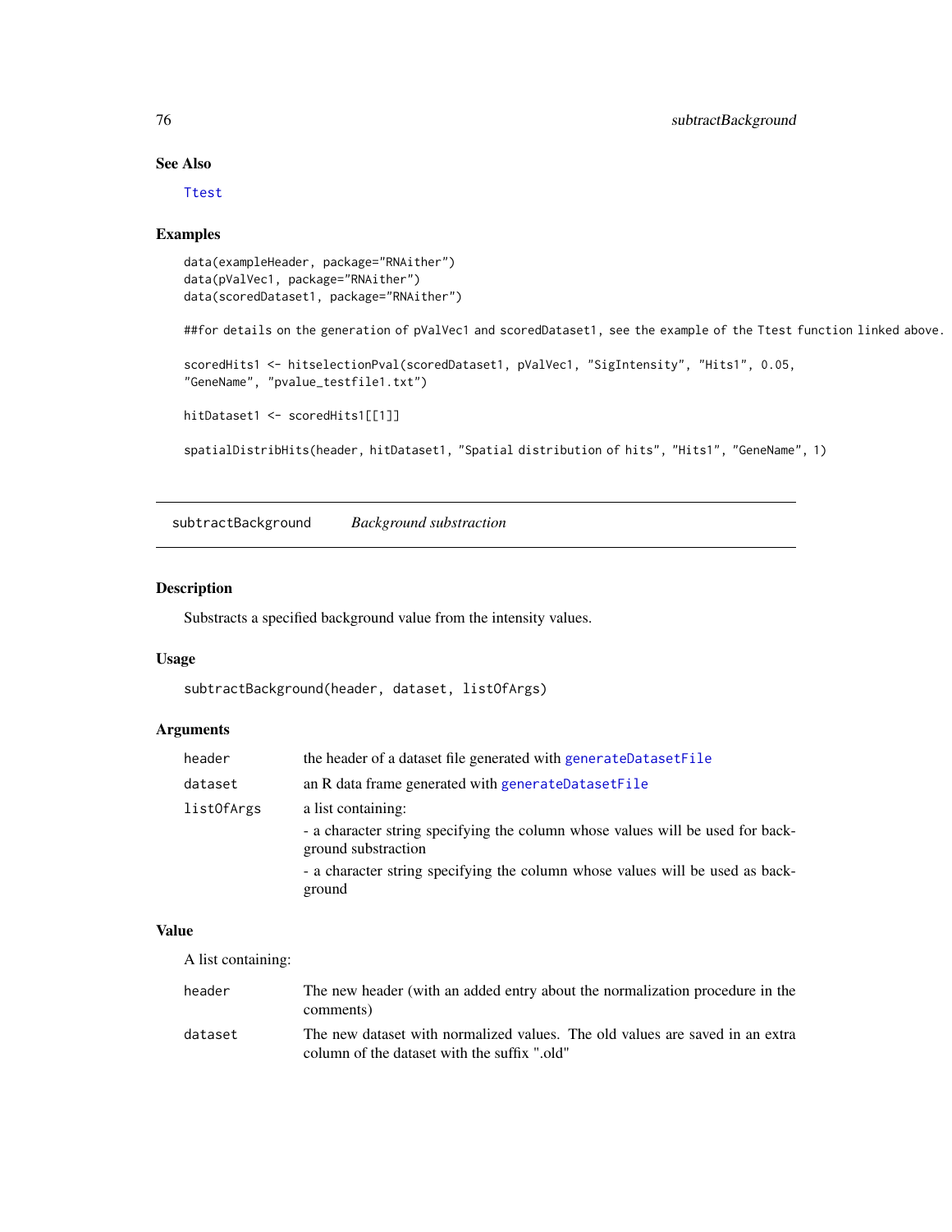### See Also

Ttest

### Examples

```
data(exampleHeader, package="RNAither")
data(pValVec1, package="RNAither")
data(scoredDataset1, package="RNAither")

##for details on the generation of pValVec1 and scoredDataset1, see the example of the Ttest function linked above.

scoredHits1 <- hitselectionPval(scoredDataset1, pValVec1, "SigIntensity", "Hits1", 0.05,
"GeneName", "pvalue_testfile1.txt")

hitDataset1 <- scoredHits1[[1]]

spatialDistribHits(header, hitDataset1, "Spatial distribution of hits", "Hits1", "GeneName", 1)
```

---

## subtractBackground    *Background substraction*

### Description

Substracts a specified background value from the intensity values.

### Usage

```
subtractBackground(header, dataset, listOfArgs)
```

### Arguments

| | |
|---|---|
| header | the header of a dataset file generated with generateDatasetFile |
| dataset | an R data frame generated with generateDatasetFile |
| listOfArgs | a list containing:<br>- a character string specifying the column whose values will be used for background substraction<br>- a character string specifying the column whose values will be used as background |

### Value

A list containing:

| | |
|---|---|
| header | The new header (with an added entry about the normalization procedure in the comments) |
| dataset | The new dataset with normalized values. The old values are saved in an extra column of the dataset with the suffix ".old" |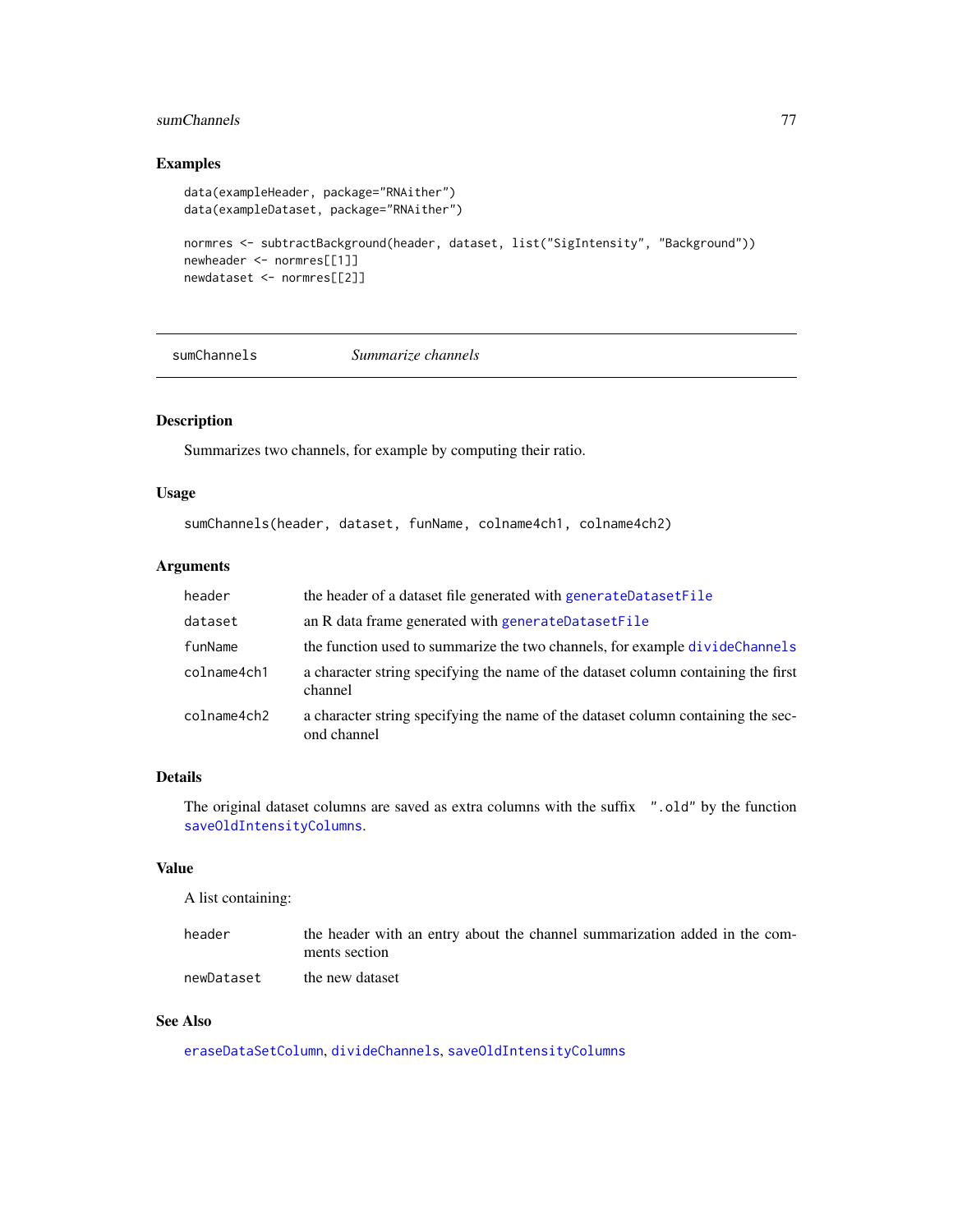## Examples

```
data(exampleHeader, package="RNAither")
data(exampleDataset, package="RNAither")

normres <- subtractBackground(header, dataset, list("SigIntensity", "Background"))
newheader <- normres[[1]]
newdataset <- normres[[2]]
```

---

# sumChannels *Summarize channels*

---

## Description

Summarizes two channels, for example by computing their ratio.

## Usage

```
sumChannels(header, dataset, funName, colname4ch1, colname4ch2)
```

## Arguments

| | |
|---|---|
| `header` | the header of a dataset file generated with `generateDatasetFile` |
| `dataset` | an R data frame generated with `generateDatasetFile` |
| `funName` | the function used to summarize the two channels, for example `divideChannels` |
| `colname4ch1` | a character string specifying the name of the dataset column containing the first channel |
| `colname4ch2` | a character string specifying the name of the dataset column containing the second channel |

## Details

The original dataset columns are saved as extra columns with the suffix `".old"` by the function `saveOldIntensityColumns`.

## Value

A list containing:

| | |
|---|---|
| `header` | the header with an entry about the channel summarization added in the comments section |
| `newDataset` | the new dataset |

## See Also

`eraseDataSetColumn`, `divideChannels`, `saveOldIntensityColumns`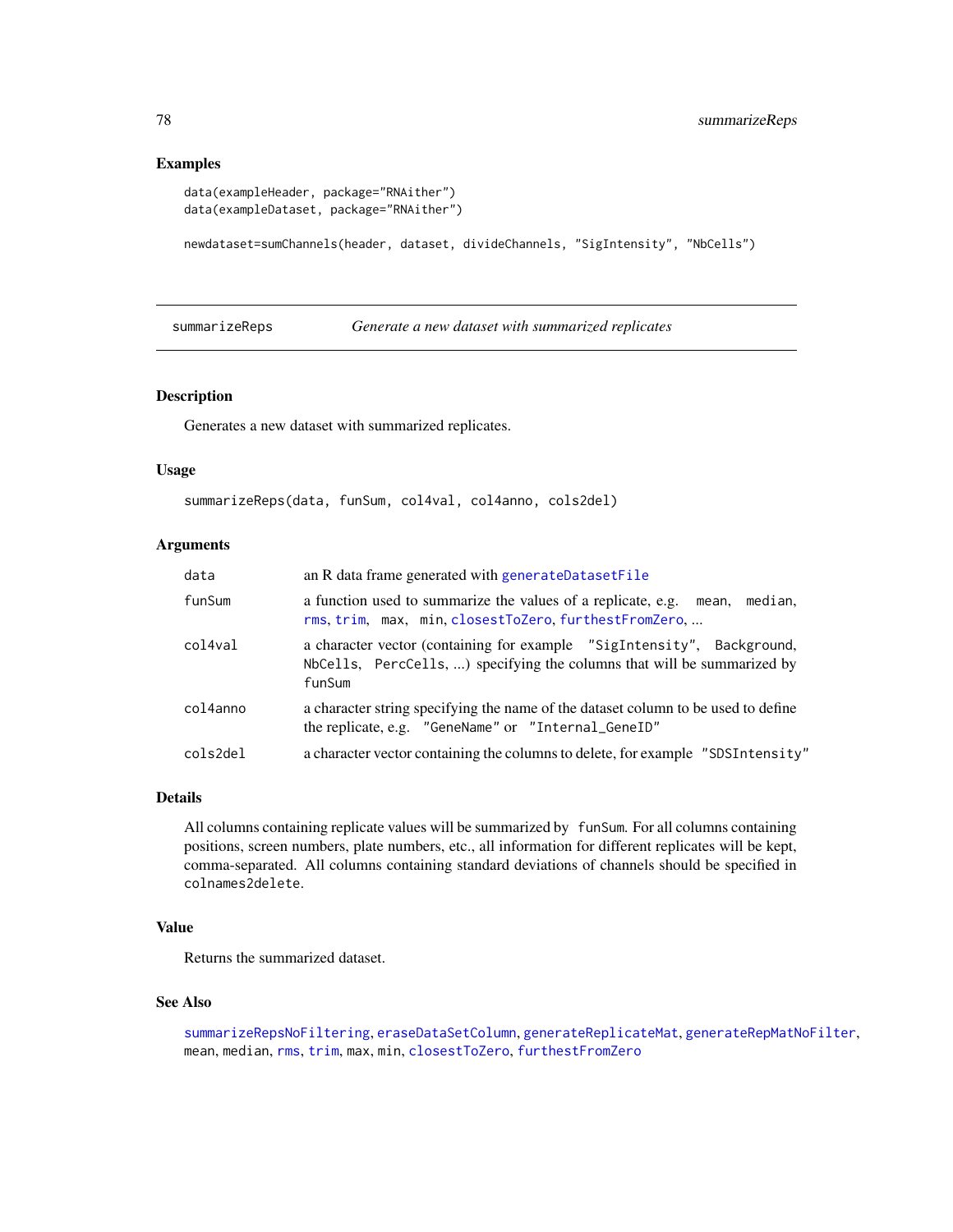## Examples

```
data(exampleHeader, package="RNAither")
data(exampleDataset, package="RNAither")

newdataset=sumChannels(header, dataset, divideChannels, "SigIntensity", "NbCells")
```

---

## summarizeReps — *Generate a new dataset with summarized replicates*

### Description

Generates a new dataset with summarized replicates.

### Usage

```
summarizeReps(data, funSum, col4val, col4anno, cols2del)
```

### Arguments

| | |
|---|---|
| `data` | an R data frame generated with `generateDatasetFile` |
| `funSum` | a function used to summarize the values of a replicate, e.g. `mean`, `median`, `rms`, `trim`, `max`, `min`, `closestToZero`, `furthestFromZero`, ... |
| `col4val` | a character vector (containing for example `"SigIntensity"`, `Background`, `NbCells`, `PercCells`, ...) specifying the columns that will be summarized by `funSum` |
| `col4anno` | a character string specifying the name of the dataset column to be used to define the replicate, e.g. `"GeneName"` or `"Internal_GeneID"` |
| `cols2del` | a character vector containing the columns to delete, for example `"SDSIntensity"` |

### Details

All columns containing replicate values will be summarized by `funSum`. For all columns containing positions, screen numbers, plate numbers, etc., all information for different replicates will be kept, comma-separated. All columns containing standard deviations of channels should be specified in `colnames2delete`.

### Value

Returns the summarized dataset.

### See Also

`summarizeRepsNoFiltering`, `eraseDataSetColumn`, `generateReplicateMat`, `generateRepMatNoFilter`, `mean`, `median`, `rms`, `trim`, `max`, `min`, `closestToZero`, `furthestFromZero`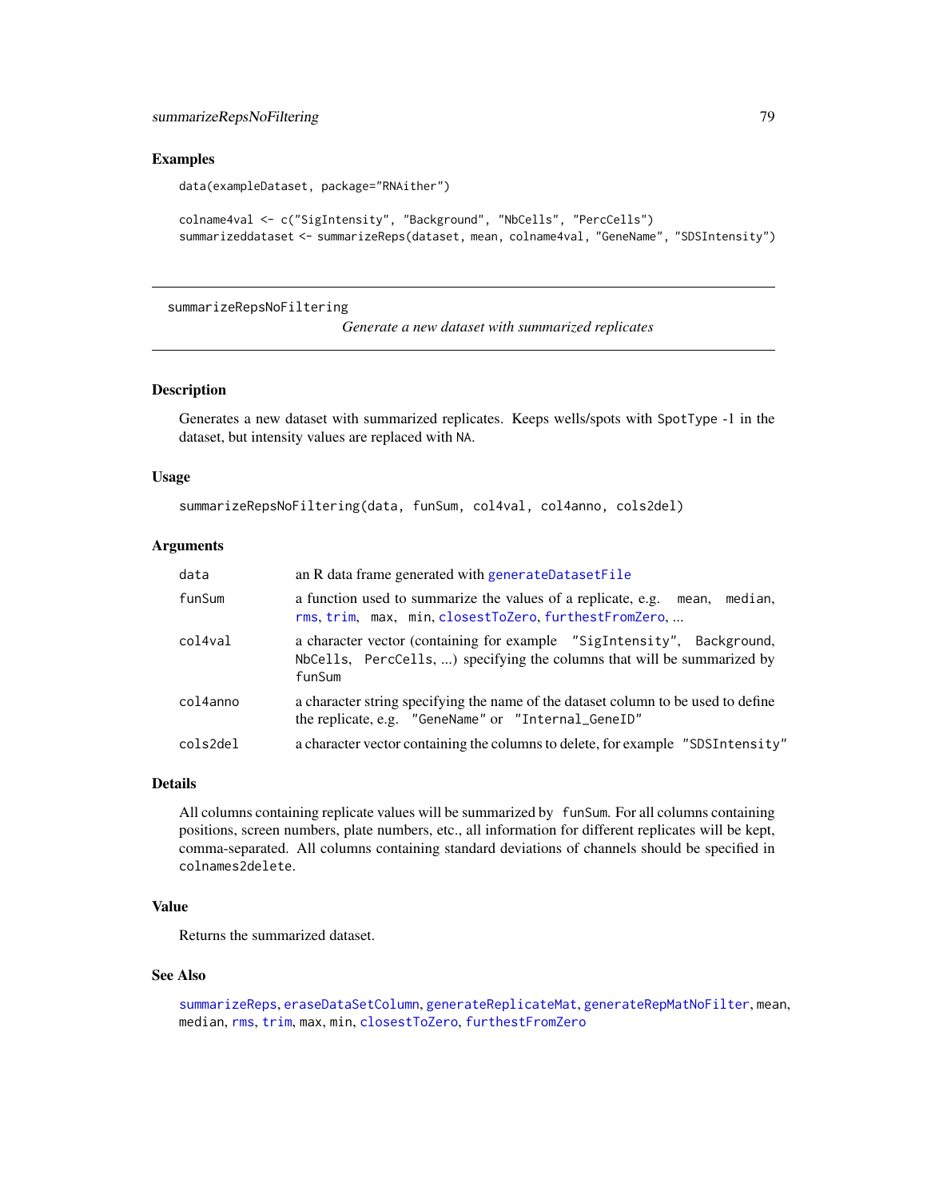### Examples

```
data(exampleDataset, package="RNAither")

colname4val <- c("SigIntensity", "Background", "NbCells", "PercCells")
summarizeddataset <- summarizeReps(dataset, mean, colname4val, "GeneName", "SDSIntensity")
```

---

## summarizeRepsNoFiltering

*Generate a new dataset with summarized replicates*

---

### Description

Generates a new dataset with summarized replicates. Keeps wells/spots with SpotType -1 in the dataset, but intensity values are replaced with NA.

### Usage

```
summarizeRepsNoFiltering(data, funSum, col4val, col4anno, cols2del)
```

### Arguments

| | |
|---|---|
| data | an R data frame generated with generateDatasetFile |
| funSum | a function used to summarize the values of a replicate, e.g. mean, median, rms, trim, max, min, closestToZero, furthestFromZero, ... |
| col4val | a character vector (containing for example "SigIntensity", Background, NbCells, PercCells, ...) specifying the columns that will be summarized by funSum |
| col4anno | a character string specifying the name of the dataset column to be used to define the replicate, e.g. "GeneName" or "Internal_GeneID" |
| cols2del | a character vector containing the columns to delete, for example "SDSIntensity" |

### Details

All columns containing replicate values will be summarized by funSum. For all columns containing positions, screen numbers, plate numbers, etc., all information for different replicates will be kept, comma-separated. All columns containing standard deviations of channels should be specified in colnames2delete.

### Value

Returns the summarized dataset.

### See Also

summarizeReps, eraseDataSetColumn, generateReplicateMat, generateRepMatNoFilter, mean, median, rms, trim, max, min, closestToZero, furthestFromZero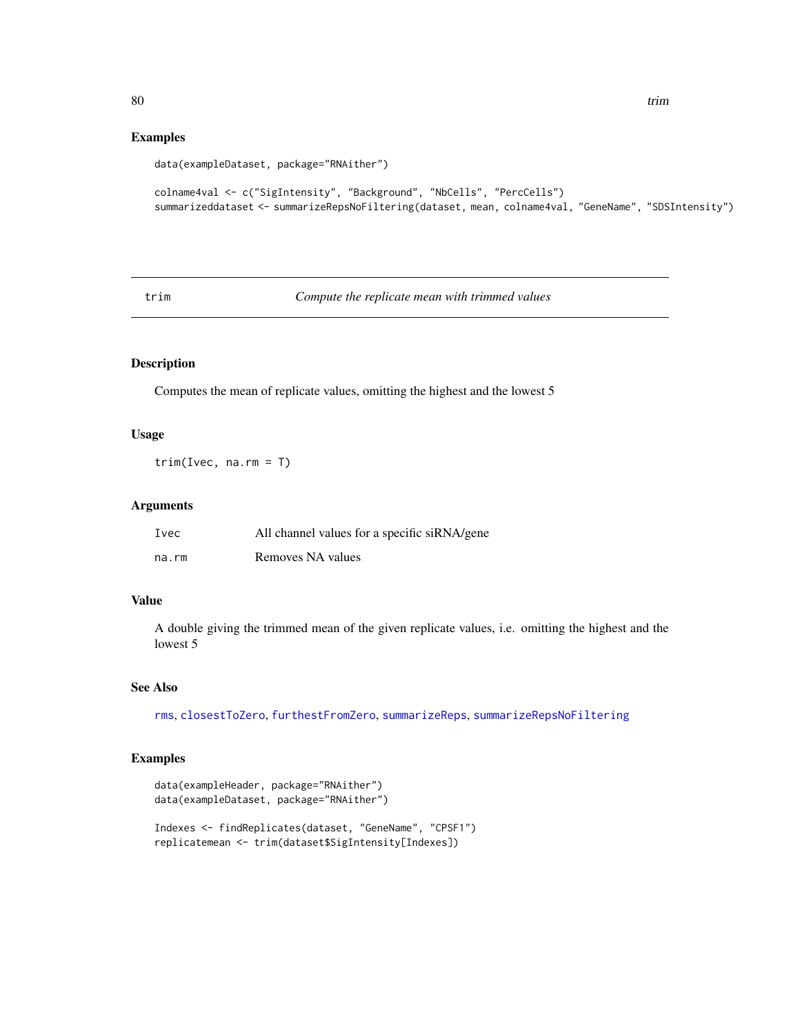## Examples

```
data(exampleDataset, package="RNAither")

colname4val <- c("SigIntensity", "Background", "NbCells", "PercCells")
summarizeddataset <- summarizeRepsNoFiltering(dataset, mean, colname4val, "GeneName", "SDSIntensity")
```

---

# trim — *Compute the replicate mean with trimmed values*

---

## Description

Computes the mean of replicate values, omitting the highest and the lowest 5

## Usage

```
trim(Ivec, na.rm = T)
```

## Arguments

| | |
|---|---|
| `Ivec` | All channel values for a specific siRNA/gene |
| `na.rm` | Removes NA values |

## Value

A double giving the trimmed mean of the given replicate values, i.e. omitting the highest and the lowest 5

## See Also

`rms`, `closestToZero`, `furthestFromZero`, `summarizeReps`, `summarizeRepsNoFiltering`

## Examples

```
data(exampleHeader, package="RNAither")
data(exampleDataset, package="RNAither")

Indexes <- findReplicates(dataset, "GeneName", "CPSF1")
replicatemean <- trim(dataset$SigIntensity[Indexes])
```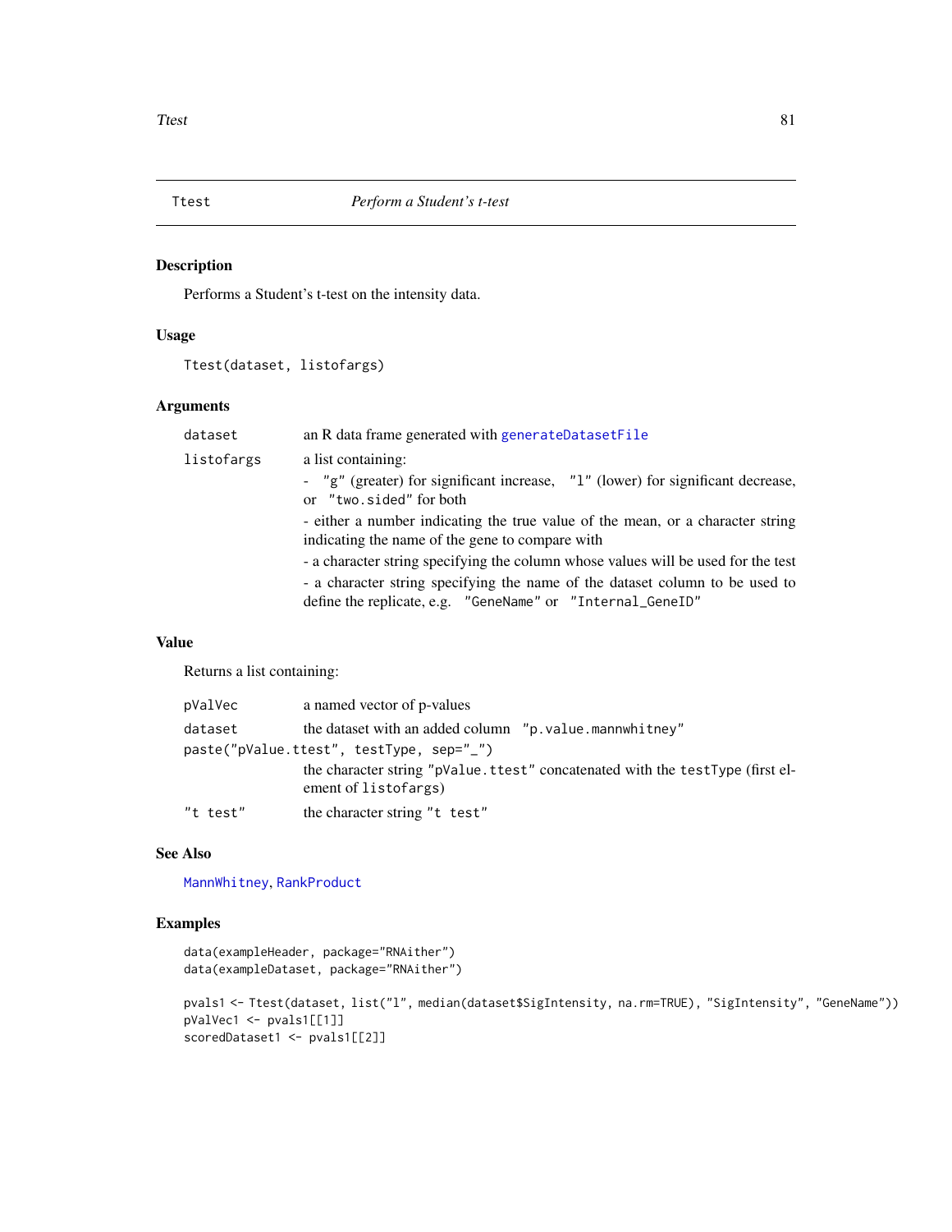## Ttest — *Perform a Student's t-test*

### Description

Performs a Student's t-test on the intensity data.

### Usage

```
Ttest(dataset, listofargs)
```

### Arguments

| | |
|---|---|
| `dataset` | an R data frame generated with `generateDatasetFile` |
| `listofargs` | a list containing:<br>- `"g"` (greater) for significant increase, `"l"` (lower) for significant decrease, or `"two.sided"` for both<br>- either a number indicating the true value of the mean, or a character string indicating the name of the gene to compare with<br>- a character string specifying the column whose values will be used for the test<br>- a character string specifying the name of the dataset column to be used to define the replicate, e.g. `"GeneName"` or `"Internal_GeneID"` |

### Value

Returns a list containing:

| | |
|---|---|
| `pValVec` | a named vector of p-values |
| `dataset` | the dataset with an added column `"p.value.mannwhitney"` |
| `paste("pValue.ttest", testType, sep="_")` | the character string `"pValue.ttest"` concatenated with the `testType` (first element of `listofargs`) |
| `"t test"` | the character string `"t test"` |

### See Also

`MannWhitney`, `RankProduct`

### Examples

```
data(exampleHeader, package="RNAither")
data(exampleDataset, package="RNAither")

pvals1 <- Ttest(dataset, list("l", median(dataset$SigIntensity, na.rm=TRUE), "SigIntensity", "GeneName"))
pValVec1 <- pvals1[[1]]
scoredDataset1 <- pvals1[[2]]
```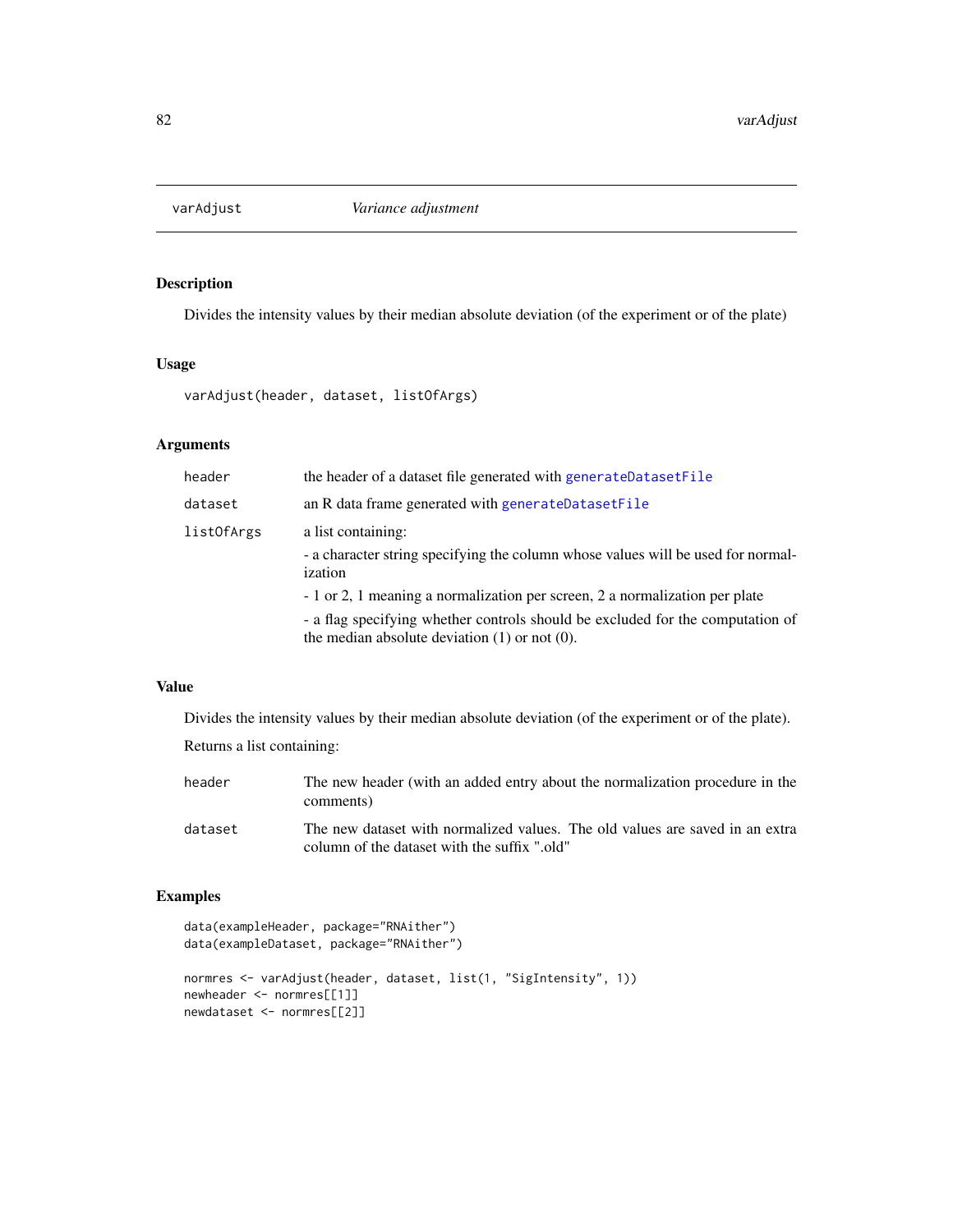# varAdjust — *Variance adjustment*

## Description

Divides the intensity values by their median absolute deviation (of the experiment or of the plate)

## Usage

```
varAdjust(header, dataset, listOfArgs)
```

## Arguments

| | |
|---|---|
| header | the header of a dataset file generated with generateDatasetFile |
| dataset | an R data frame generated with generateDatasetFile |
| listOfArgs | a list containing:<br>- a character string specifying the column whose values will be used for normalization<br>- 1 or 2, 1 meaning a normalization per screen, 2 a normalization per plate<br>- a flag specifying whether controls should be excluded for the computation of the median absolute deviation (1) or not (0). |

## Value

Divides the intensity values by their median absolute deviation (of the experiment or of the plate).

Returns a list containing:

| | |
|---|---|
| header | The new header (with an added entry about the normalization procedure in the comments) |
| dataset | The new dataset with normalized values. The old values are saved in an extra column of the dataset with the suffix ".old" |

## Examples

```
data(exampleHeader, package="RNAither")
data(exampleDataset, package="RNAither")

normres <- varAdjust(header, dataset, list(1, "SigIntensity", 1))
newheader <- normres[[1]]
newdataset <- normres[[2]]
```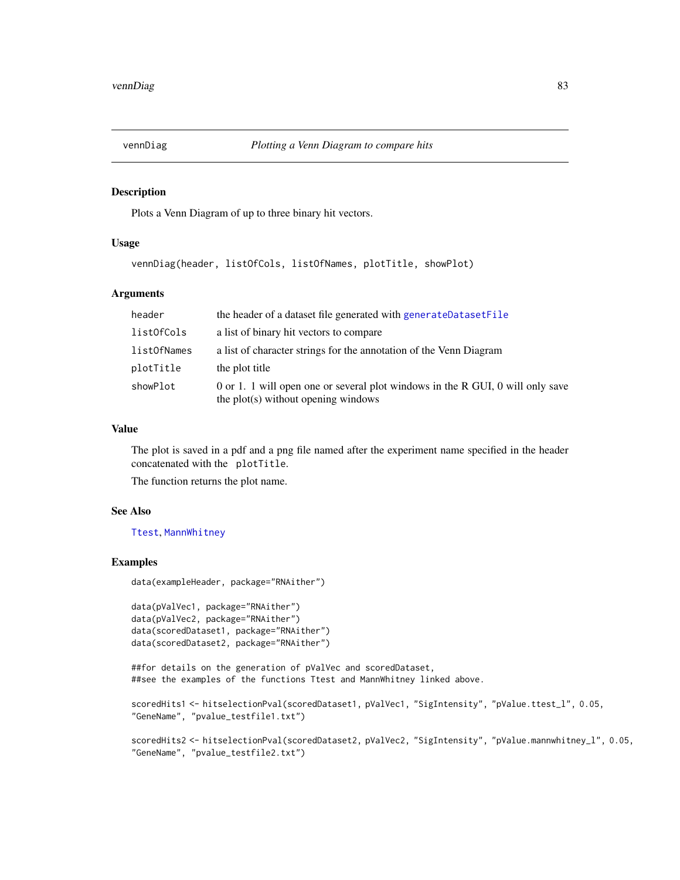vennDiag — *Plotting a Venn Diagram to compare hits*

## Description

Plots a Venn Diagram of up to three binary hit vectors.

## Usage

```
vennDiag(header, listOfCols, listOfNames, plotTitle, showPlot)
```

## Arguments

| | |
|---|---|
| header | the header of a dataset file generated with generateDatasetFile |
| listOfCols | a list of binary hit vectors to compare |
| listOfNames | a list of character strings for the annotation of the Venn Diagram |
| plotTitle | the plot title |
| showPlot | 0 or 1. 1 will open one or several plot windows in the R GUI, 0 will only save the plot(s) without opening windows |

## Value

The plot is saved in a pdf and a png file named after the experiment name specified in the header concatenated with the plotTitle.

The function returns the plot name.

## See Also

Ttest, MannWhitney

## Examples

```
data(exampleHeader, package="RNAither")

data(pValVec1, package="RNAither")
data(pValVec2, package="RNAither")
data(scoredDataset1, package="RNAither")
data(scoredDataset2, package="RNAither")

##for details on the generation of pValVec and scoredDataset,
##see the examples of the functions Ttest and MannWhitney linked above.

scoredHits1 <- hitselectionPval(scoredDataset1, pValVec1, "SigIntensity", "pValue.ttest_l", 0.05,
"GeneName", "pvalue_testfile1.txt")

scoredHits2 <- hitselectionPval(scoredDataset2, pValVec2, "SigIntensity", "pValue.mannwhitney_l", 0.05,
"GeneName", "pvalue_testfile2.txt")
```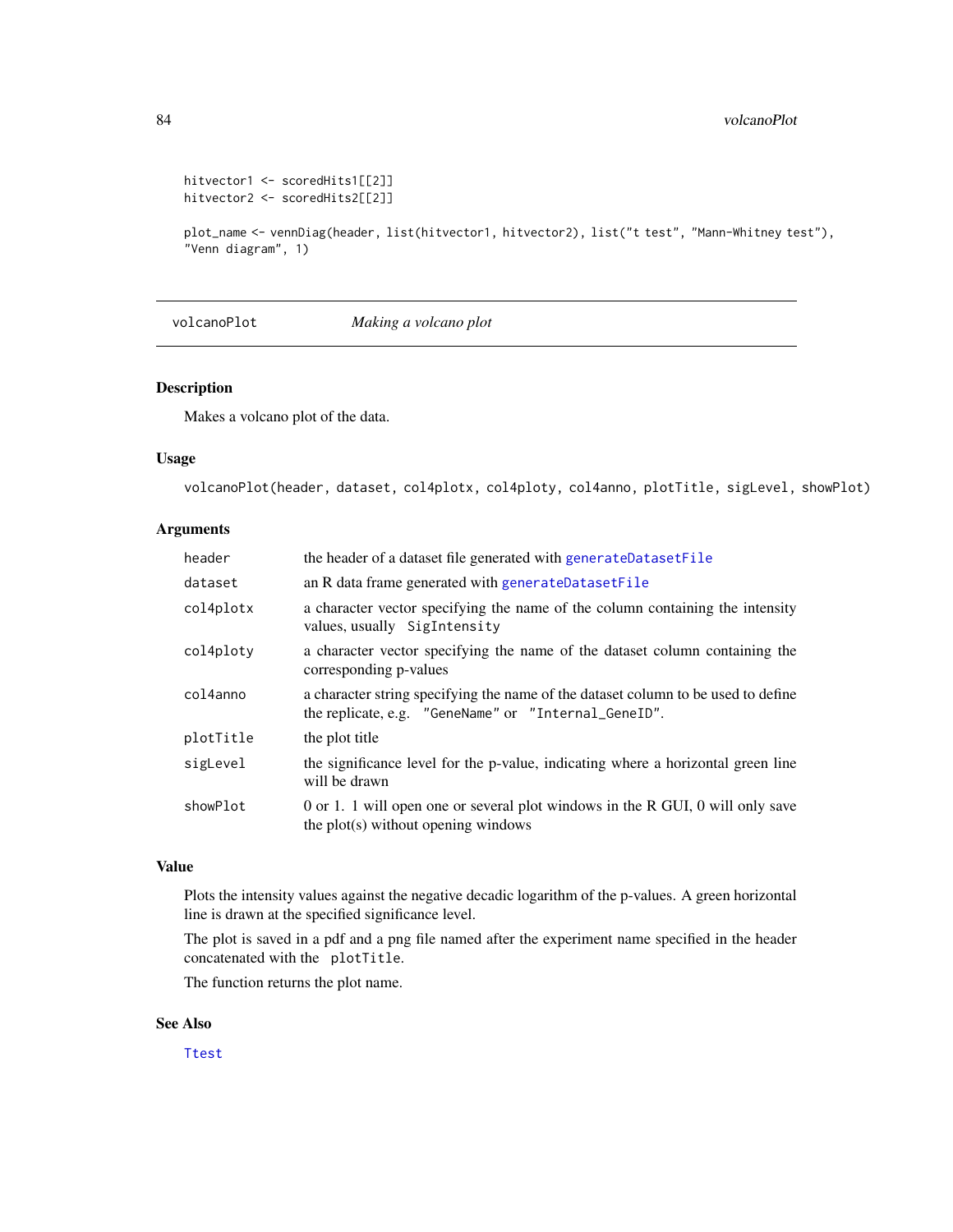```
hitvector1 <- scoredHits1[[2]]
hitvector2 <- scoredHits2[[2]]

plot_name <- vennDiag(header, list(hitvector1, hitvector2), list("t test", "Mann-Whitney test"),
"Venn diagram", 1)
```

## volcanoPlot — *Making a volcano plot*

### Description

Makes a volcano plot of the data.

### Usage

```
volcanoPlot(header, dataset, col4plotx, col4ploty, col4anno, plotTitle, sigLevel, showPlot)
```

### Arguments

| | |
|---|---|
| `header` | the header of a dataset file generated with `generateDatasetFile` |
| `dataset` | an R data frame generated with `generateDatasetFile` |
| `col4plotx` | a character vector specifying the name of the column containing the intensity values, usually `SigIntensity` |
| `col4ploty` | a character vector specifying the name of the dataset column containing the corresponding p-values |
| `col4anno` | a character string specifying the name of the dataset column to be used to define the replicate, e.g. `"GeneName"` or `"Internal_GeneID"`. |
| `plotTitle` | the plot title |
| `sigLevel` | the significance level for the p-value, indicating where a horizontal green line will be drawn |
| `showPlot` | 0 or 1. 1 will open one or several plot windows in the R GUI, 0 will only save the plot(s) without opening windows |

### Value

Plots the intensity values against the negative decadic logarithm of the p-values. A green horizontal line is drawn at the specified significance level.

The plot is saved in a pdf and a png file named after the experiment name specified in the header concatenated with the `plotTitle`.

The function returns the plot name.

### See Also

`Ttest`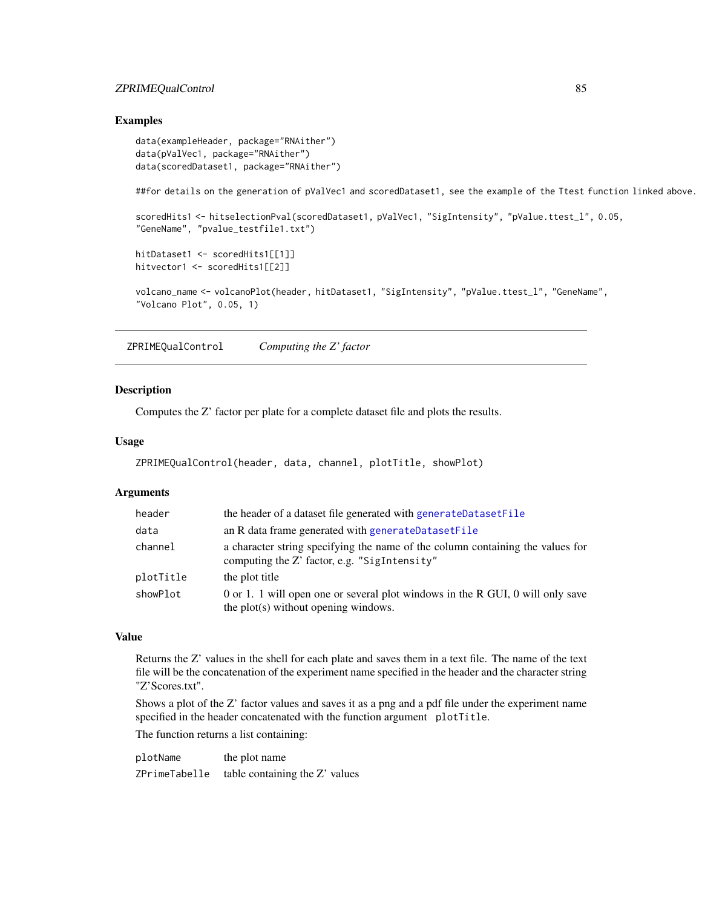### Examples

```
data(exampleHeader, package="RNAither")
data(pValVec1, package="RNAither")
data(scoredDataset1, package="RNAither")

##for details on the generation of pValVec1 and scoredDataset1, see the example of the Ttest function linked above.

scoredHits1 <- hitselectionPval(scoredDataset1, pValVec1, "SigIntensity", "pValue.ttest_l", 0.05,
"GeneName", "pvalue_testfile1.txt")

hitDataset1 <- scoredHits1[[1]]
hitvector1 <- scoredHits1[[2]]

volcano_name <- volcanoPlot(header, hitDataset1, "SigIntensity", "pValue.ttest_l", "GeneName",
"Volcano Plot", 0.05, 1)
```

---

## ZPRIMEQualControl — *Computing the Z' factor*

---

### Description

Computes the Z' factor per plate for a complete dataset file and plots the results.

### Usage

```
ZPRIMEQualControl(header, data, channel, plotTitle, showPlot)
```

### Arguments

| | |
|---|---|
| header | the header of a dataset file generated with generateDatasetFile |
| data | an R data frame generated with generateDatasetFile |
| channel | a character string specifying the name of the column containing the values for computing the Z' factor, e.g. "SigIntensity" |
| plotTitle | the plot title |
| showPlot | 0 or 1. 1 will open one or several plot windows in the R GUI, 0 will only save the plot(s) without opening windows. |

### Value

Returns the Z' values in the shell for each plate and saves them in a text file. The name of the text file will be the concatenation of the experiment name specified in the header and the character string "Z'Scores.txt".

Shows a plot of the Z' factor values and saves it as a png and a pdf file under the experiment name specified in the header concatenated with the function argument `plotTitle`.

The function returns a list containing:

| | |
|---|---|
| plotName | the plot name |
| ZPrimeTabelle | table containing the Z' values |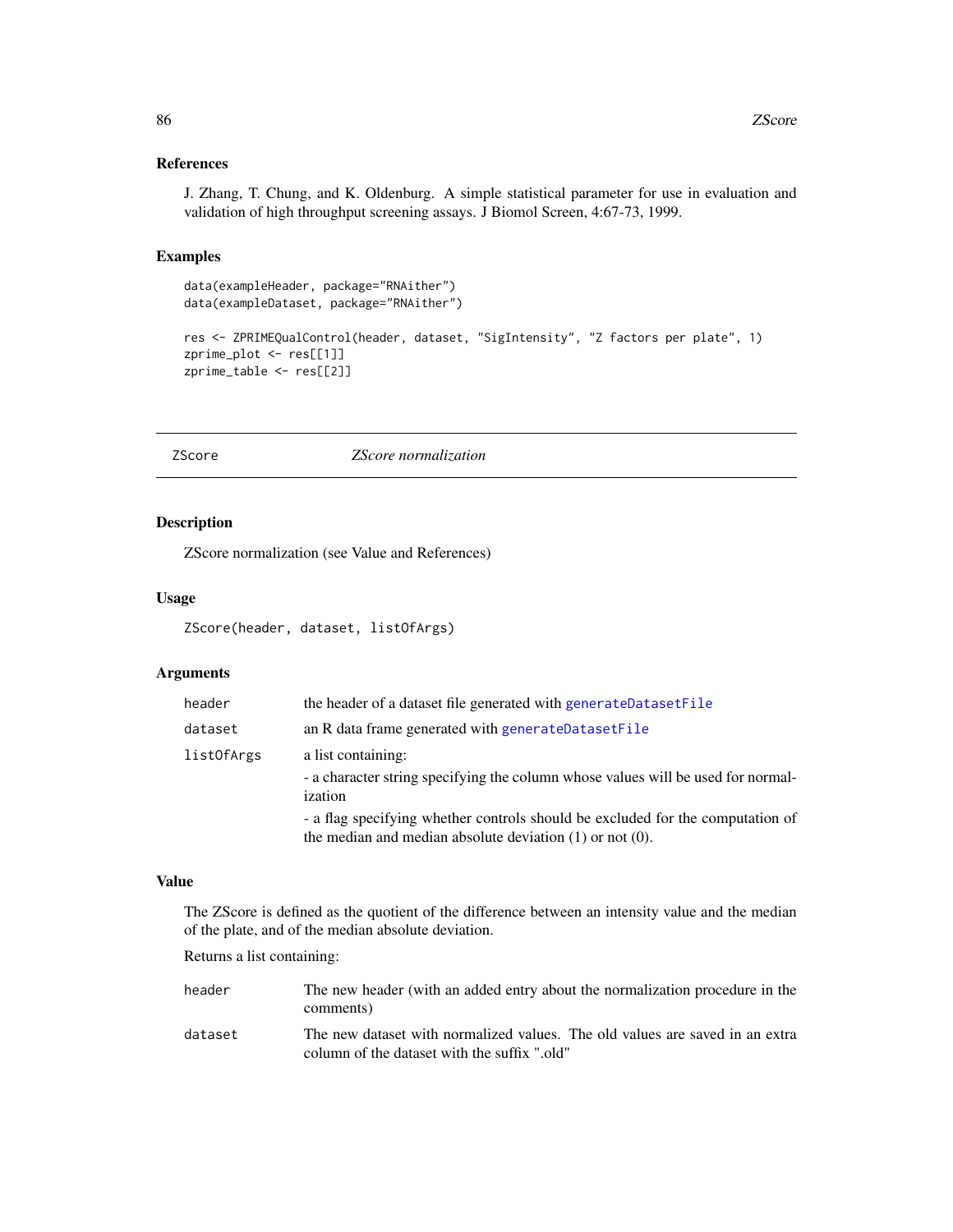## References

J. Zhang, T. Chung, and K. Oldenburg. A simple statistical parameter for use in evaluation and validation of high throughput screening assays. J Biomol Screen, 4:67-73, 1999.

## Examples

```
data(exampleHeader, package="RNAither")
data(exampleDataset, package="RNAither")

res <- ZPRIMEQualControl(header, dataset, "SigIntensity", "Z factors per plate", 1)
zprime_plot <- res[[1]]
zprime_table <- res[[2]]
```

---

# ZScore — *ZScore normalization*

## Description

ZScore normalization (see Value and References)

## Usage

```
ZScore(header, dataset, listOfArgs)
```

## Arguments

| | |
|---|---|
| header | the header of a dataset file generated with generateDatasetFile |
| dataset | an R data frame generated with generateDatasetFile |
| listOfArgs | a list containing:<br>- a character string specifying the column whose values will be used for normalization<br>- a flag specifying whether controls should be excluded for the computation of the median and median absolute deviation (1) or not (0). |

## Value

The ZScore is defined as the quotient of the difference between an intensity value and the median of the plate, and of the median absolute deviation.

Returns a list containing:

| | |
|---|---|
| header | The new header (with an added entry about the normalization procedure in the comments) |
| dataset | The new dataset with normalized values. The old values are saved in an extra column of the dataset with the suffix ".old" |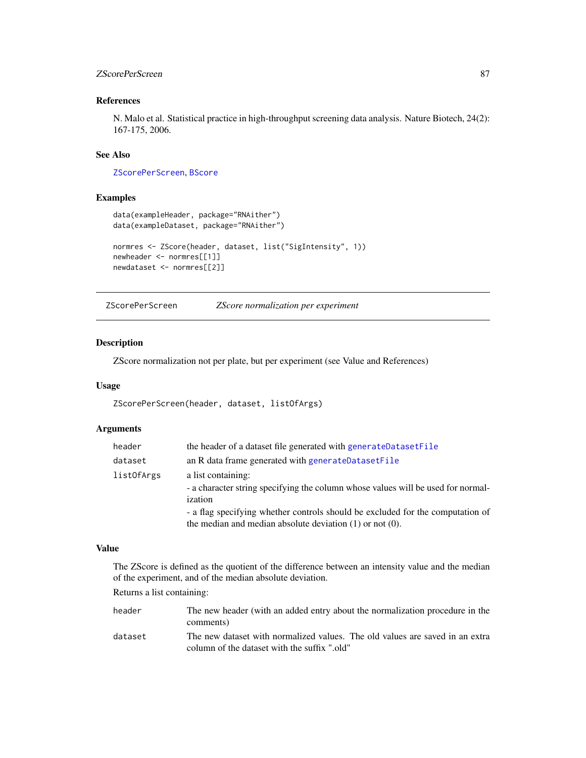### References

N. Malo et al. Statistical practice in high-throughput screening data analysis. Nature Biotech, 24(2): 167-175, 2006.

### See Also

ZScorePerScreen, BScore

### Examples

```
data(exampleHeader, package="RNAither")
data(exampleDataset, package="RNAither")

normres <- ZScore(header, dataset, list("SigIntensity", 1))
newheader <- normres[[1]]
newdataset <- normres[[2]]
```

---

## ZScorePerScreen — *ZScore normalization per experiment*

### Description

ZScore normalization not per plate, but per experiment (see Value and References)

### Usage

```
ZScorePerScreen(header, dataset, listOfArgs)
```

### Arguments

| | |
|---|---|
| header | the header of a dataset file generated with generateDatasetFile |
| dataset | an R data frame generated with generateDatasetFile |
| listOfArgs | a list containing:<br>- a character string specifying the column whose values will be used for normalization<br>- a flag specifying whether controls should be excluded for the computation of the median and median absolute deviation (1) or not (0). |

### Value

The ZScore is defined as the quotient of the difference between an intensity value and the median of the experiment, and of the median absolute deviation.

Returns a list containing:

| | |
|---|---|
| header | The new header (with an added entry about the normalization procedure in the comments) |
| dataset | The new dataset with normalized values. The old values are saved in an extra column of the dataset with the suffix ".old" |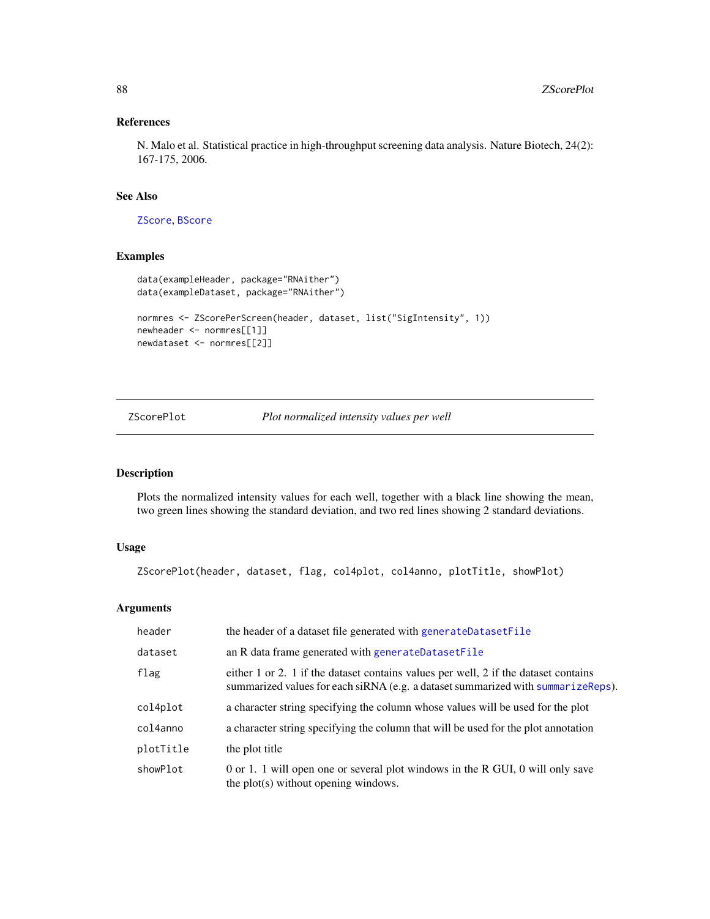### References

N. Malo et al. Statistical practice in high-throughput screening data analysis. Nature Biotech, 24(2): 167-175, 2006.

### See Also

ZScore, BScore

### Examples

```
data(exampleHeader, package="RNAither")
data(exampleDataset, package="RNAither")

normres <- ZScorePerScreen(header, dataset, list("SigIntensity", 1))
newheader <- normres[[1]]
newdataset <- normres[[2]]
```

---

## ZScorePlot — *Plot normalized intensity values per well*

### Description

Plots the normalized intensity values for each well, together with a black line showing the mean, two green lines showing the standard deviation, and two red lines showing 2 standard deviations.

### Usage

```
ZScorePlot(header, dataset, flag, col4plot, col4anno, plotTitle, showPlot)
```

### Arguments

| | |
|---|---|
| header | the header of a dataset file generated with generateDatasetFile |
| dataset | an R data frame generated with generateDatasetFile |
| flag | either 1 or 2. 1 if the dataset contains values per well, 2 if the dataset contains summarized values for each siRNA (e.g. a dataset summarized with summarizeReps). |
| col4plot | a character string specifying the column whose values will be used for the plot |
| col4anno | a character string specifying the column that will be used for the plot annotation |
| plotTitle | the plot title |
| showPlot | 0 or 1. 1 will open one or several plot windows in the R GUI, 0 will only save the plot(s) without opening windows. |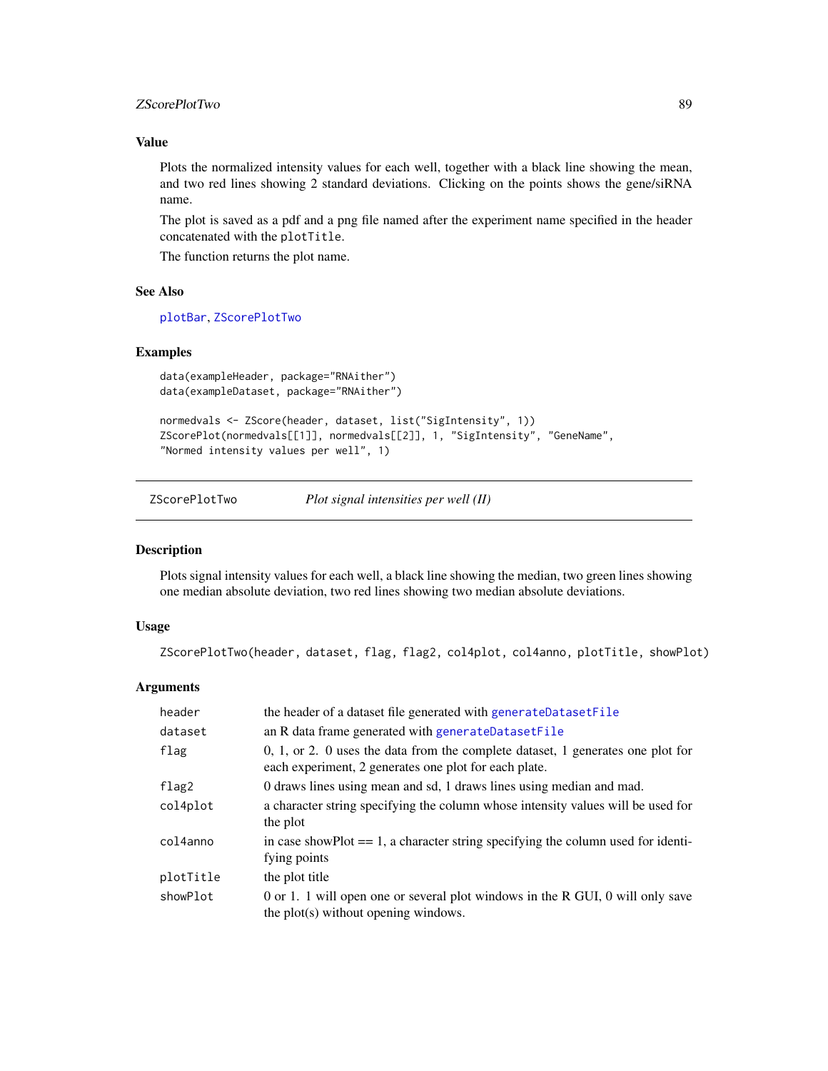### Value

Plots the normalized intensity values for each well, together with a black line showing the mean, and two red lines showing 2 standard deviations. Clicking on the points shows the gene/siRNA name.

The plot is saved as a pdf and a png file named after the experiment name specified in the header concatenated with the `plotTitle`.

The function returns the plot name.

### See Also

`plotBar`, `ZScorePlotTwo`

### Examples

```
data(exampleHeader, package="RNAither")
data(exampleDataset, package="RNAither")

normedvals <- ZScore(header, dataset, list("SigIntensity", 1))
ZScorePlot(normedvals[[1]], normedvals[[2]], 1, "SigIntensity", "GeneName",
"Normed intensity values per well", 1)
```

---

## ZScorePlotTwo — *Plot signal intensities per well (II)*

### Description

Plots signal intensity values for each well, a black line showing the median, two green lines showing one median absolute deviation, two red lines showing two median absolute deviations.

### Usage

```
ZScorePlotTwo(header, dataset, flag, flag2, col4plot, col4anno, plotTitle, showPlot)
```

### Arguments

| | |
|---|---|
| `header` | the header of a dataset file generated with `generateDatasetFile` |
| `dataset` | an R data frame generated with `generateDatasetFile` |
| `flag` | 0, 1, or 2. 0 uses the data from the complete dataset, 1 generates one plot for each experiment, 2 generates one plot for each plate. |
| `flag2` | 0 draws lines using mean and sd, 1 draws lines using median and mad. |
| `col4plot` | a character string specifying the column whose intensity values will be used for the plot |
| `col4anno` | in case showPlot == 1, a character string specifying the column used for identifying points |
| `plotTitle` | the plot title |
| `showPlot` | 0 or 1. 1 will open one or several plot windows in the R GUI, 0 will only save the plot(s) without opening windows. |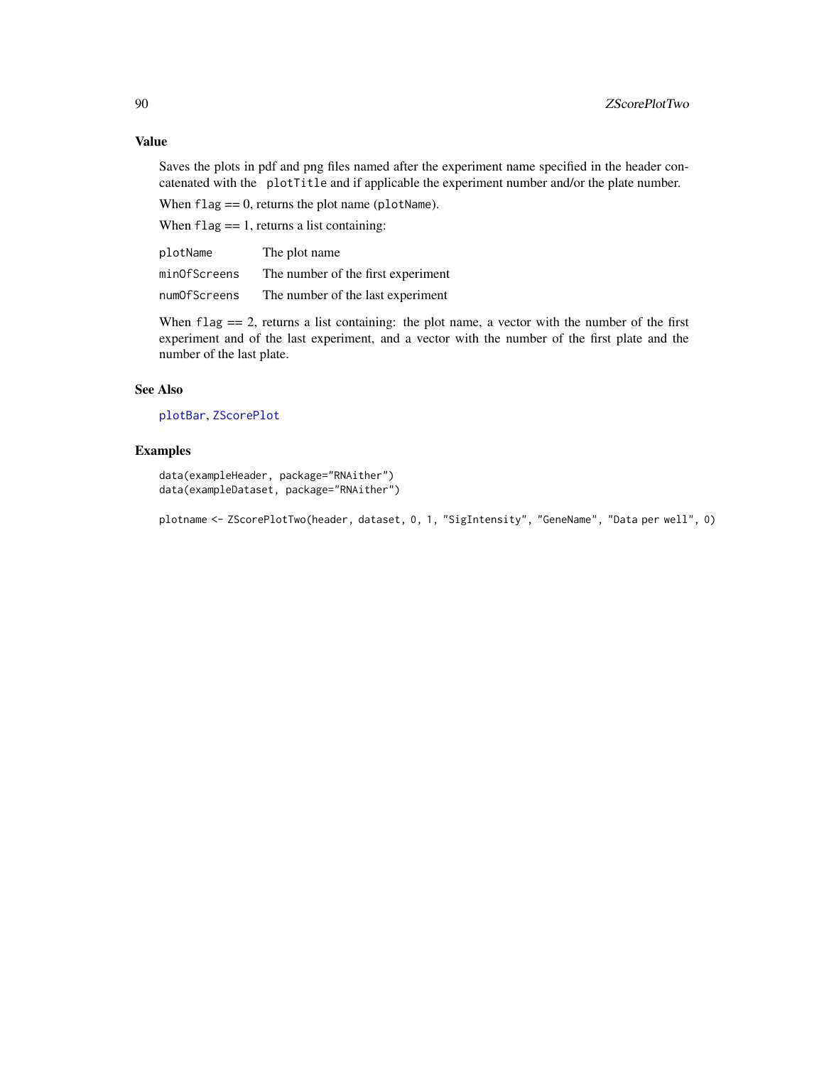## Value

Saves the plots in pdf and png files named after the experiment name specified in the header concatenated with the `plotTitle` and if applicable the experiment number and/or the plate number.

When `flag` == 0, returns the plot name (`plotName`).

When `flag` == 1, returns a list containing:

| | |
|---|---|
| `plotName` | The plot name |
| `minOfScreens` | The number of the first experiment |
| `numOfScreens` | The number of the last experiment |

When `flag` == 2, returns a list containing: the plot name, a vector with the number of the first experiment and of the last experiment, and a vector with the number of the first plate and the number of the last plate.

## See Also

`plotBar`, `ZScorePlot`

## Examples

```
data(exampleHeader, package="RNAither")
data(exampleDataset, package="RNAither")

plotname <- ZScorePlotTwo(header, dataset, 0, 1, "SigIntensity", "GeneName", "Data per well", 0)
```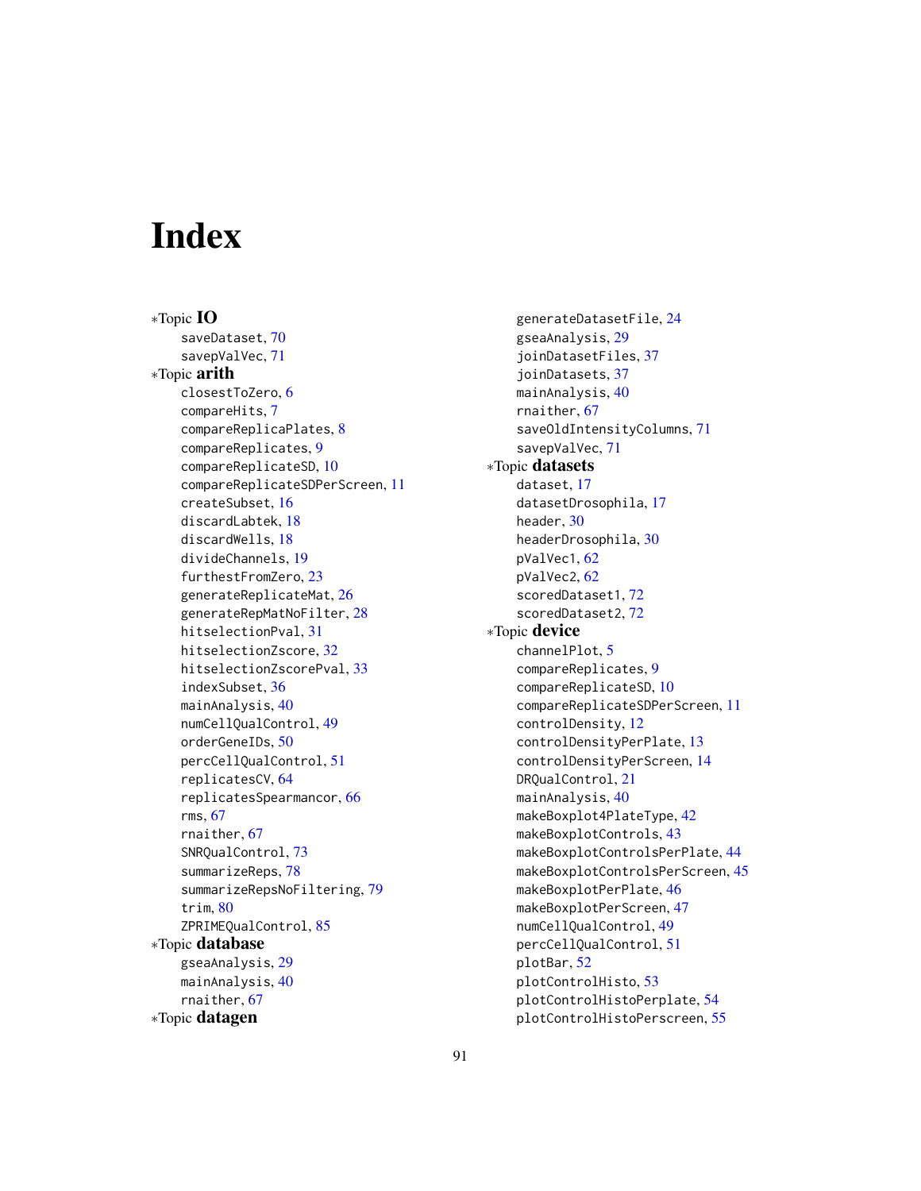# Index

*Topic **IO**
- saveDataset, 70
- savepValVec, 71

*Topic **arith**
- closestToZero, 6
- compareHits, 7
- compareReplicaPlates, 8
- compareReplicates, 9
- compareReplicateSD, 10
- compareReplicateSDPerScreen, 11
- createSubset, 16
- discardLabtek, 18
- discardWells, 18
- divideChannels, 19
- furthestFromZero, 23
- generateReplicateMat, 26
- generateRepMatNoFilter, 28
- hitselectionPval, 31
- hitselectionZscore, 32
- hitselectionZscorePval, 33
- indexSubset, 36
- mainAnalysis, 40
- numCellQualControl, 49
- orderGeneIDs, 50
- percCellQualControl, 51
- replicatesCV, 64
- replicatesSpearmancor, 66
- rms, 67
- rnaither, 67
- SNRQualControl, 73
- summarizeReps, 78
- summarizeRepsNoFiltering, 79
- trim, 80
- ZPRIMEQualControl, 85

*Topic **database**
- gseaAnalysis, 29
- mainAnalysis, 40
- rnaither, 67

*Topic **datagen**
- generateDatasetFile, 24
- gseaAnalysis, 29
- joinDatasetFiles, 37
- joinDatasets, 37
- mainAnalysis, 40
- rnaither, 67
- saveOldIntensityColumns, 71
- savepValVec, 71

*Topic **datasets**
- dataset, 17
- datasetDrosophila, 17
- header, 30
- headerDrosophila, 30
- pValVec1, 62
- pValVec2, 62
- scoredDataset1, 72
- scoredDataset2, 72

*Topic **device**
- channelPlot, 5
- compareReplicates, 9
- compareReplicateSD, 10
- compareReplicateSDPerScreen, 11
- controlDensity, 12
- controlDensityPerPlate, 13
- controlDensityPerScreen, 14
- DRQualControl, 21
- mainAnalysis, 40
- makeBoxplot4PlateType, 42
- makeBoxplotControls, 43
- makeBoxplotControlsPerPlate, 44
- makeBoxplotControlsPerScreen, 45
- makeBoxplotPerPlate, 46
- makeBoxplotPerScreen, 47
- numCellQualControl, 49
- percCellQualControl, 51
- plotBar, 52
- plotControlHisto, 53
- plotControlHistoPerplate, 54
- plotControlHistoPerscreen, 55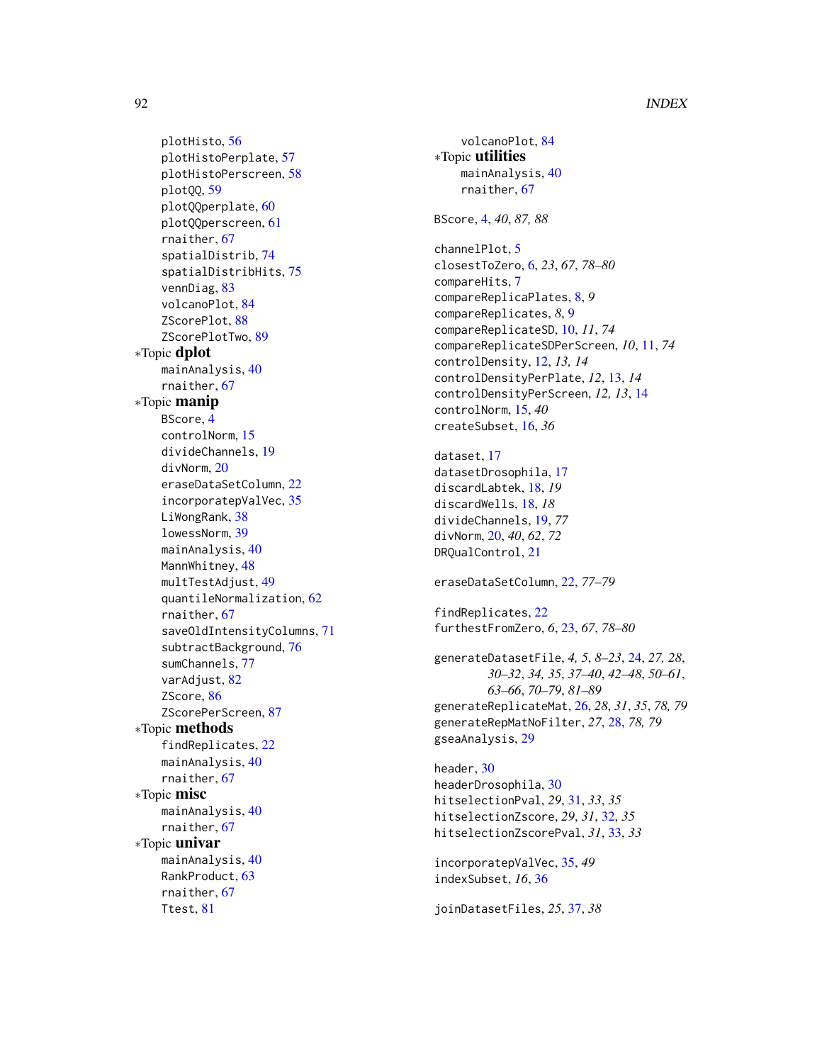plotHisto, 56
plotHistoPerplate, 57
plotHistoPerscreen, 58
plotQQ, 59
plotQQperplate, 60
plotQQperscreen, 61
rnaither, 67
spatialDistrib, 74
spatialDistribHits, 75
vennDiag, 83
volcanoPlot, 84
ZScorePlot, 88
ZScorePlotTwo, 89

∗Topic **dplot**
mainAnalysis, 40
rnaither, 67

∗Topic **manip**
BScore, 4
controlNorm, 15
divideChannels, 19
divNorm, 20
eraseDataSetColumn, 22
incorporatepValVec, 35
LiWongRank, 38
lowessNorm, 39
mainAnalysis, 40
MannWhitney, 48
multTestAdjust, 49
quantileNormalization, 62
rnaither, 67
saveOldIntensityColumns, 71
subtractBackground, 76
sumChannels, 77
varAdjust, 82
ZScore, 86
ZScorePerScreen, 87

∗Topic **methods**
findReplicates, 22
mainAnalysis, 40
rnaither, 67

∗Topic **misc**
mainAnalysis, 40
rnaither, 67

∗Topic **univar**
mainAnalysis, 40
RankProduct, 63
rnaither, 67
Ttest, 81
volcanoPlot, 84

∗Topic **utilities**
mainAnalysis, 40
rnaither, 67

BScore, 4, *40*, *87, 88*

channelPlot, 5
closestToZero, 6, *23*, *67*, *78–80*
compareHits, 7
compareReplicaPlates, 8, *9*
compareReplicates, *8*, 9
compareReplicateSD, 10, *11*, *74*
compareReplicateSDPerScreen, *10*, 11, *74*
controlDensity, 12, *13, 14*
controlDensityPerPlate, *12*, 13, *14*
controlDensityPerScreen, *12, 13*, 14
controlNorm, 15, *40*
createSubset, 16, *36*

dataset, 17
datasetDrosophila, 17
discardLabtek, 18, *19*
discardWells, 18, *18*
divideChannels, 19, *77*
divNorm, 20, *40*, *62*, *72*
DRQualControl, 21

eraseDataSetColumn, 22, *77–79*

findReplicates, 22
furthestFromZero, *6*, 23, *67*, *78–80*

generateDatasetFile, *4, 5*, *8–23*, 24, *27, 28*, *30–32*, *34, 35*, *37–40*, *42–48*, *50–61*, *63–66*, *70–79*, *81–89*
generateReplicateMat, 26, *28*, *31*, *35*, *78, 79*
generateRepMatNoFilter, *27*, 28, *78, 79*
gseaAnalysis, 29

header, 30
headerDrosophila, 30
hitselectionPval, *29*, 31, *33*, *35*
hitselectionZscore, *29*, *31*, 32, *35*
hitselectionZscorePval, *31*, 33, *33*

incorporatepValVec, 35, *49*
indexSubset, *16*, 36

joinDatasetFiles, *25*, 37, *38*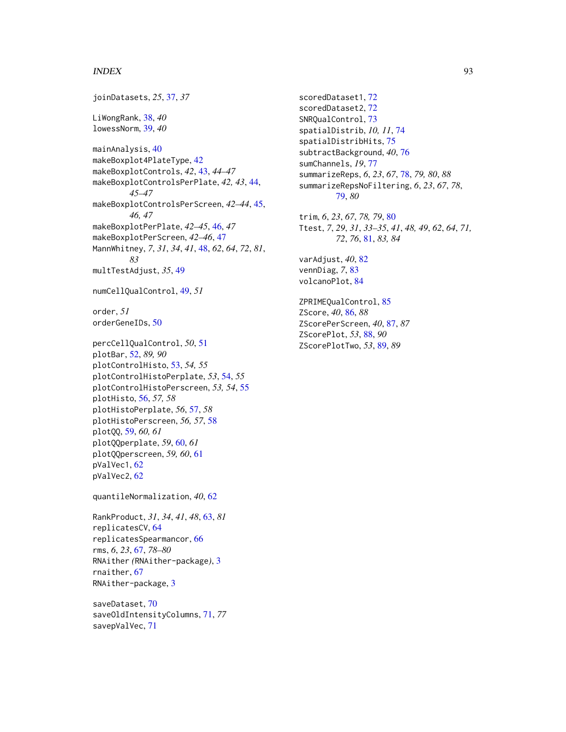joinDatasets, *25*, 37, *37*

LiWongRank, 38, *40*
lowessNorm, 39, *40*

mainAnalysis, 40
makeBoxplot4PlateType, 42
makeBoxplotControls, *42*, 43, *44–47*
makeBoxplotControlsPerPlate, *42, 43*, 44, *45–47*
makeBoxplotControlsPerScreen, *42–44*, 45, *46, 47*
makeBoxplotPerPlate, *42–45*, 46, *47*
makeBoxplotPerScreen, *42–46*, 47
MannWhitney, *7*, *31*, *34*, *41*, 48, *62*, *64*, *72*, *81*, *83*
multTestAdjust, *35*, 49

numCellQualControl, 49, *51*

order, *51*
orderGeneIDs, 50

percCellQualControl, *50*, 51
plotBar, 52, *89, 90*
plotControlHisto, 53, *54, 55*
plotControlHistoPerplate, *53*, 54, *55*
plotControlHistoPerscreen, *53, 54*, 55
plotHisto, 56, *57, 58*
plotHistoPerplate, *56*, 57, *58*
plotHistoPerscreen, *56, 57*, 58
plotQQ, 59, *60, 61*
plotQQperplate, *59*, 60, *61*
plotQQperscreen, *59, 60*, 61
pValVec1, 62
pValVec2, 62

quantileNormalization, *40*, 62

RankProduct, *31*, *34*, *41*, *48*, 63, *81*
replicatesCV, 64
replicatesSpearmancor, 66
rms, *6*, *23*, 67, *78–80*
RNAither *(*RNAither-package*)*, 3
rnaither, 67
RNAither-package, 3

saveDataset, 70
saveOldIntensityColumns, 71, *77*
savepValVec, 71
scoredDataset1, 72
scoredDataset2, 72
SNRQualControl, 73
spatialDistrib, *10, 11*, 74
spatialDistribHits, 75
subtractBackground, *40*, 76
sumChannels, *19*, 77
summarizeReps, *6*, *23*, *67*, 78, *79, 80*, *88*
summarizeRepsNoFiltering, *6*, *23*, *67*, *78*, 79, *80*

trim, *6*, *23*, *67*, *78, 79*, 80
Ttest, *7*, *29*, *31*, *33–35*, *41*, *48, 49*, *62*, *64*, *71, 72*, *76*, 81, *83, 84*

varAdjust, *40*, 82
vennDiag, *7*, 83
volcanoPlot, 84

ZPRIMEQualControl, 85
ZScore, *40*, 86, *88*
ZScorePerScreen, *40*, 87, *87*
ZScorePlot, *53*, 88, *90*
ZScorePlotTwo, *53*, 89, *89*